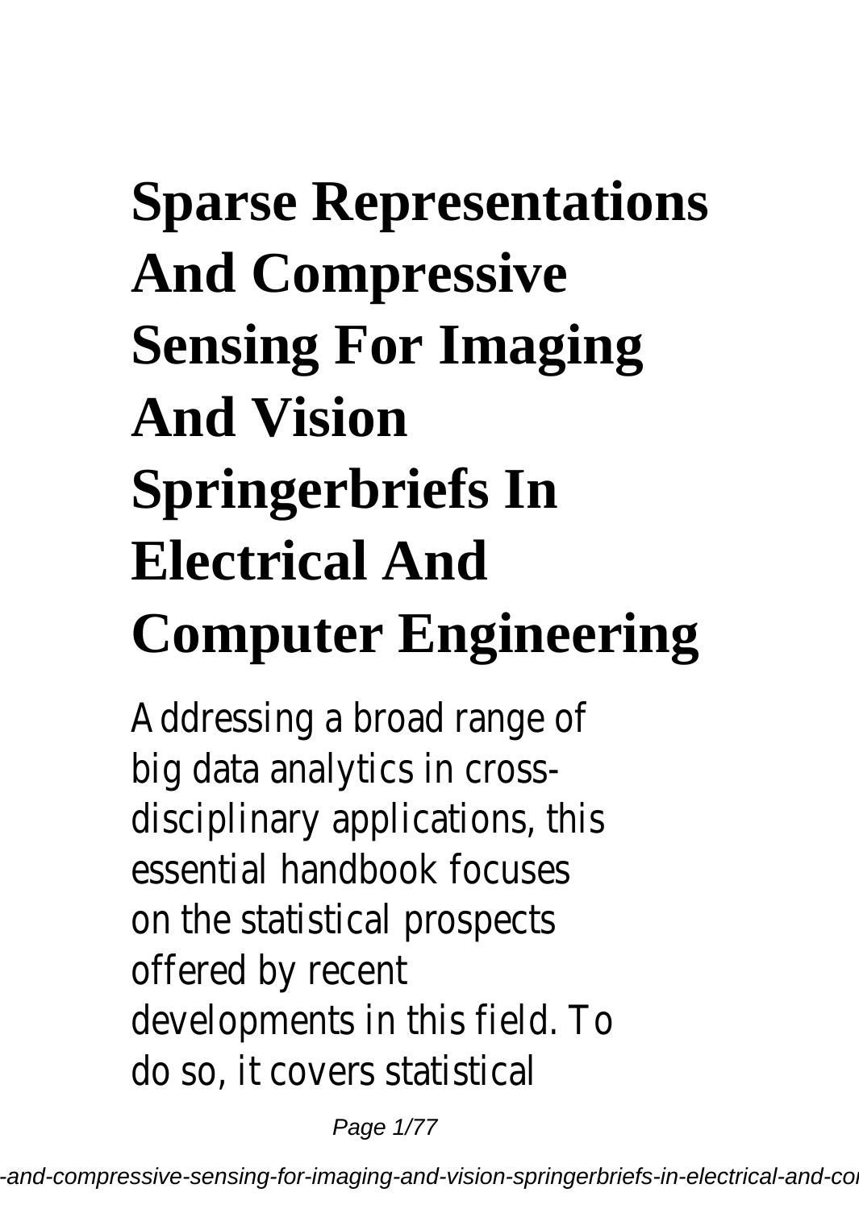# Sparse Representations And Compressive Sensing For Imaging And Vision Springerbriefs In Electrical And Computer Engineering

Addressing a broad range of big data analytics in cross-disciplinary applications, this essential handbook focuses on the statistical prospects offered by recent developments in this field. To do so, it covers statistical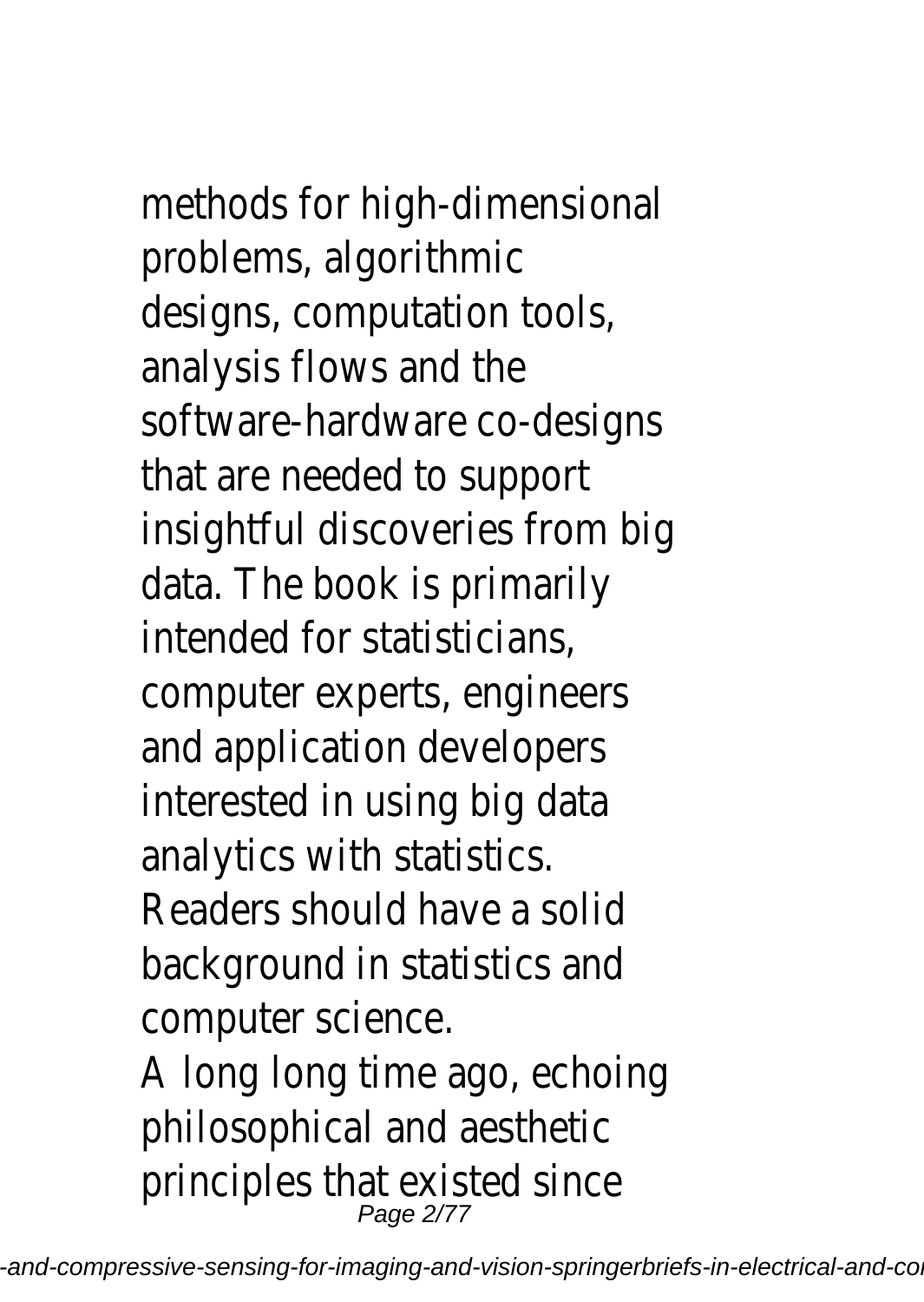methods for high-dimensional problems, algorithmic designs, computation tools, analysis flows and the software-hardware co-designs that are needed to support insightful discoveries from big data. The book is primarily intended for statisticians, computer experts, engineers and application developers interested in using big data analytics with statistics. Readers should have a solid background in statistics and computer science.

A long long time ago, echoing philosophical and aesthetic principles that existed since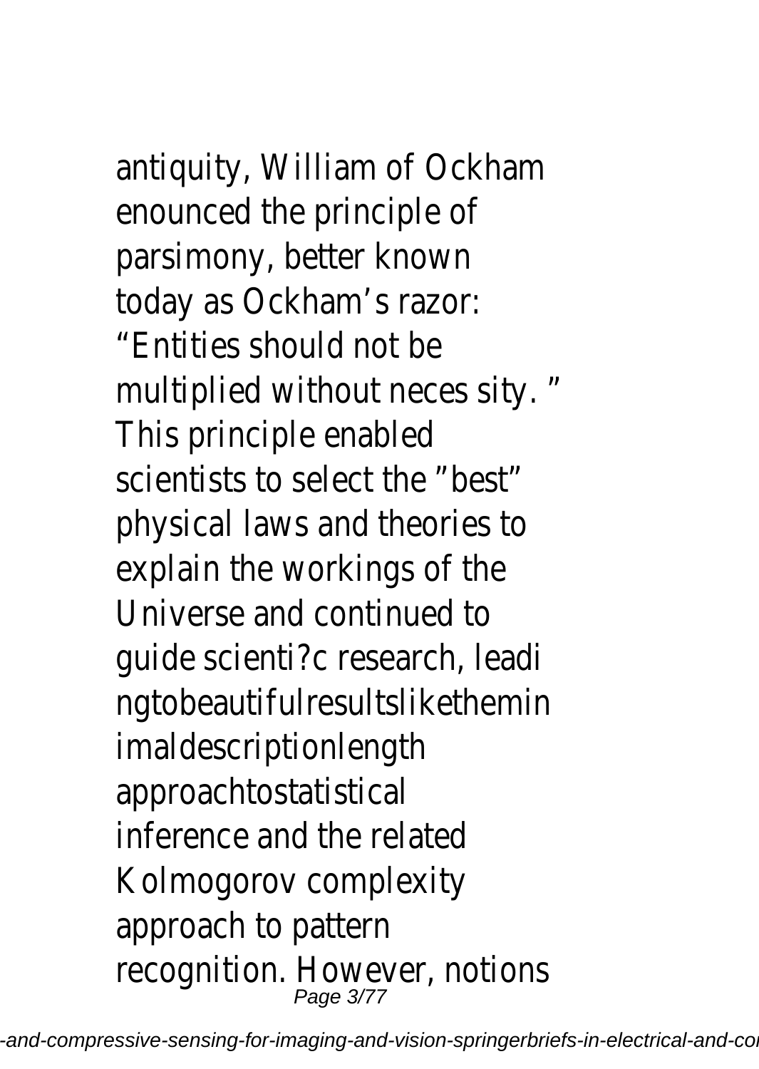antiquity, William of Ockham enounced the principle of parsimony, better known today as Ockham's razor: "Entities should not be multiplied without neces sity. " This principle enabled scientists to select the "best" physical laws and theories to explain the workings of the Universe and continued to guide scienti?c research, leadi ngtobeautifulresultslikethemin imaldescriptionlength approachtostatistical inference and the related Kolmogorov complexity approach to pattern recognition. However, notions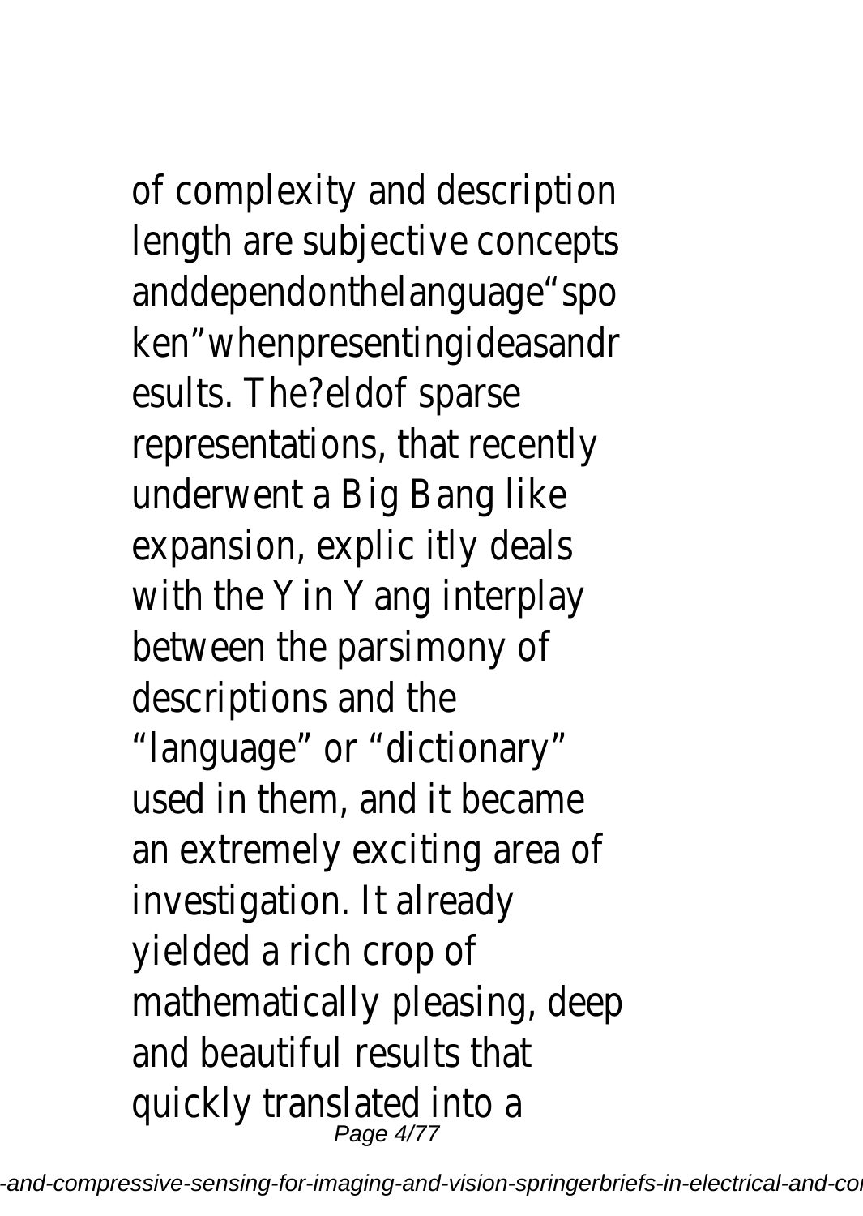of complexity and description length are subjective concepts anddependonthelanguage“spoken”whenpresentingideasandresults. The?eldof sparse representations, that recently underwent a Big Bang like expansion, explic itly deals with the Yin Yang interplay between the parsimony of descriptions and the “language” or “dictionary” used in them, and it became an extremely exciting area of investigation. It already yielded a rich crop of mathematically pleasing, deep and beautiful results that quickly translated into a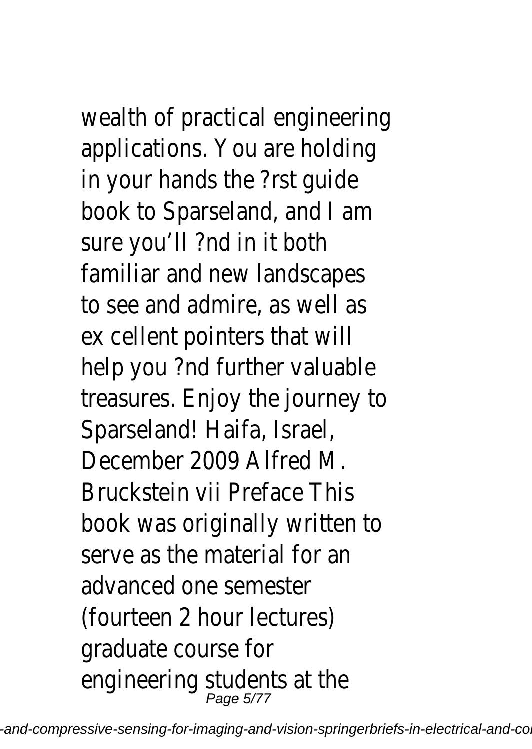wealth of practical engineering applications. You are holding in your hands the ?rst guide book to Sparseland, and I am sure you'll ?nd in it both familiar and new landscapes to see and admire, as well as ex cellent pointers that will help you ?nd further valuable treasures. Enjoy the journey to Sparseland! Haifa, Israel, December 2009 Alfred M. Bruckstein vii Preface This book was originally written to serve as the material for an advanced one semester (fourteen 2 hour lectures) graduate course for engineering students at the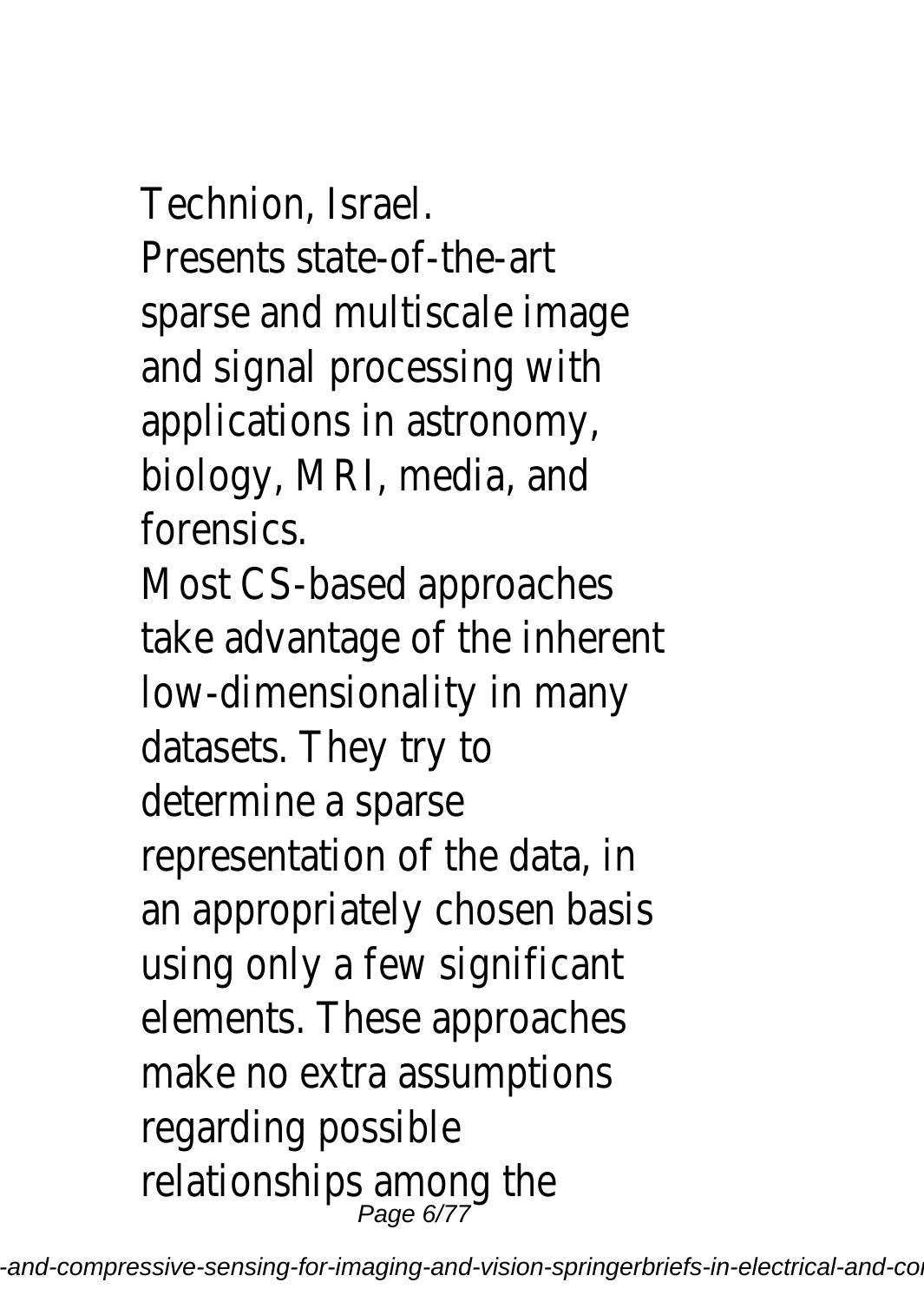Technion, Israel.
Presents state-of-the-art sparse and multiscale image and signal processing with applications in astronomy, biology, MRI, media, and forensics.
Most CS-based approaches take advantage of the inherent low-dimensionality in many datasets. They try to determine a sparse representation of the data, in an appropriately chosen basis using only a few significant elements. These approaches make no extra assumptions regarding possible relationships among the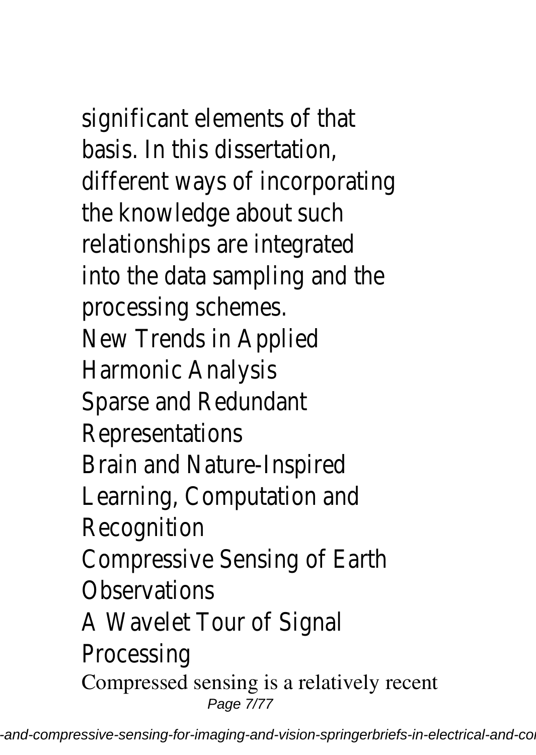significant elements of that basis. In this dissertation, different ways of incorporating the knowledge about such relationships are integrated into the data sampling and the processing schemes.

New Trends in Applied Harmonic Analysis

Sparse and Redundant Representations

Brain and Nature-Inspired Learning, Computation and Recognition

Compressive Sensing of Earth Observations

A Wavelet Tour of Signal Processing

Compressed sensing is a relatively recent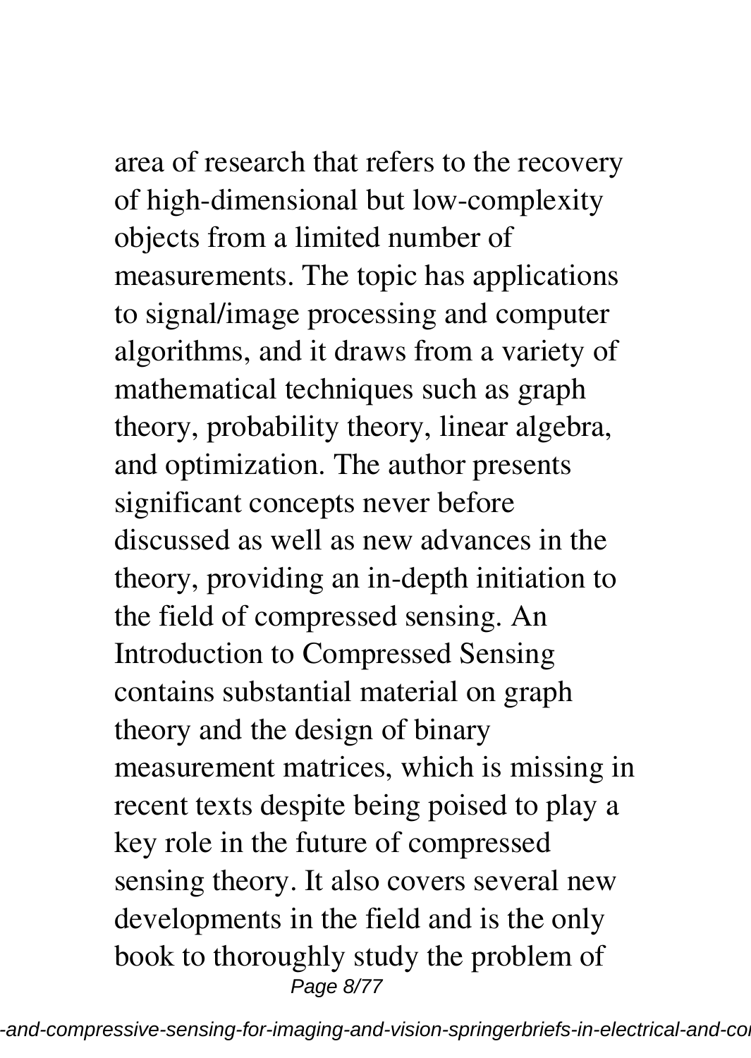area of research that refers to the recovery of high-dimensional but low-complexity objects from a limited number of measurements. The topic has applications to signal/image processing and computer algorithms, and it draws from a variety of mathematical techniques such as graph theory, probability theory, linear algebra, and optimization. The author presents significant concepts never before discussed as well as new advances in the theory, providing an in-depth initiation to the field of compressed sensing. An Introduction to Compressed Sensing contains substantial material on graph theory and the design of binary measurement matrices, which is missing in recent texts despite being poised to play a key role in the future of compressed sensing theory. It also covers several new developments in the field and is the only book to thoroughly study the problem of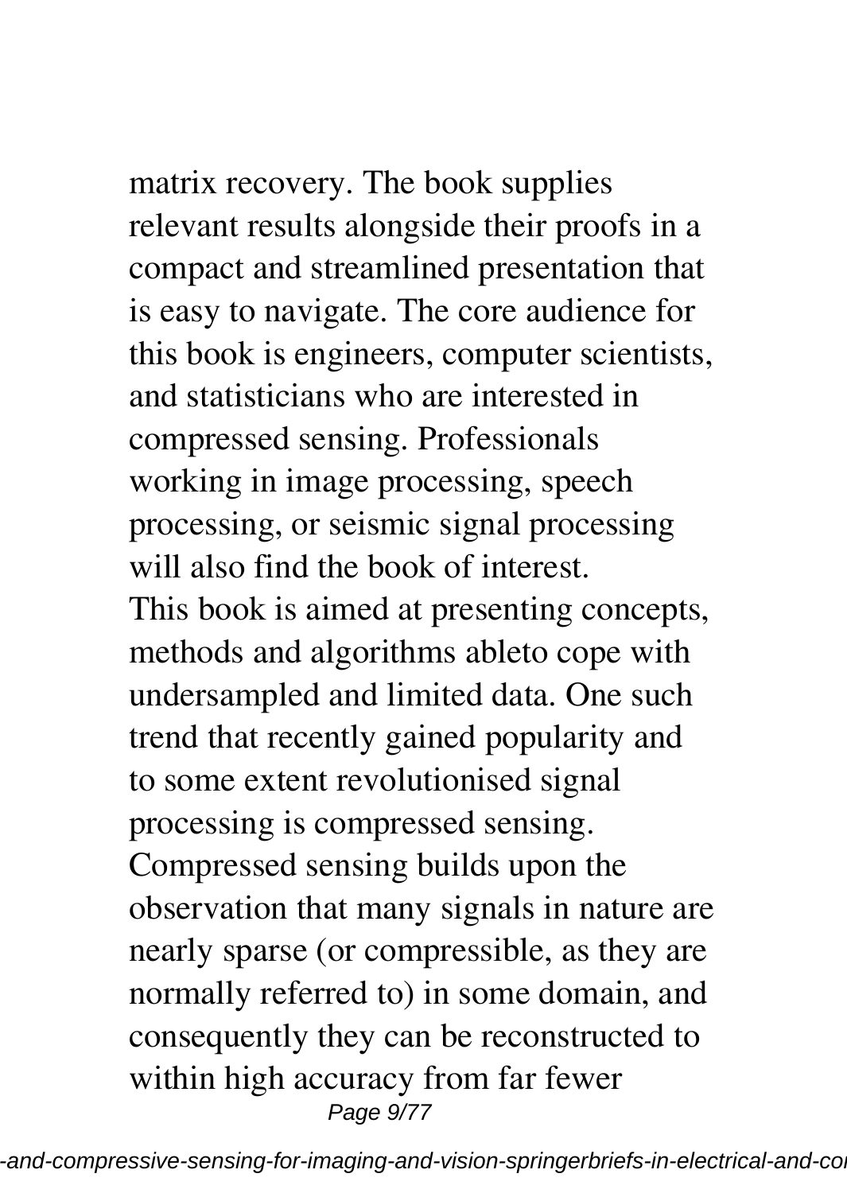matrix recovery. The book supplies relevant results alongside their proofs in a compact and streamlined presentation that is easy to navigate. The core audience for this book is engineers, computer scientists, and statisticians who are interested in compressed sensing. Professionals working in image processing, speech processing, or seismic signal processing will also find the book of interest.

This book is aimed at presenting concepts, methods and algorithms ableto cope with undersampled and limited data. One such trend that recently gained popularity and to some extent revolutionised signal processing is compressed sensing. Compressed sensing builds upon the observation that many signals in nature are nearly sparse (or compressible, as they are normally referred to) in some domain, and consequently they can be reconstructed to within high accuracy from far fewer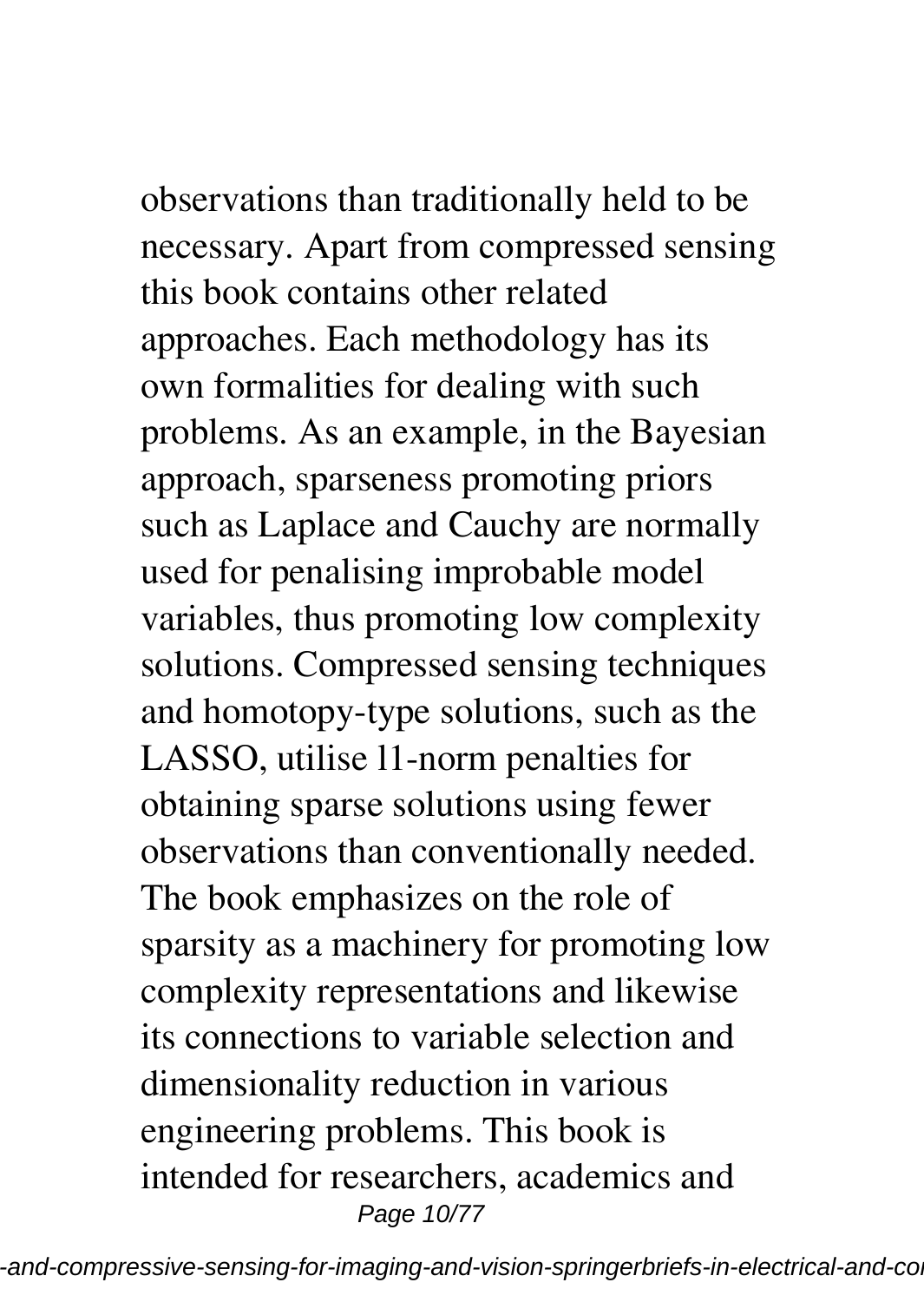observations than traditionally held to be necessary. Apart from compressed sensing this book contains other related approaches. Each methodology has its own formalities for dealing with such problems. As an example, in the Bayesian approach, sparseness promoting priors such as Laplace and Cauchy are normally used for penalising improbable model variables, thus promoting low complexity solutions. Compressed sensing techniques and homotopy-type solutions, such as the LASSO, utilise l1-norm penalties for obtaining sparse solutions using fewer observations than conventionally needed. The book emphasizes on the role of sparsity as a machinery for promoting low complexity representations and likewise its connections to variable selection and dimensionality reduction in various engineering problems. This book is intended for researchers, academics and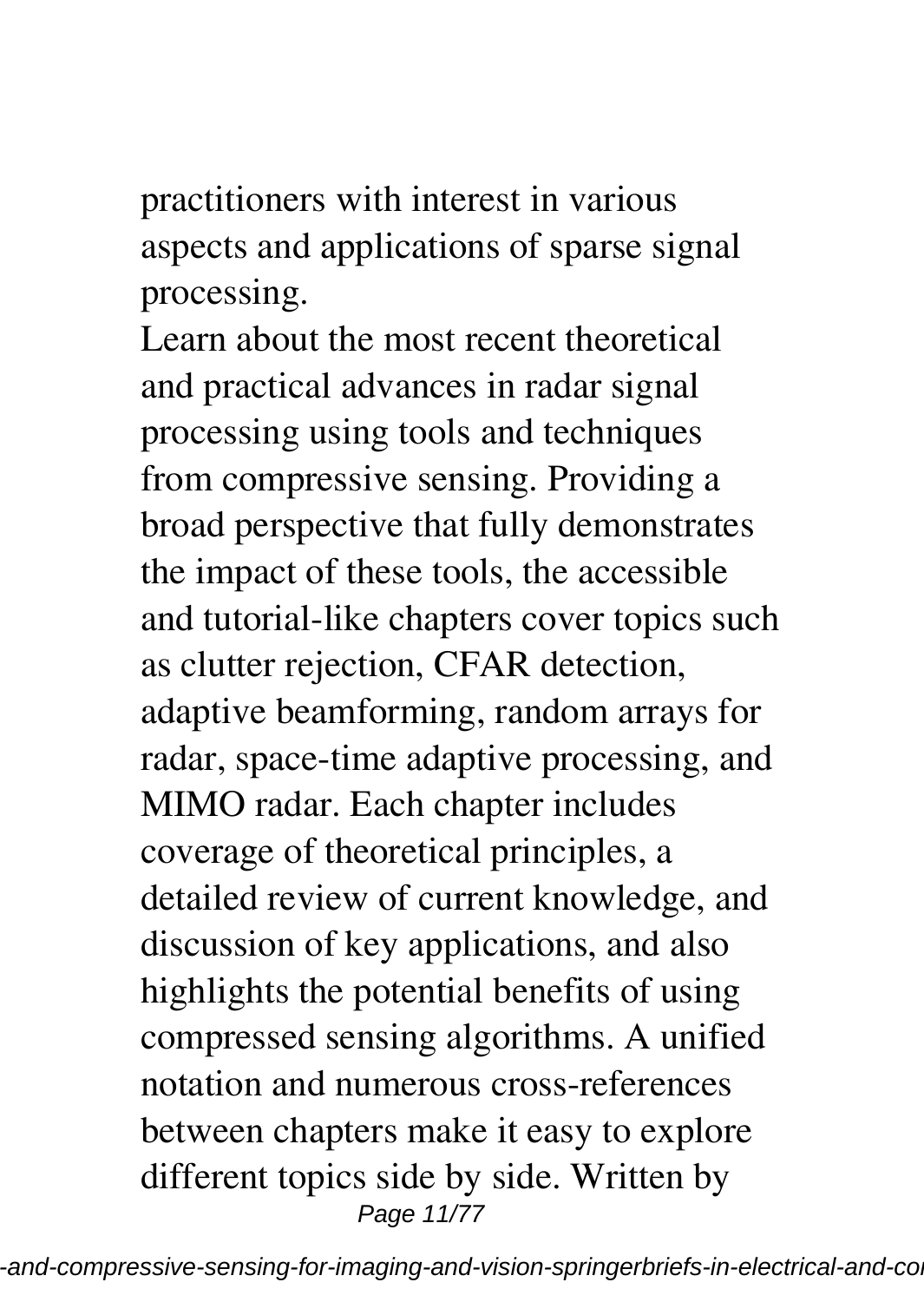practitioners with interest in various aspects and applications of sparse signal processing.

Learn about the most recent theoretical and practical advances in radar signal processing using tools and techniques from compressive sensing. Providing a broad perspective that fully demonstrates the impact of these tools, the accessible and tutorial-like chapters cover topics such as clutter rejection, CFAR detection, adaptive beamforming, random arrays for radar, space-time adaptive processing, and MIMO radar. Each chapter includes coverage of theoretical principles, a detailed review of current knowledge, and discussion of key applications, and also highlights the potential benefits of using compressed sensing algorithms. A unified notation and numerous cross-references between chapters make it easy to explore different topics side by side. Written by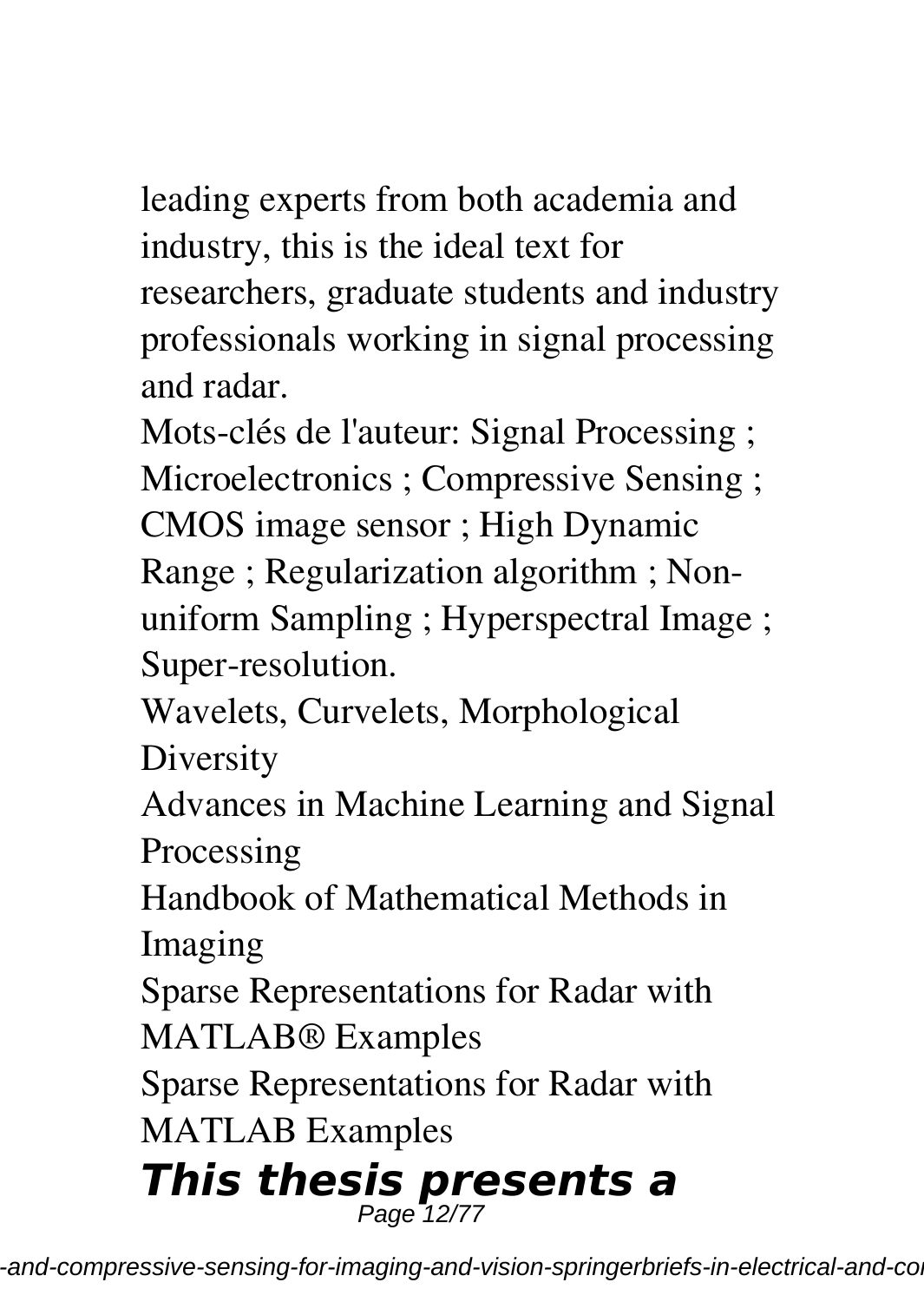leading experts from both academia and industry, this is the ideal text for researchers, graduate students and industry professionals working in signal processing and radar.

Mots-clés de l'auteur: Signal Processing ; Microelectronics ; Compressive Sensing ; CMOS image sensor ; High Dynamic Range ; Regularization algorithm ; Non-uniform Sampling ; Hyperspectral Image ; Super-resolution.

Wavelets, Curvelets, Morphological Diversity

Advances in Machine Learning and Signal Processing

Handbook of Mathematical Methods in Imaging

Sparse Representations for Radar with MATLAB® Examples

Sparse Representations for Radar with MATLAB Examples

***This thesis presents a***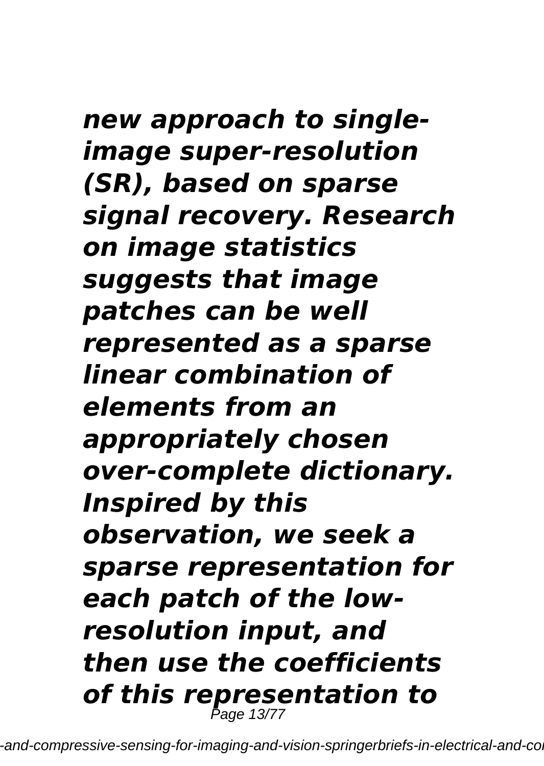***new approach to single-image super-resolution (SR), based on sparse signal recovery. Research on image statistics suggests that image patches can be well represented as a sparse linear combination of elements from an appropriately chosen over-complete dictionary. Inspired by this observation, we seek a sparse representation for each patch of the low-resolution input, and then use the coefficients of this representation to***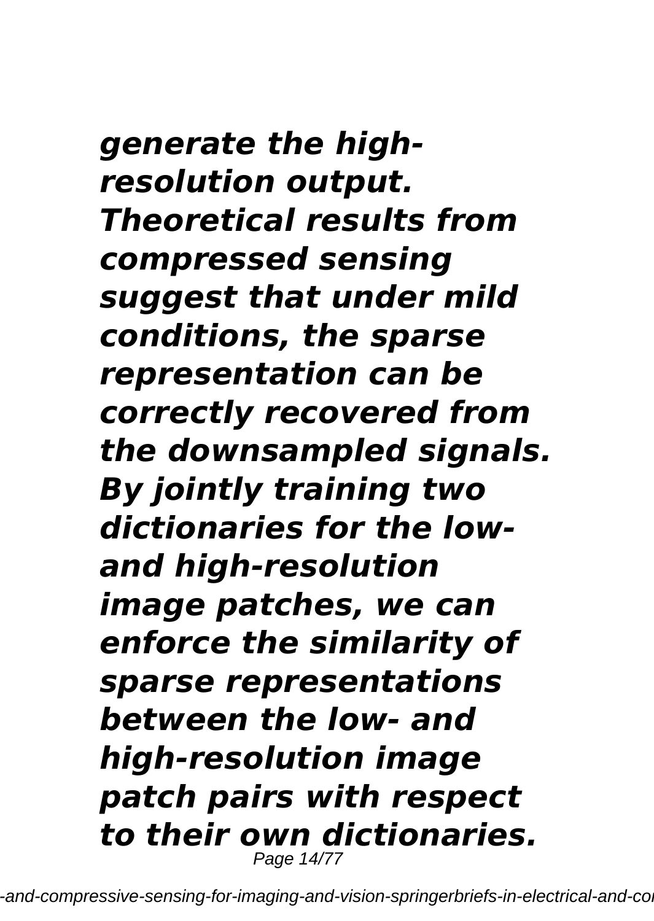***generate the high-resolution output. Theoretical results from compressed sensing suggest that under mild conditions, the sparse representation can be correctly recovered from the downsampled signals. By jointly training two dictionaries for the low- and high-resolution image patches, we can enforce the similarity of sparse representations between the low- and high-resolution image patch pairs with respect to their own dictionaries.***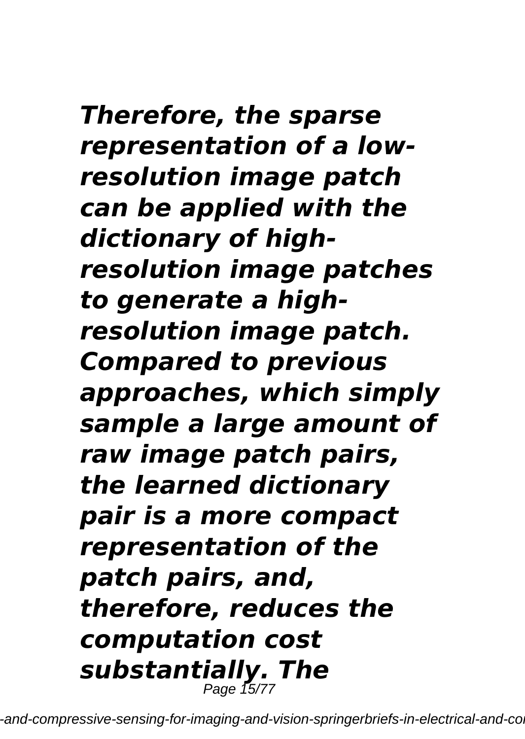***Therefore, the sparse representation of a low-resolution image patch can be applied with the dictionary of high-resolution image patches to generate a high-resolution image patch. Compared to previous approaches, which simply sample a large amount of raw image patch pairs, the learned dictionary pair is a more compact representation of the patch pairs, and, therefore, reduces the computation cost substantially. The***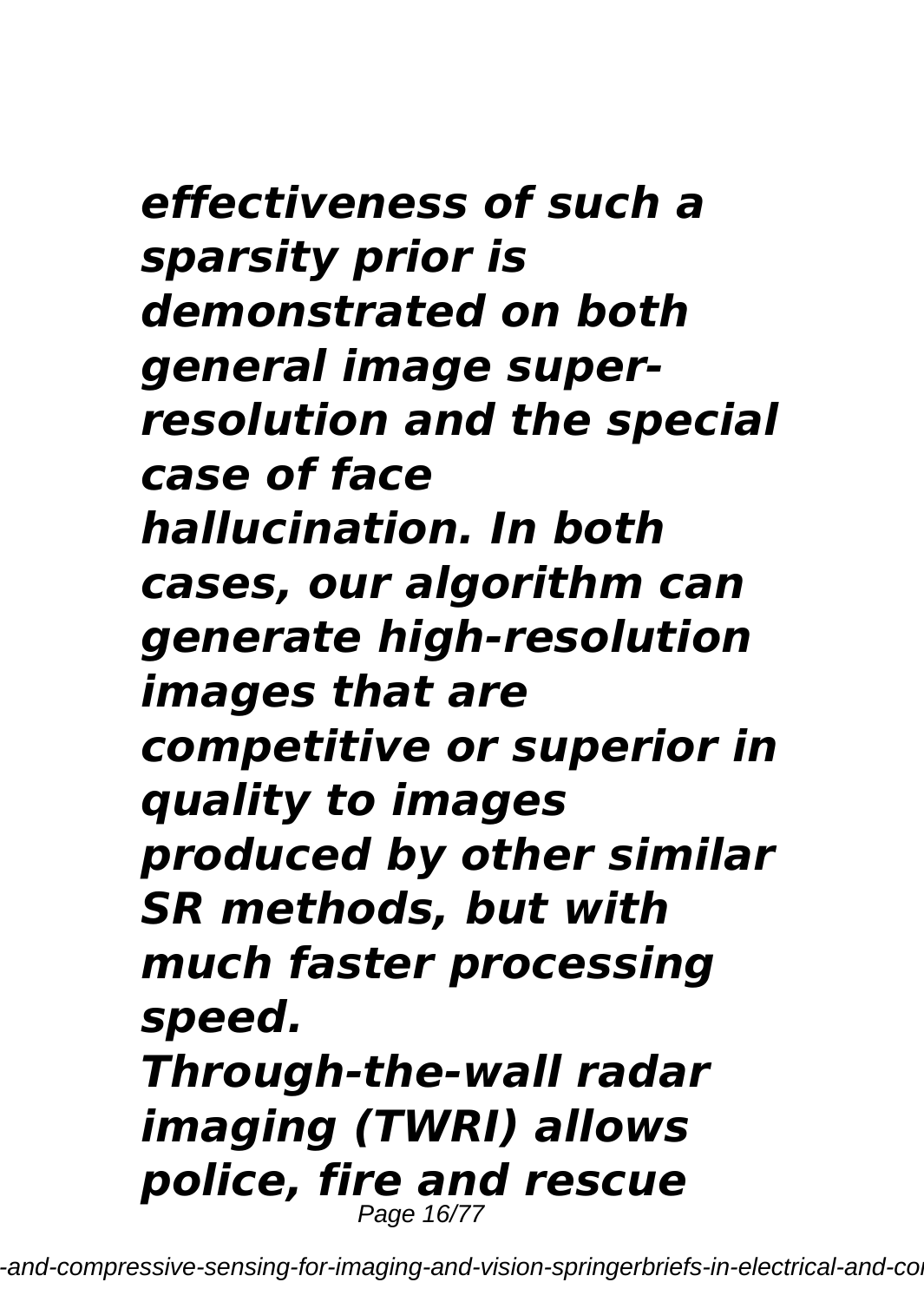***effectiveness of such a sparsity prior is demonstrated on both general image super-resolution and the special case of face hallucination. In both cases, our algorithm can generate high-resolution images that are competitive or superior in quality to images produced by other similar SR methods, but with much faster processing speed.***

***Through-the-wall radar imaging (TWRI) allows police, fire and rescue***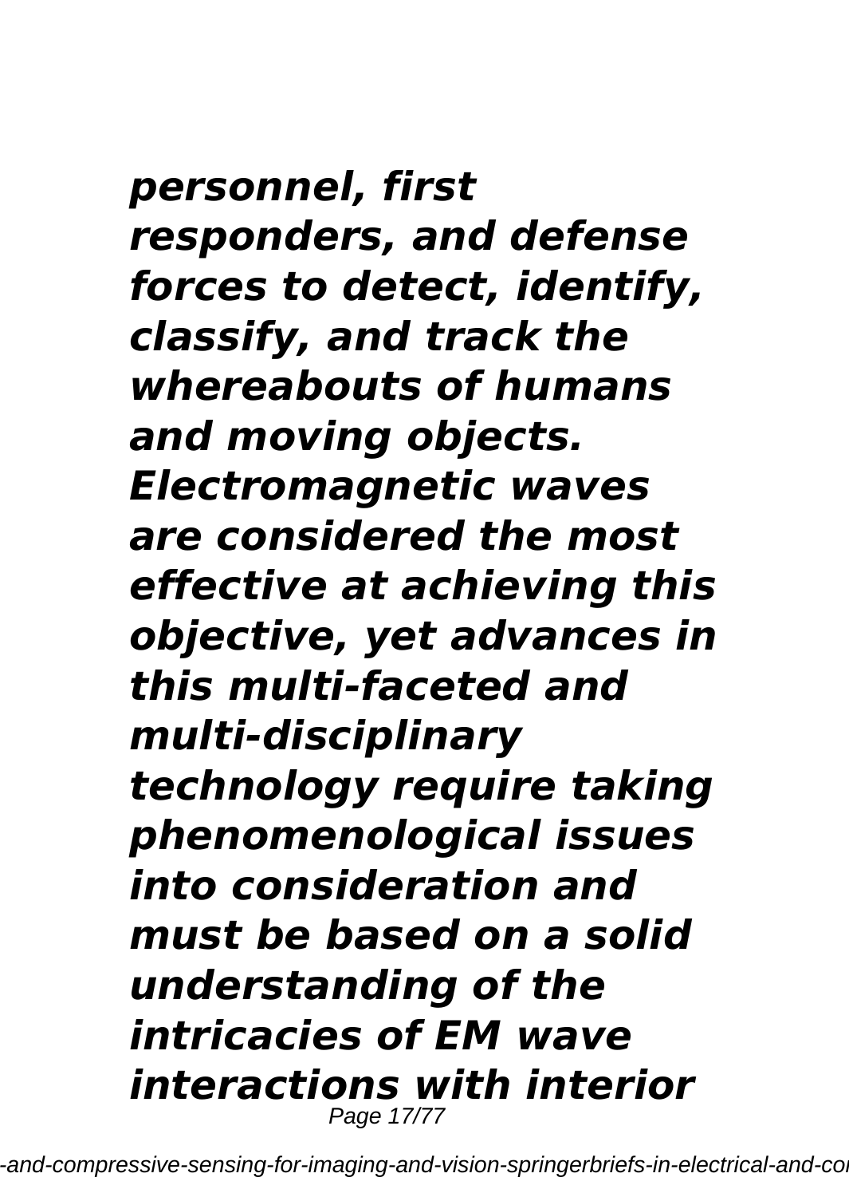*personnel, first responders, and defense forces to detect, identify, classify, and track the whereabouts of humans and moving objects. Electromagnetic waves are considered the most effective at achieving this objective, yet advances in this multi-faceted and multi-disciplinary technology require taking phenomenological issues into consideration and must be based on a solid understanding of the intricacies of EM wave interactions with interior*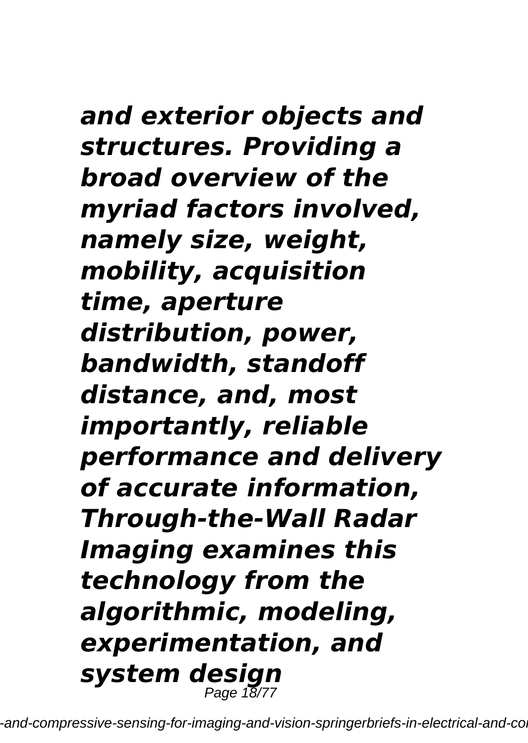***and exterior objects and structures. Providing a broad overview of the myriad factors involved, namely size, weight, mobility, acquisition time, aperture distribution, power, bandwidth, standoff distance, and, most importantly, reliable performance and delivery of accurate information, Through-the-Wall Radar Imaging examines this technology from the algorithmic, modeling, experimentation, and system design***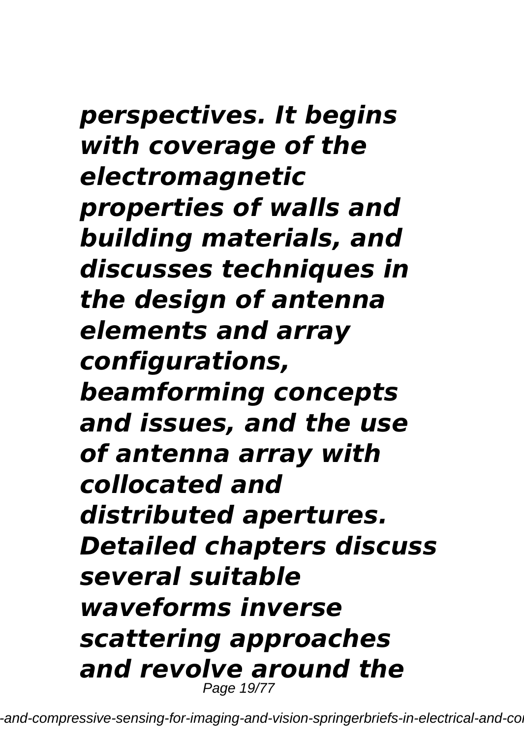***perspectives. It begins with coverage of the electromagnetic properties of walls and building materials, and discusses techniques in the design of antenna elements and array configurations, beamforming concepts and issues, and the use of antenna array with collocated and distributed apertures. Detailed chapters discuss several suitable waveforms inverse scattering approaches and revolve around the***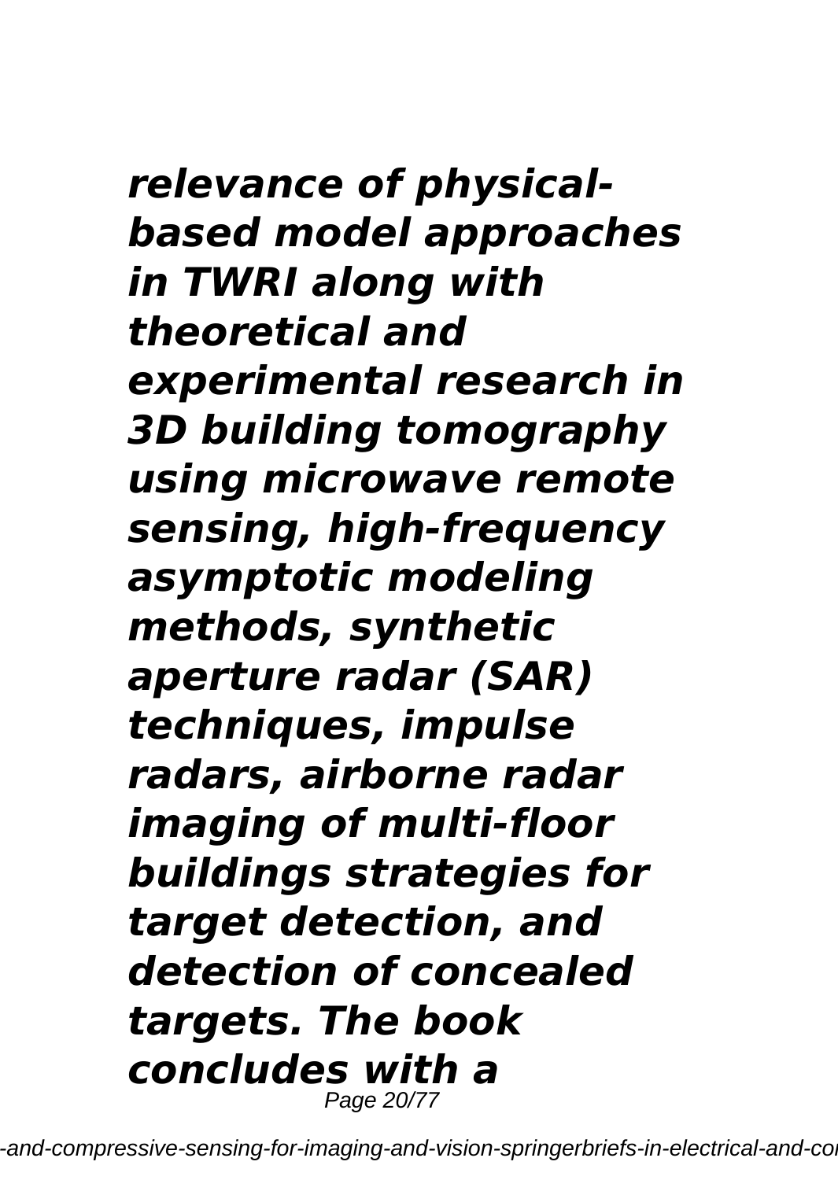***relevance of physical-based model approaches in TWRI along with theoretical and experimental research in 3D building tomography using microwave remote sensing, high-frequency asymptotic modeling methods, synthetic aperture radar (SAR) techniques, impulse radars, airborne radar imaging of multi-floor buildings strategies for target detection, and detection of concealed targets. The book concludes with a***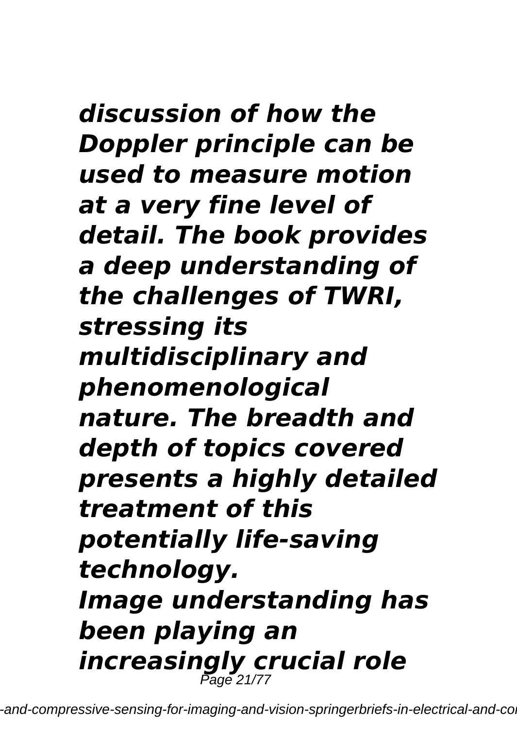***discussion of how the Doppler principle can be used to measure motion at a very fine level of detail. The book provides a deep understanding of the challenges of TWRI, stressing its multidisciplinary and phenomenological nature. The breadth and depth of topics covered presents a highly detailed treatment of this potentially life-saving technology.***

***Image understanding has been playing an increasingly crucial role***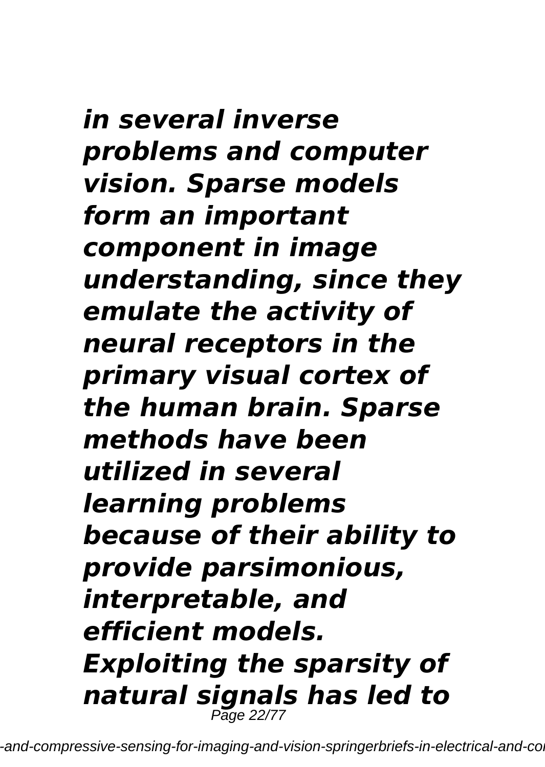***in several inverse problems and computer vision. Sparse models form an important component in image understanding, since they emulate the activity of neural receptors in the primary visual cortex of the human brain. Sparse methods have been utilized in several learning problems because of their ability to provide parsimonious, interpretable, and efficient models. Exploiting the sparsity of natural signals has led to***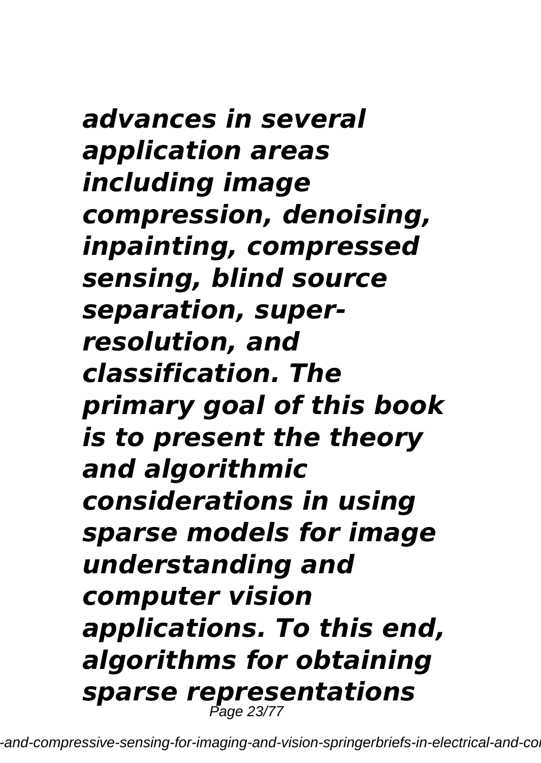***advances in several application areas including image compression, denoising, inpainting, compressed sensing, blind source separation, super-resolution, and classification. The primary goal of this book is to present the theory and algorithmic considerations in using sparse models for image understanding and computer vision applications. To this end, algorithms for obtaining sparse representations***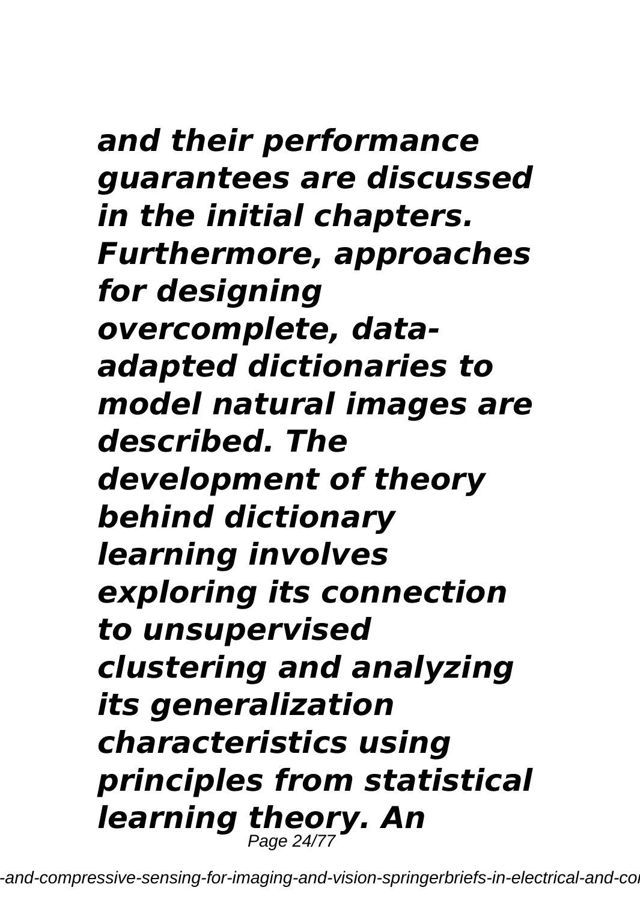***and their performance guarantees are discussed in the initial chapters. Furthermore, approaches for designing overcomplete, data-adapted dictionaries to model natural images are described. The development of theory behind dictionary learning involves exploring its connection to unsupervised clustering and analyzing its generalization characteristics using principles from statistical learning theory. An***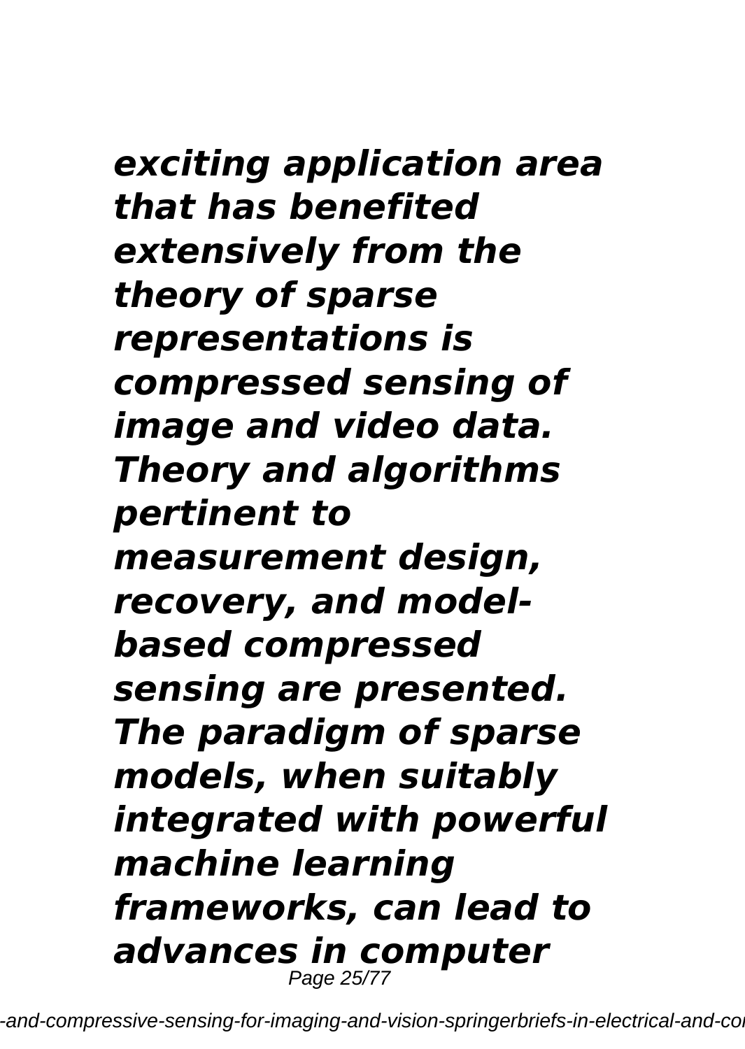***exciting application area that has benefited extensively from the theory of sparse representations is compressed sensing of image and video data. Theory and algorithms pertinent to measurement design, recovery, and model-based compressed sensing are presented. The paradigm of sparse models, when suitably integrated with powerful machine learning frameworks, can lead to advances in computer***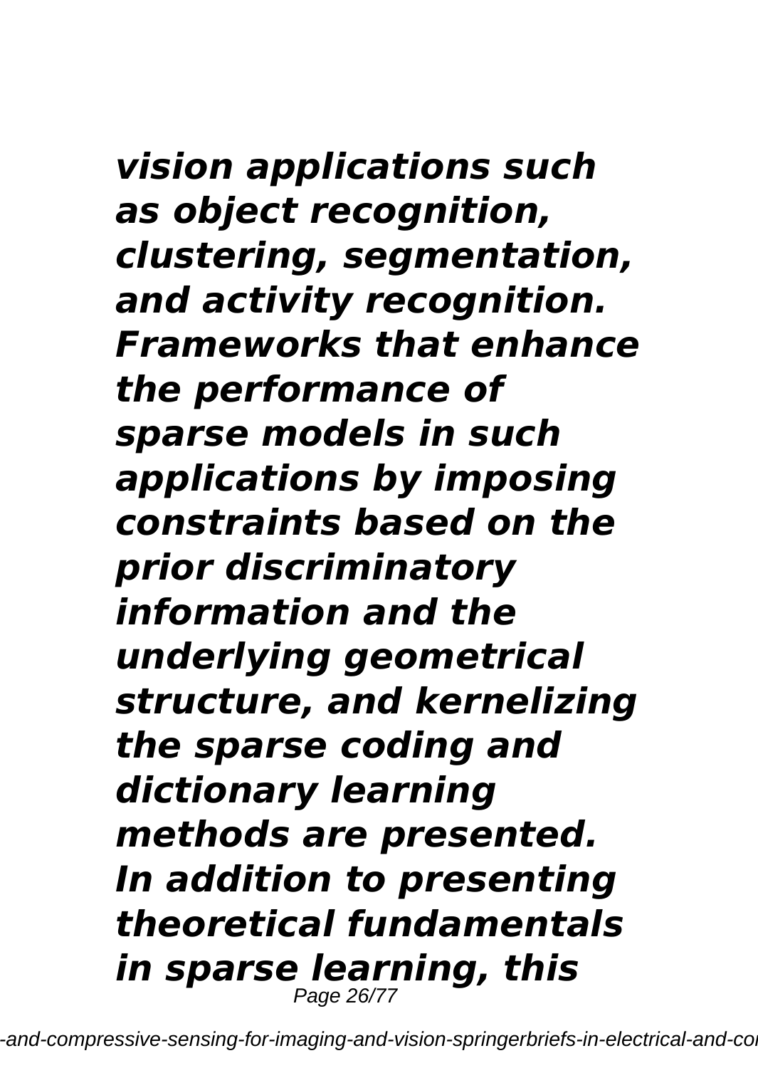***vision applications such as object recognition, clustering, segmentation, and activity recognition. Frameworks that enhance the performance of sparse models in such applications by imposing constraints based on the prior discriminatory information and the underlying geometrical structure, and kernelizing the sparse coding and dictionary learning methods are presented. In addition to presenting theoretical fundamentals in sparse learning, this***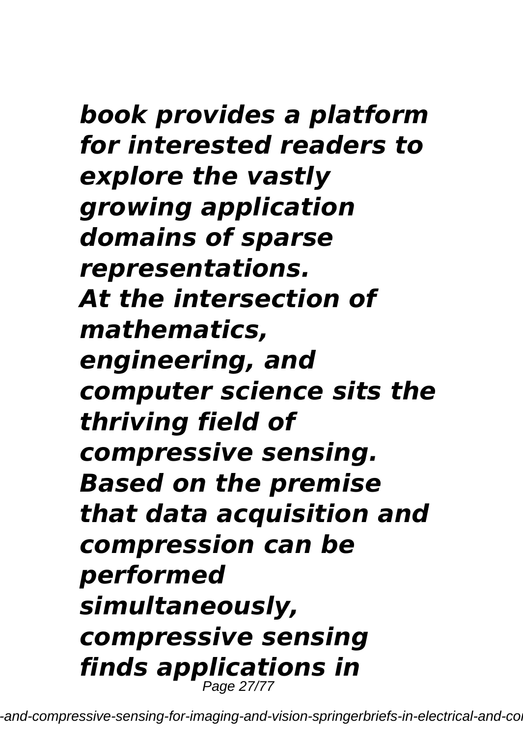***book provides a platform for interested readers to explore the vastly growing application domains of sparse representations.***
***At the intersection of mathematics, engineering, and computer science sits the thriving field of compressive sensing. Based on the premise that data acquisition and compression can be performed simultaneously, compressive sensing finds applications in***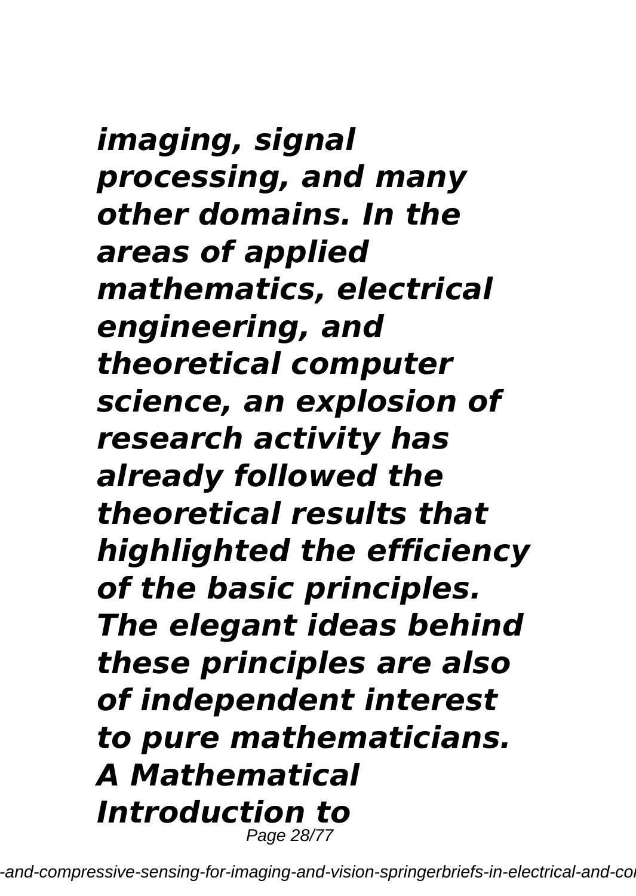***imaging, signal processing, and many other domains. In the areas of applied mathematics, electrical engineering, and theoretical computer science, an explosion of research activity has already followed the theoretical results that highlighted the efficiency of the basic principles. The elegant ideas behind these principles are also of independent interest to pure mathematicians. A Mathematical Introduction to***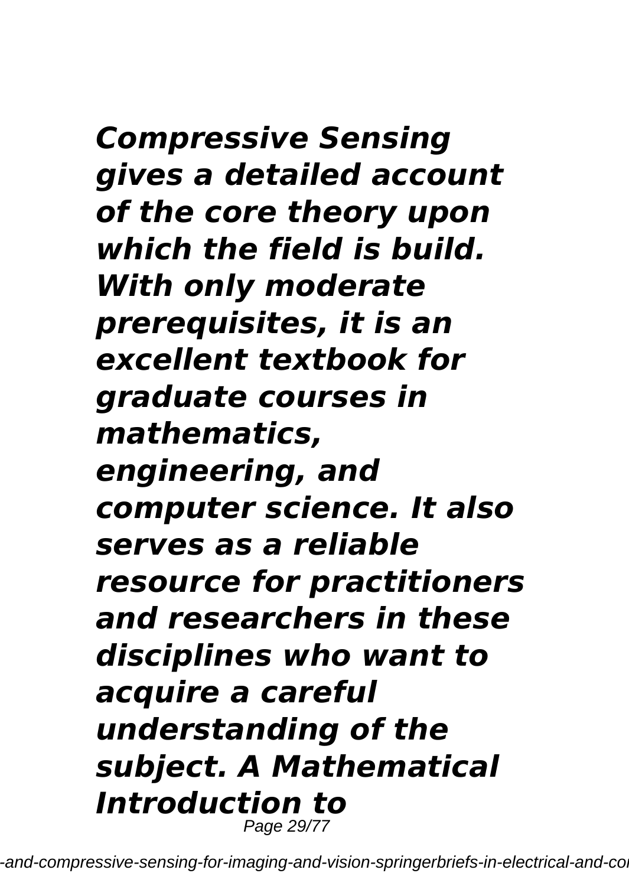***Compressive Sensing gives a detailed account of the core theory upon which the field is build. With only moderate prerequisites, it is an excellent textbook for graduate courses in mathematics, engineering, and computer science. It also serves as a reliable resource for practitioners and researchers in these disciplines who want to acquire a careful understanding of the subject. A Mathematical Introduction to***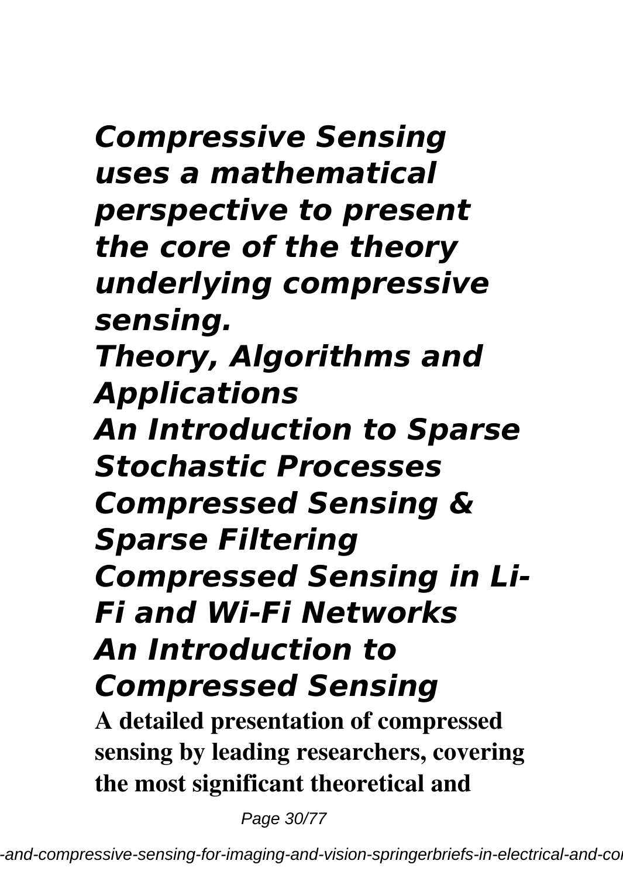***Compressive Sensing uses a mathematical perspective to present the core of the theory underlying compressive sensing.***

***Theory, Algorithms and Applications***

***An Introduction to Sparse Stochastic Processes***

***Compressed Sensing & Sparse Filtering***

***Compressed Sensing in Li-Fi and Wi-Fi Networks***

***An Introduction to Compressed Sensing***

**A detailed presentation of compressed sensing by leading researchers, covering the most significant theoretical and**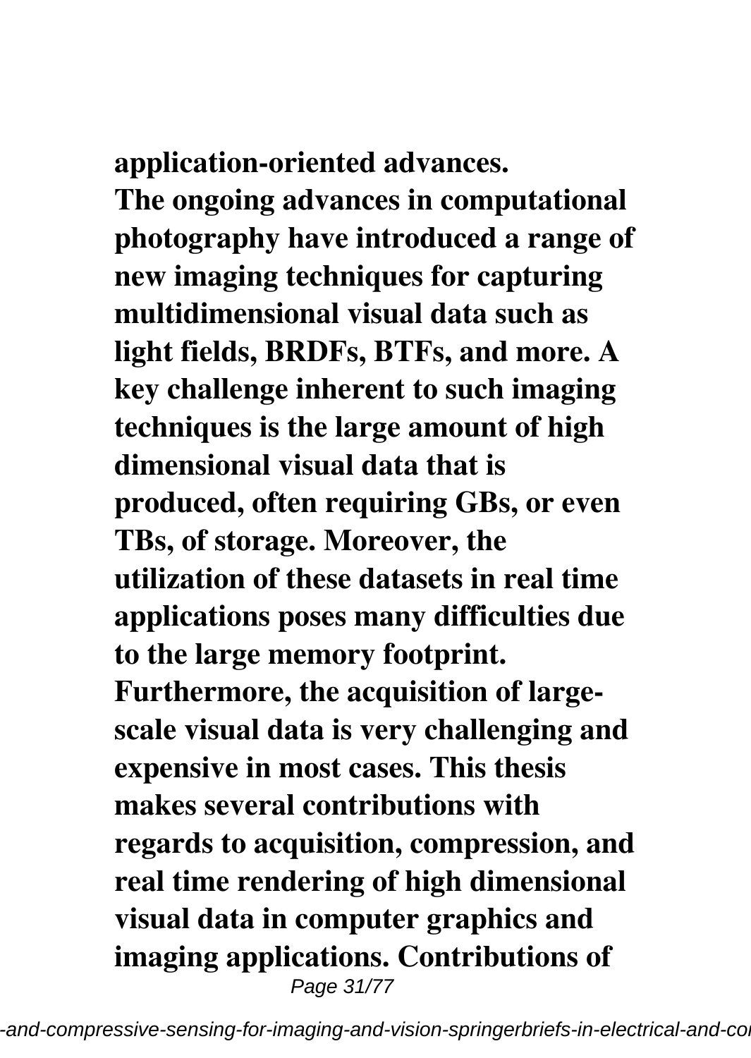**application-oriented advances.**
**The ongoing advances in computational photography have introduced a range of new imaging techniques for capturing multidimensional visual data such as light fields, BRDFs, BTFs, and more. A key challenge inherent to such imaging techniques is the large amount of high dimensional visual data that is produced, often requiring GBs, or even TBs, of storage. Moreover, the utilization of these datasets in real time applications poses many difficulties due to the large memory footprint. Furthermore, the acquisition of large-scale visual data is very challenging and expensive in most cases. This thesis makes several contributions with regards to acquisition, compression, and real time rendering of high dimensional visual data in computer graphics and imaging applications. Contributions of**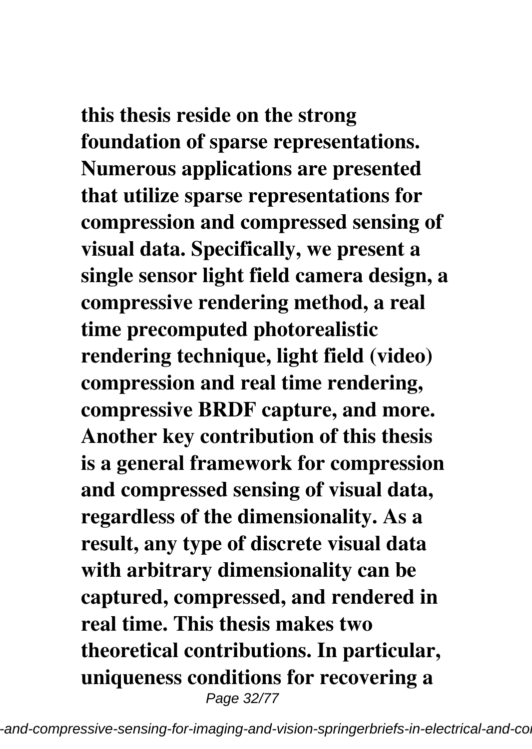**this thesis reside on the strong foundation of sparse representations. Numerous applications are presented that utilize sparse representations for compression and compressed sensing of visual data. Specifically, we present a single sensor light field camera design, a compressive rendering method, a real time precomputed photorealistic rendering technique, light field (video) compression and real time rendering, compressive BRDF capture, and more. Another key contribution of this thesis is a general framework for compression and compressed sensing of visual data, regardless of the dimensionality. As a result, any type of discrete visual data with arbitrary dimensionality can be captured, compressed, and rendered in real time. This thesis makes two theoretical contributions. In particular, uniqueness conditions for recovering a**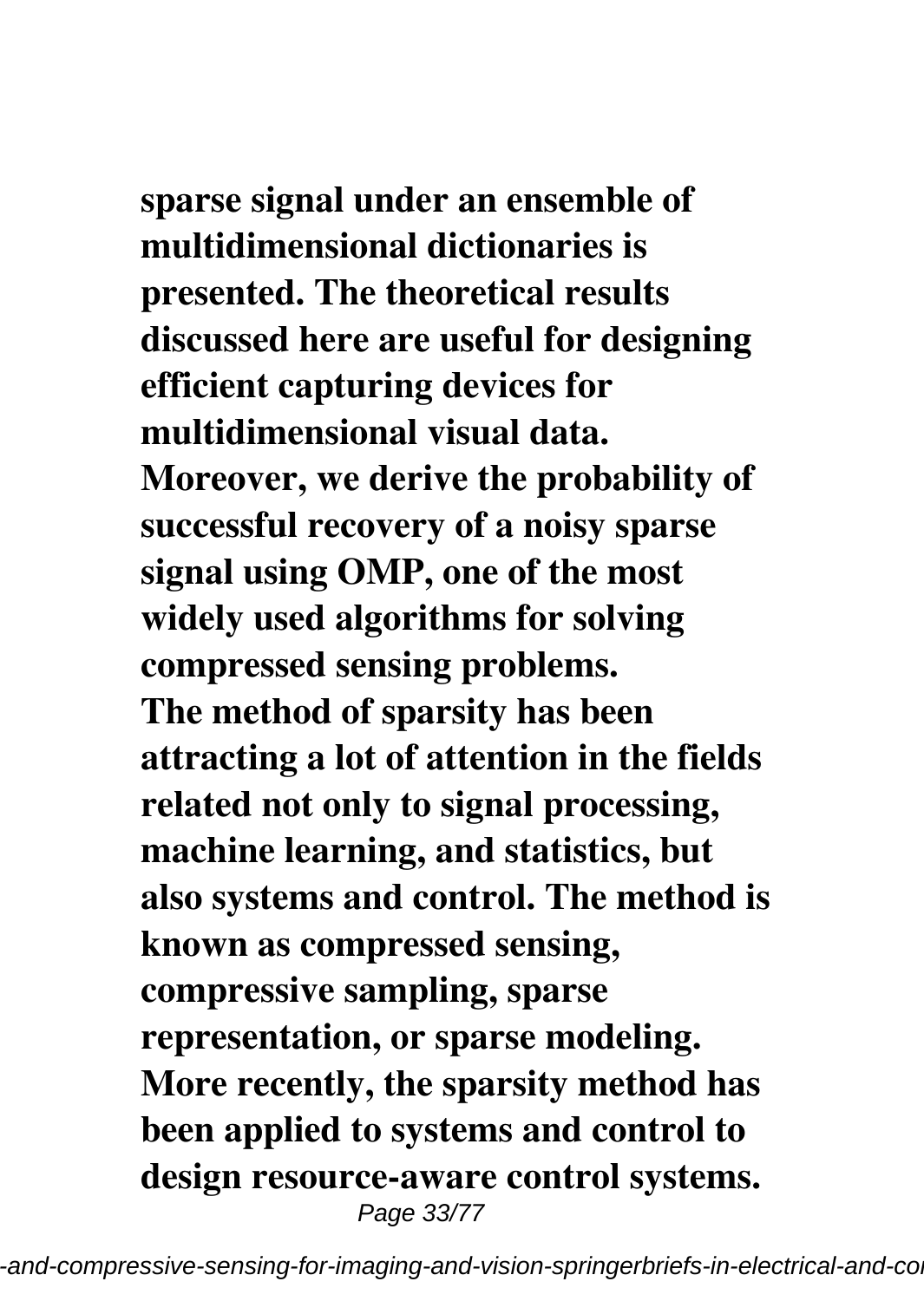**sparse signal under an ensemble of multidimensional dictionaries is presented. The theoretical results discussed here are useful for designing efficient capturing devices for multidimensional visual data. Moreover, we derive the probability of successful recovery of a noisy sparse signal using OMP, one of the most widely used algorithms for solving compressed sensing problems.**

**The method of sparsity has been attracting a lot of attention in the fields related not only to signal processing, machine learning, and statistics, but also systems and control. The method is known as compressed sensing, compressive sampling, sparse representation, or sparse modeling. More recently, the sparsity method has been applied to systems and control to design resource-aware control systems.**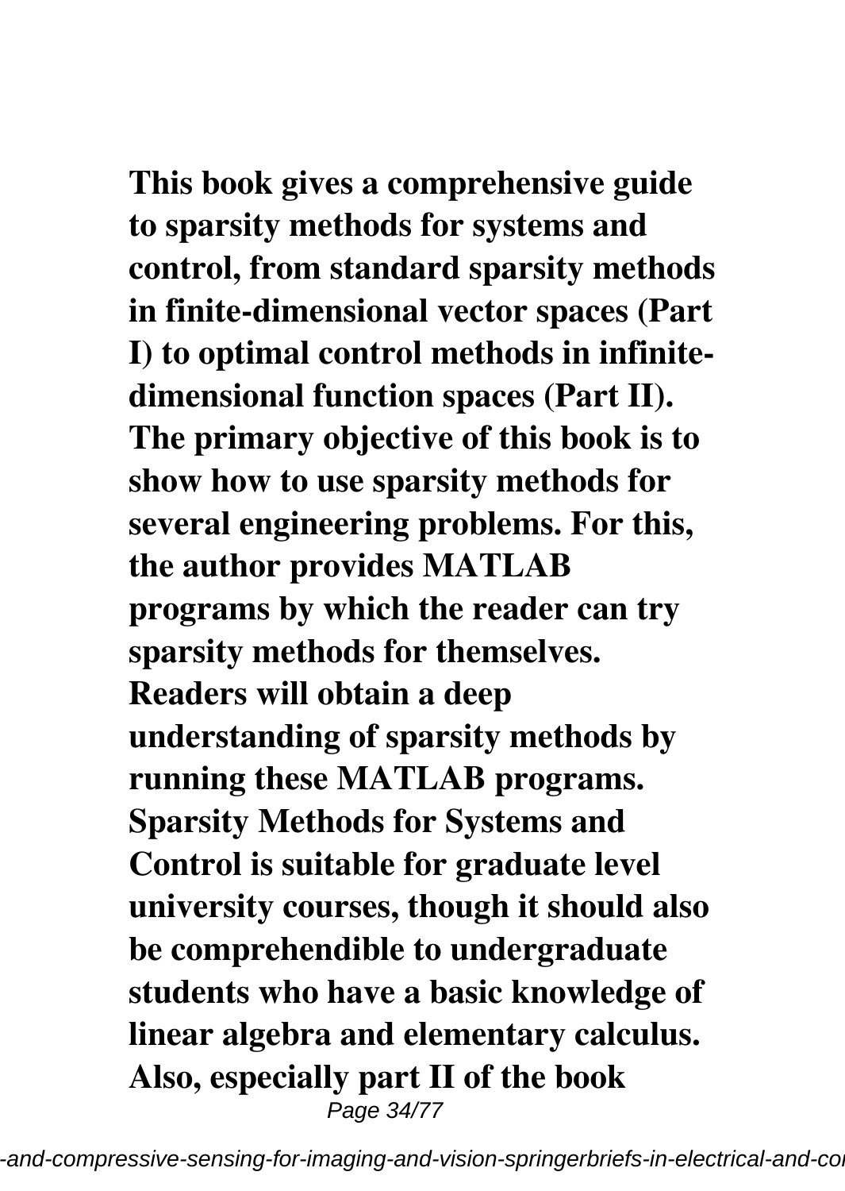**This book gives a comprehensive guide to sparsity methods for systems and control, from standard sparsity methods in finite-dimensional vector spaces (Part I) to optimal control methods in infinite-dimensional function spaces (Part II). The primary objective of this book is to show how to use sparsity methods for several engineering problems. For this, the author provides MATLAB programs by which the reader can try sparsity methods for themselves. Readers will obtain a deep understanding of sparsity methods by running these MATLAB programs. Sparsity Methods for Systems and Control is suitable for graduate level university courses, though it should also be comprehendible to undergraduate students who have a basic knowledge of linear algebra and elementary calculus. Also, especially part II of the book**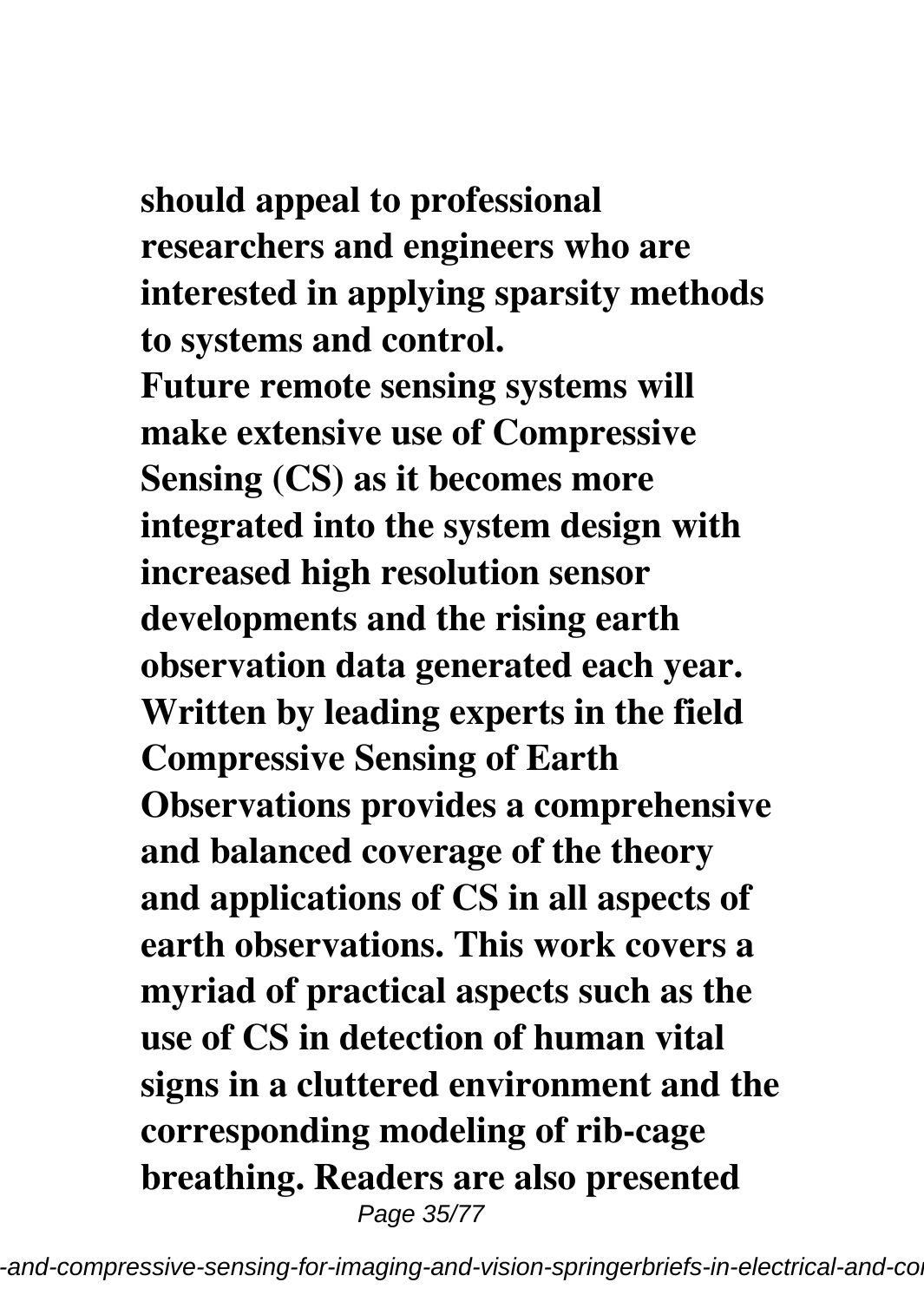**should appeal to professional researchers and engineers who are interested in applying sparsity methods to systems and control.**

**Future remote sensing systems will make extensive use of Compressive Sensing (CS) as it becomes more integrated into the system design with increased high resolution sensor developments and the rising earth observation data generated each year. Written by leading experts in the field Compressive Sensing of Earth Observations provides a comprehensive and balanced coverage of the theory and applications of CS in all aspects of earth observations. This work covers a myriad of practical aspects such as the use of CS in detection of human vital signs in a cluttered environment and the corresponding modeling of rib-cage breathing. Readers are also presented**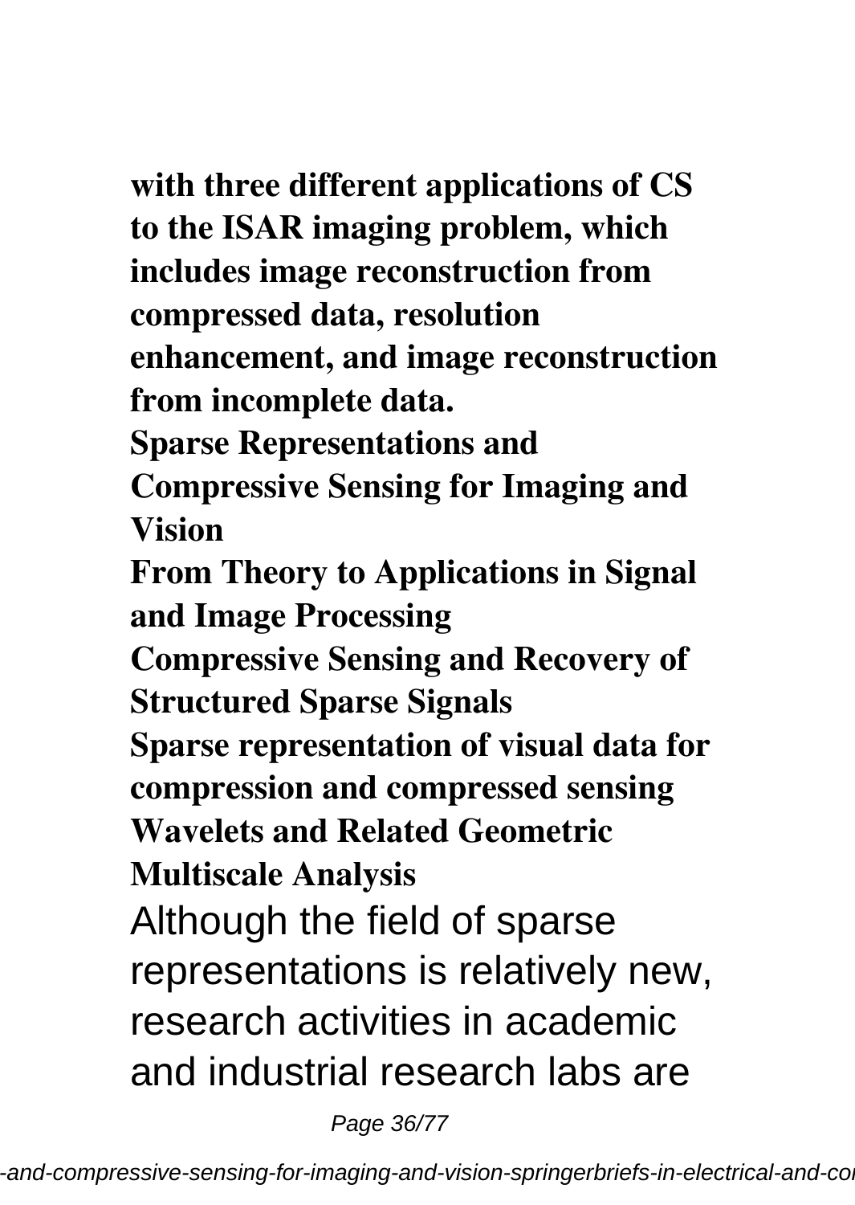**with three different applications of CS to the ISAR imaging problem, which includes image reconstruction from compressed data, resolution enhancement, and image reconstruction from incomplete data.**

**Sparse Representations and Compressive Sensing for Imaging and Vision**

**From Theory to Applications in Signal and Image Processing**

**Compressive Sensing and Recovery of Structured Sparse Signals**

**Sparse representation of visual data for compression and compressed sensing**

**Wavelets and Related Geometric Multiscale Analysis**

Although the field of sparse representations is relatively new, research activities in academic and industrial research labs are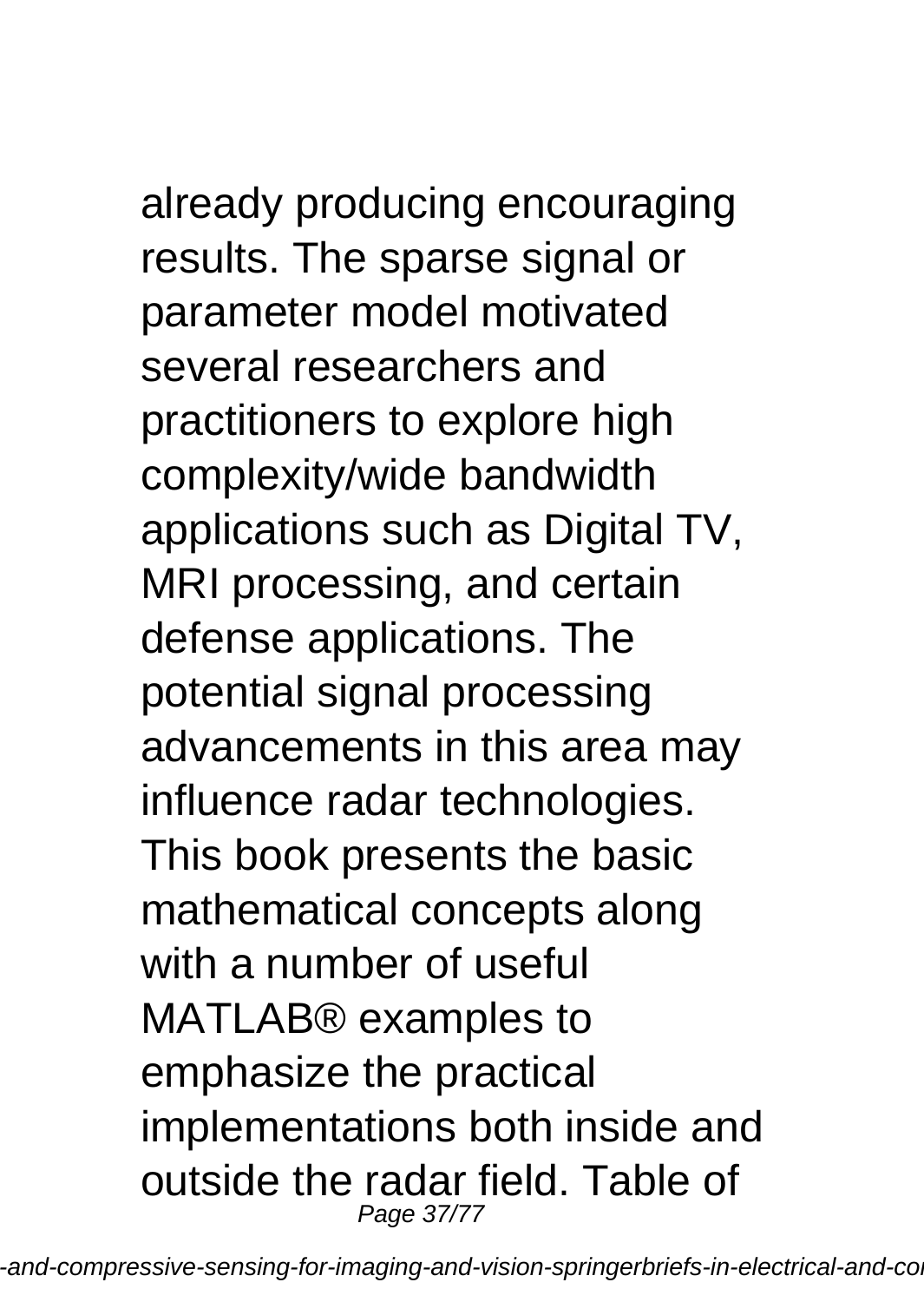already producing encouraging results. The sparse signal or parameter model motivated several researchers and practitioners to explore high complexity/wide bandwidth applications such as Digital TV, MRI processing, and certain defense applications. The potential signal processing advancements in this area may influence radar technologies. This book presents the basic mathematical concepts along with a number of useful MATLAB® examples to emphasize the practical implementations both inside and outside the radar field. Table of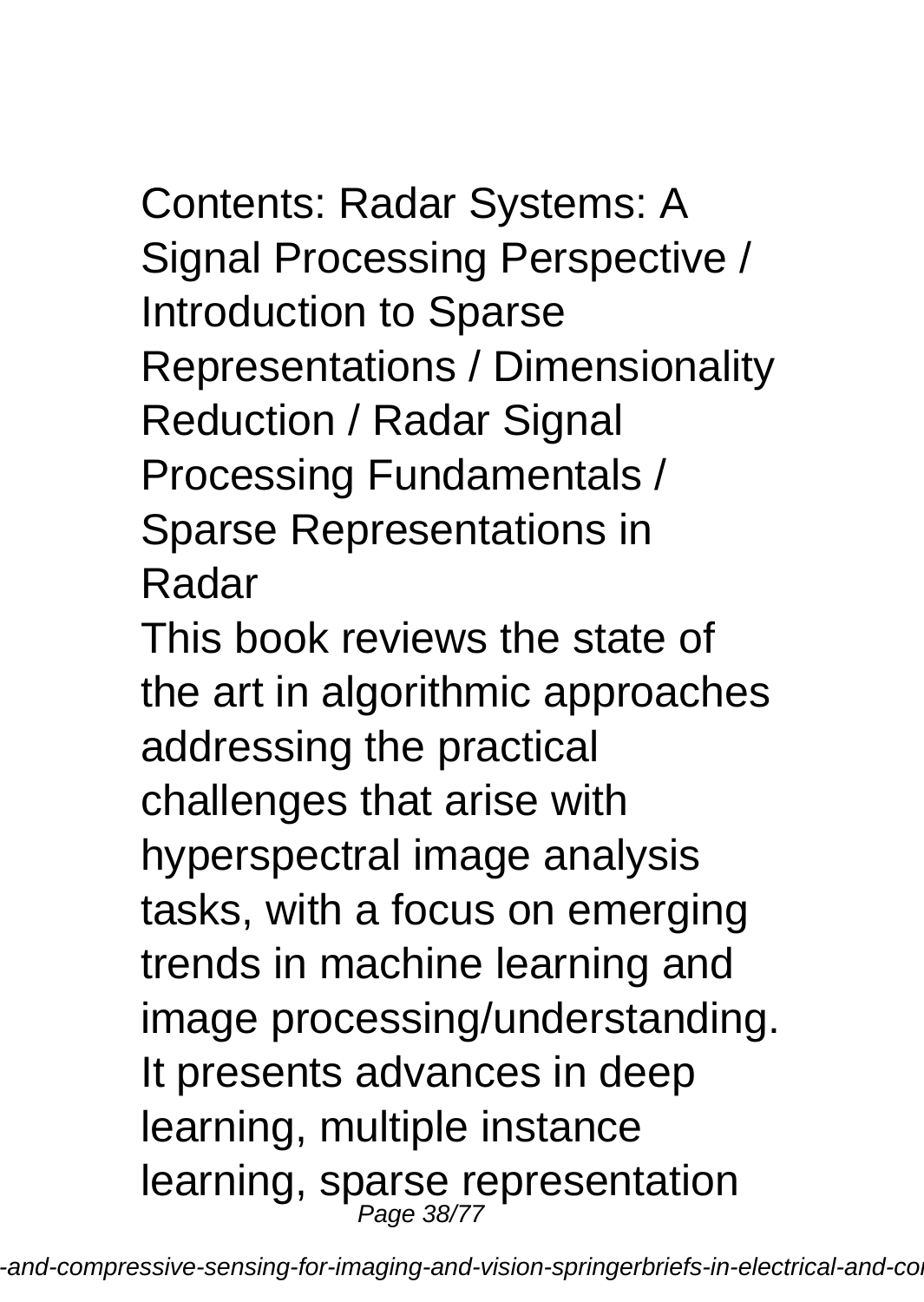Contents: Radar Systems: A Signal Processing Perspective / Introduction to Sparse Representations / Dimensionality Reduction / Radar Signal Processing Fundamentals / Sparse Representations in Radar

This book reviews the state of the art in algorithmic approaches addressing the practical challenges that arise with hyperspectral image analysis tasks, with a focus on emerging trends in machine learning and image processing/understanding. It presents advances in deep learning, multiple instance learning, sparse representation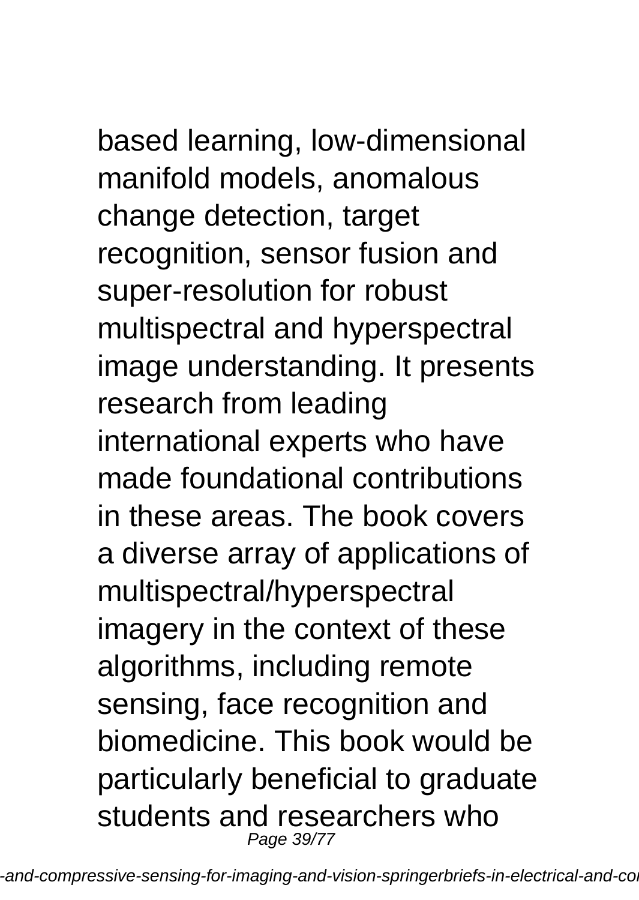based learning, low-dimensional manifold models, anomalous change detection, target recognition, sensor fusion and super-resolution for robust multispectral and hyperspectral image understanding. It presents research from leading international experts who have made foundational contributions in these areas. The book covers a diverse array of applications of multispectral/hyperspectral imagery in the context of these algorithms, including remote sensing, face recognition and biomedicine. This book would be particularly beneficial to graduate students and researchers who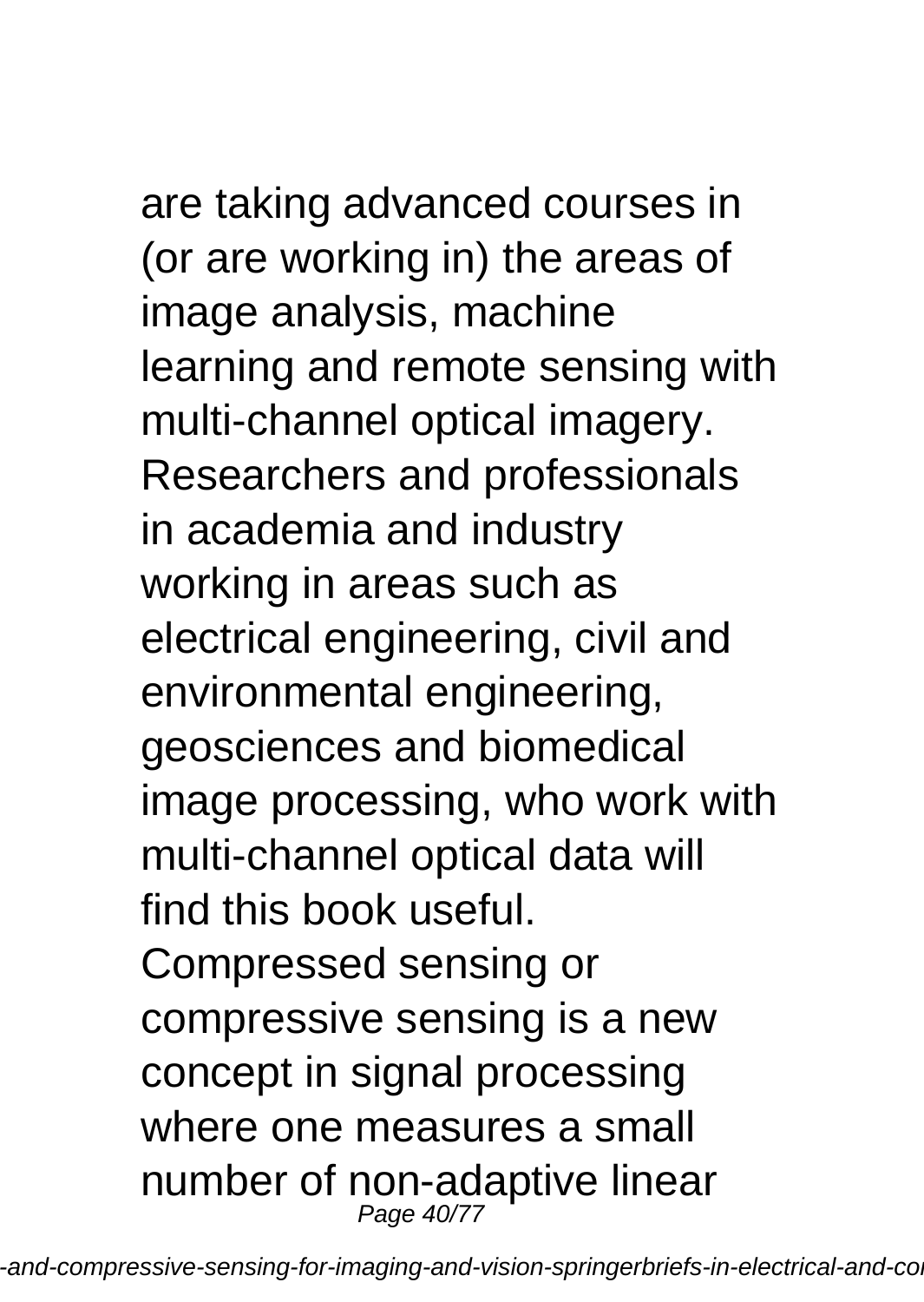are taking advanced courses in (or are working in) the areas of image analysis, machine learning and remote sensing with multi-channel optical imagery. Researchers and professionals in academia and industry working in areas such as electrical engineering, civil and environmental engineering, geosciences and biomedical image processing, who work with multi-channel optical data will find this book useful.

Compressed sensing or compressive sensing is a new concept in signal processing where one measures a small number of non-adaptive linear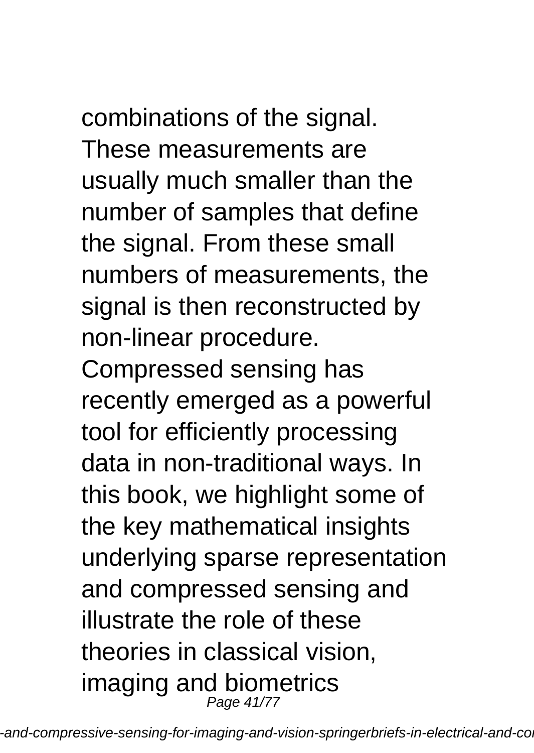combinations of the signal. These measurements are usually much smaller than the number of samples that define the signal. From these small numbers of measurements, the signal is then reconstructed by non-linear procedure. Compressed sensing has recently emerged as a powerful tool for efficiently processing data in non-traditional ways. In this book, we highlight some of the key mathematical insights underlying sparse representation and compressed sensing and illustrate the role of these theories in classical vision, imaging and biometrics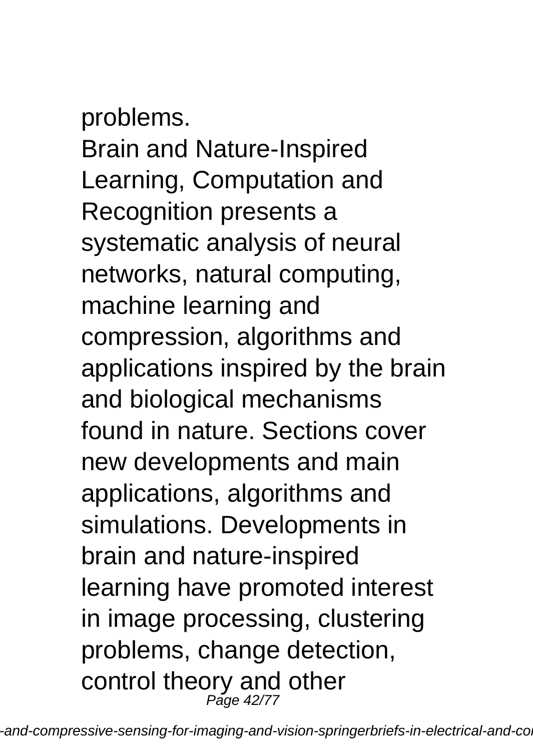problems.

Brain and Nature-Inspired Learning, Computation and Recognition presents a systematic analysis of neural networks, natural computing, machine learning and compression, algorithms and applications inspired by the brain and biological mechanisms found in nature. Sections cover new developments and main applications, algorithms and simulations. Developments in brain and nature-inspired learning have promoted interest in image processing, clustering problems, change detection, control theory and other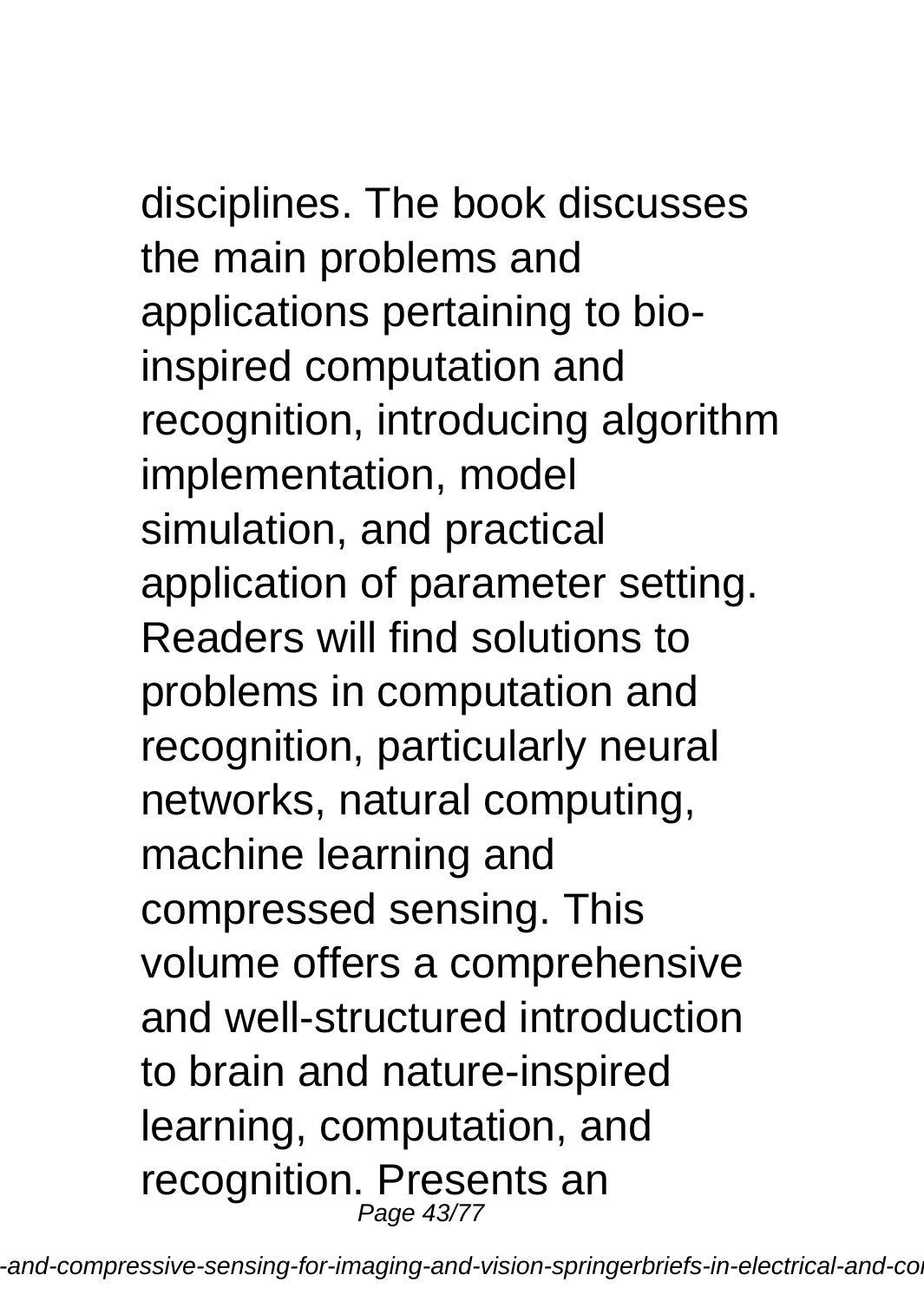disciplines. The book discusses the main problems and applications pertaining to bio-inspired computation and recognition, introducing algorithm implementation, model simulation, and practical application of parameter setting. Readers will find solutions to problems in computation and recognition, particularly neural networks, natural computing, machine learning and compressed sensing. This volume offers a comprehensive and well-structured introduction to brain and nature-inspired learning, computation, and recognition. Presents an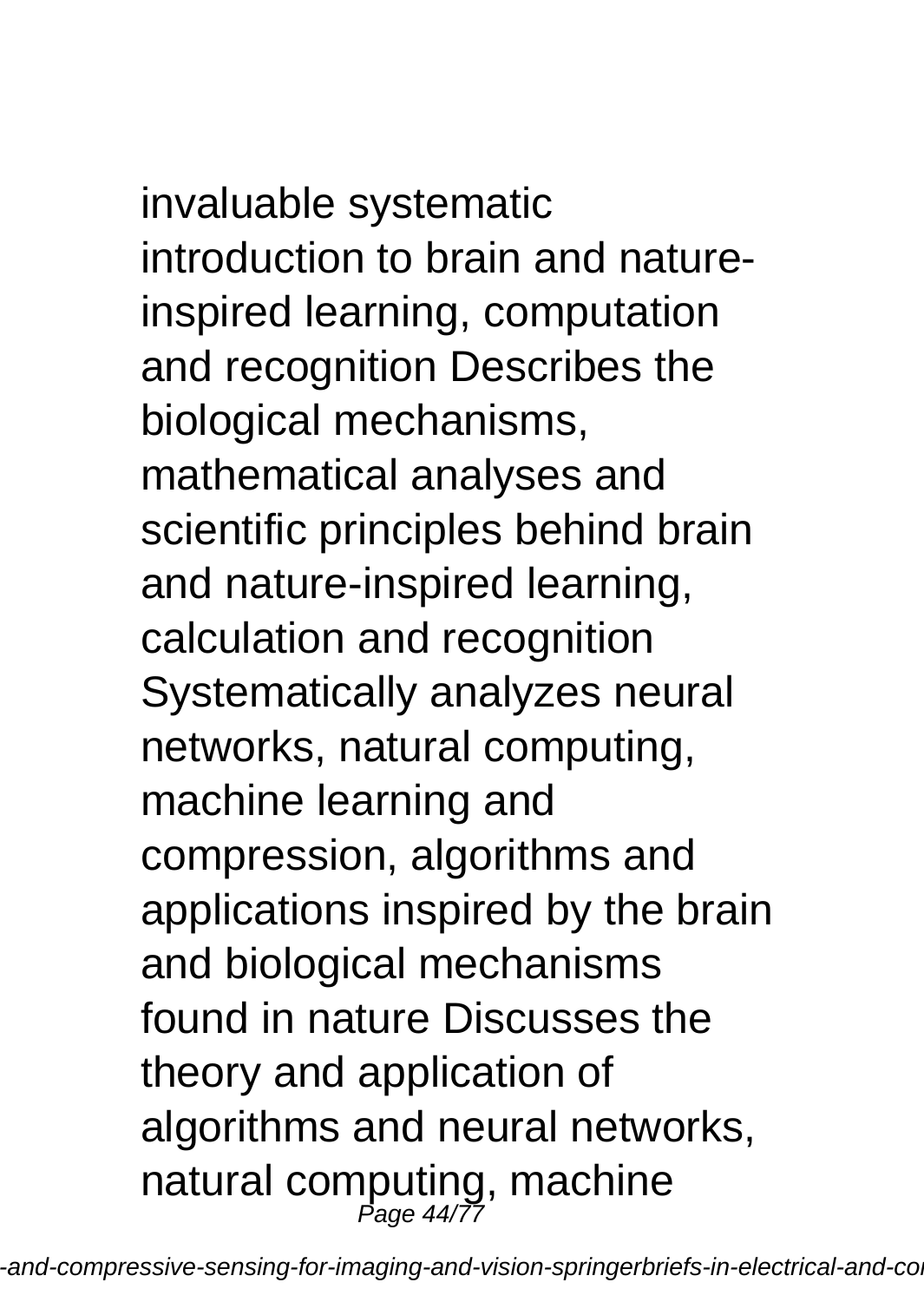invaluable systematic introduction to brain and nature-inspired learning, computation and recognition Describes the biological mechanisms, mathematical analyses and scientific principles behind brain and nature-inspired learning, calculation and recognition Systematically analyzes neural networks, natural computing, machine learning and compression, algorithms and applications inspired by the brain and biological mechanisms found in nature Discusses the theory and application of algorithms and neural networks, natural computing, machine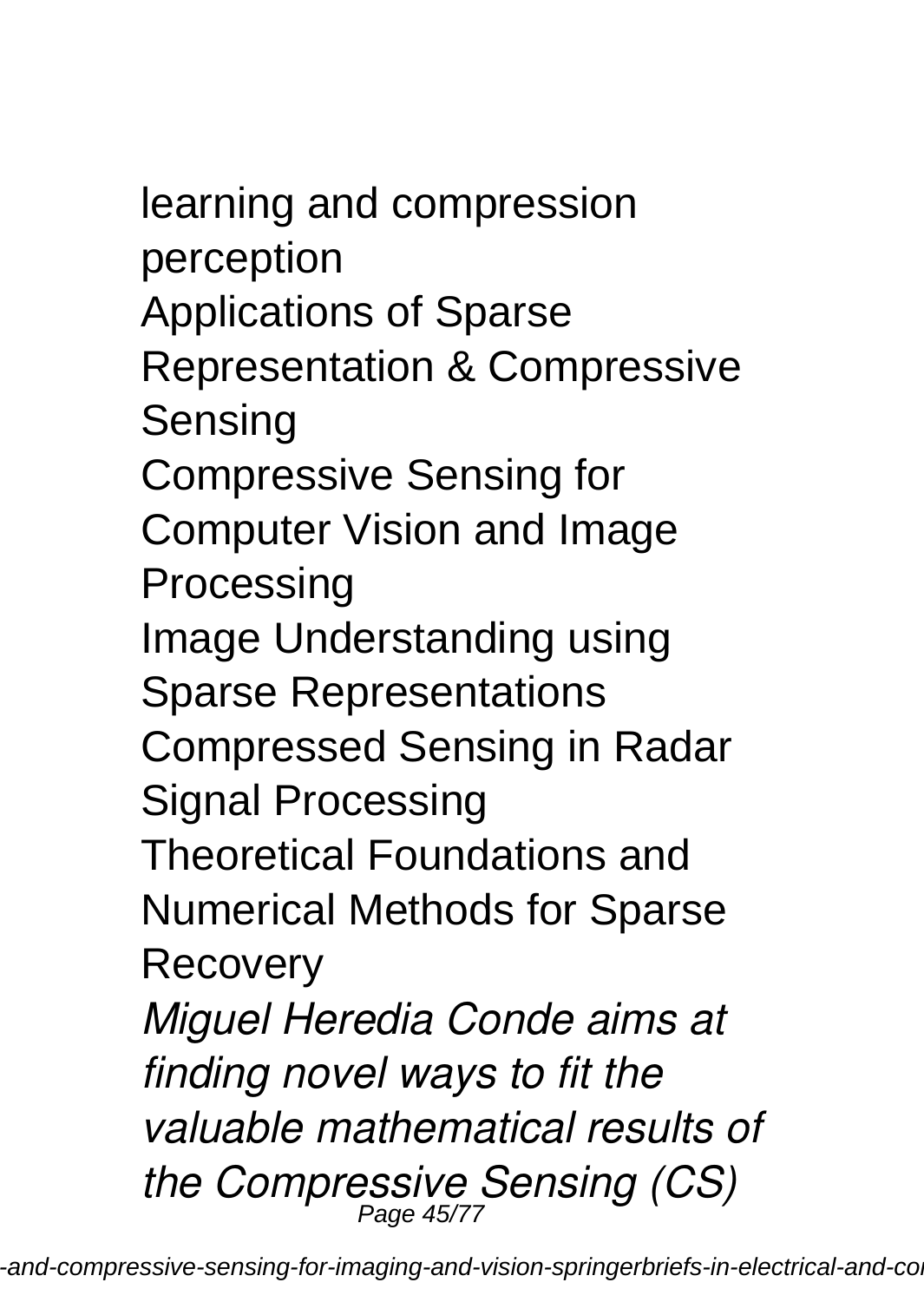learning and compression perception
Applications of Sparse Representation & Compressive Sensing
Compressive Sensing for Computer Vision and Image Processing
Image Understanding using Sparse Representations
Compressed Sensing in Radar Signal Processing
Theoretical Foundations and Numerical Methods for Sparse Recovery

*Miguel Heredia Conde aims at finding novel ways to fit the valuable mathematical results of the Compressive Sensing (CS)*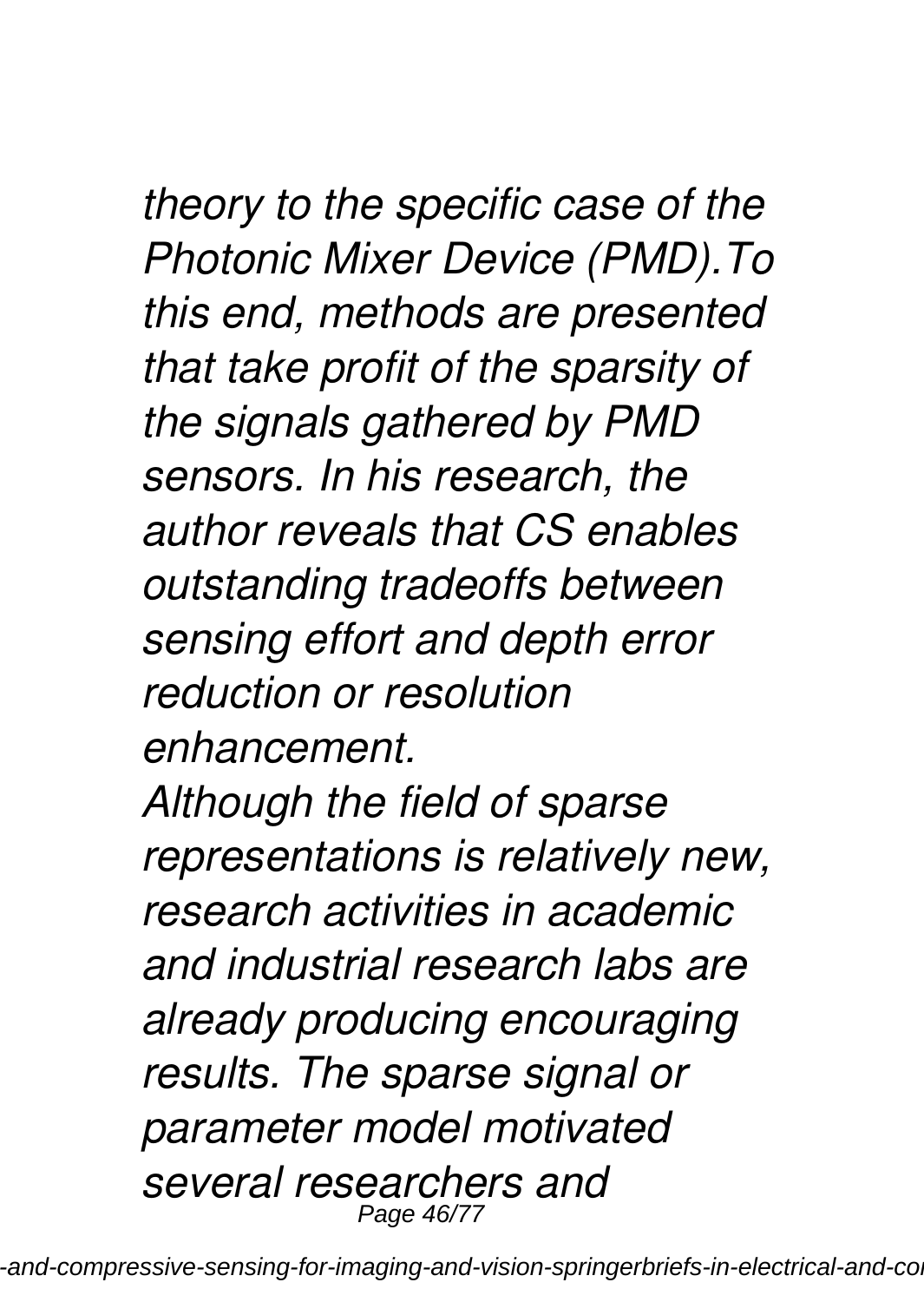*theory to the specific case of the Photonic Mixer Device (PMD).To this end, methods are presented that take profit of the sparsity of the signals gathered by PMD sensors. In his research, the author reveals that CS enables outstanding tradeoffs between sensing effort and depth error reduction or resolution enhancement.*

*Although the field of sparse representations is relatively new, research activities in academic and industrial research labs are already producing encouraging results. The sparse signal or parameter model motivated several researchers and*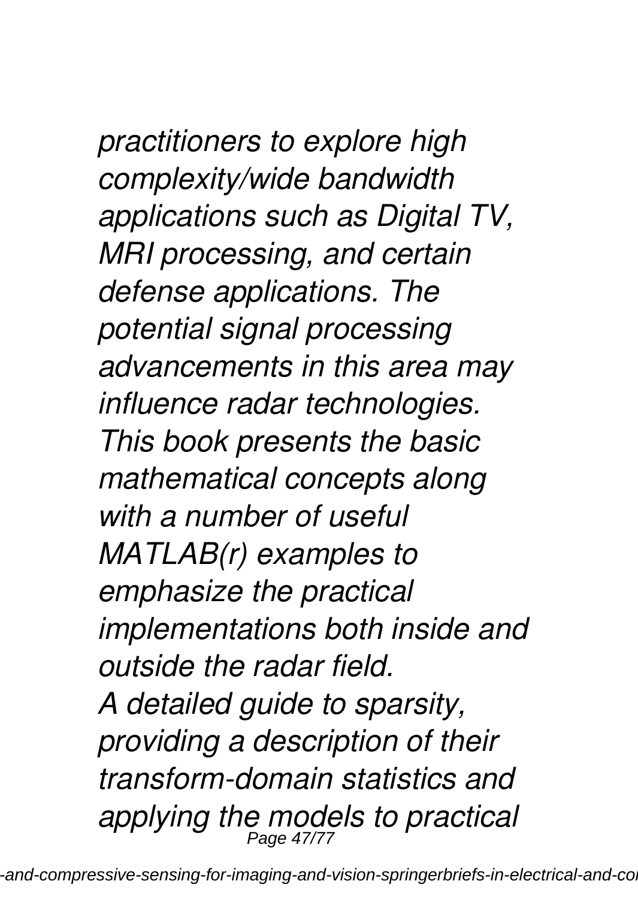*practitioners to explore high complexity/wide bandwidth applications such as Digital TV, MRI processing, and certain defense applications. The potential signal processing advancements in this area may influence radar technologies. This book presents the basic mathematical concepts along with a number of useful MATLAB(r) examples to emphasize the practical implementations both inside and outside the radar field.*

*A detailed guide to sparsity, providing a description of their transform-domain statistics and applying the models to practical*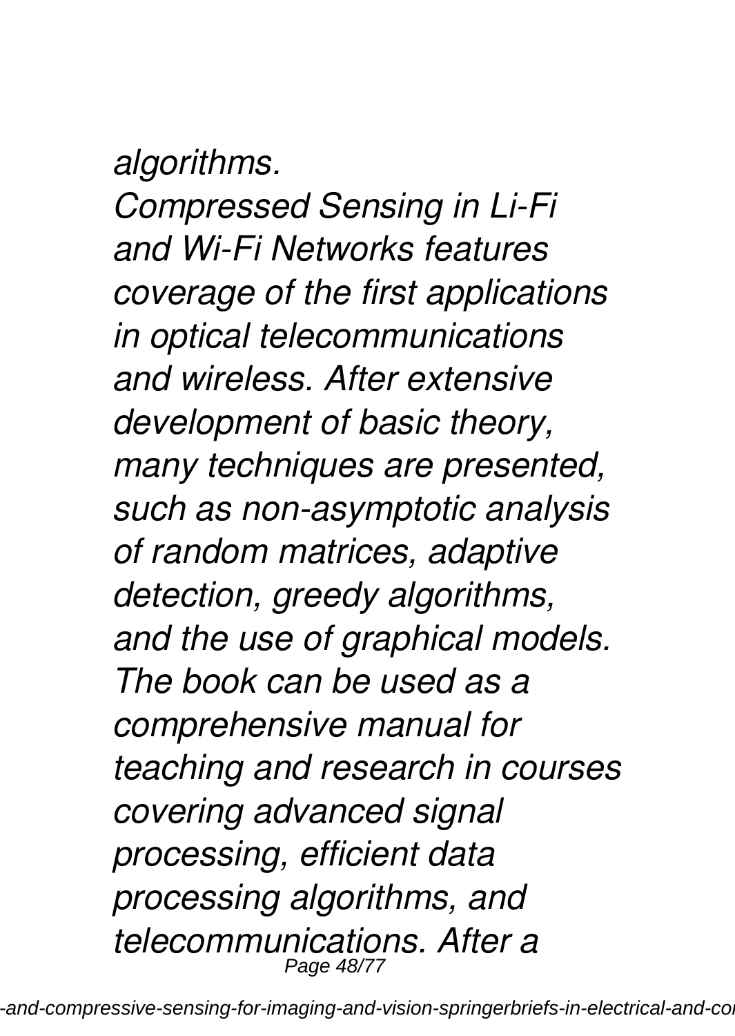*algorithms.*

*Compressed Sensing in Li-Fi and Wi-Fi Networks features coverage of the first applications in optical telecommunications and wireless. After extensive development of basic theory, many techniques are presented, such as non-asymptotic analysis of random matrices, adaptive detection, greedy algorithms, and the use of graphical models. The book can be used as a comprehensive manual for teaching and research in courses covering advanced signal processing, efficient data processing algorithms, and telecommunications. After a*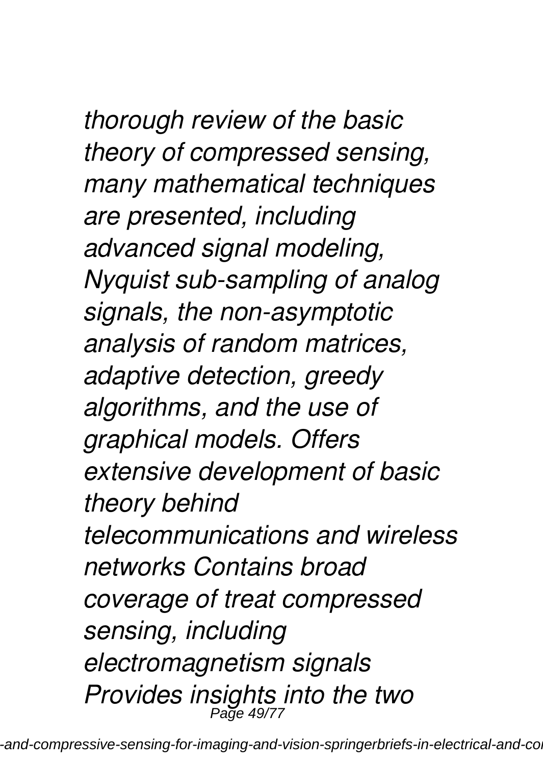*thorough review of the basic theory of compressed sensing, many mathematical techniques are presented, including advanced signal modeling, Nyquist sub-sampling of analog signals, the non-asymptotic analysis of random matrices, adaptive detection, greedy algorithms, and the use of graphical models. Offers extensive development of basic theory behind telecommunications and wireless networks Contains broad coverage of treat compressed sensing, including electromagnetism signals Provides insights into the two*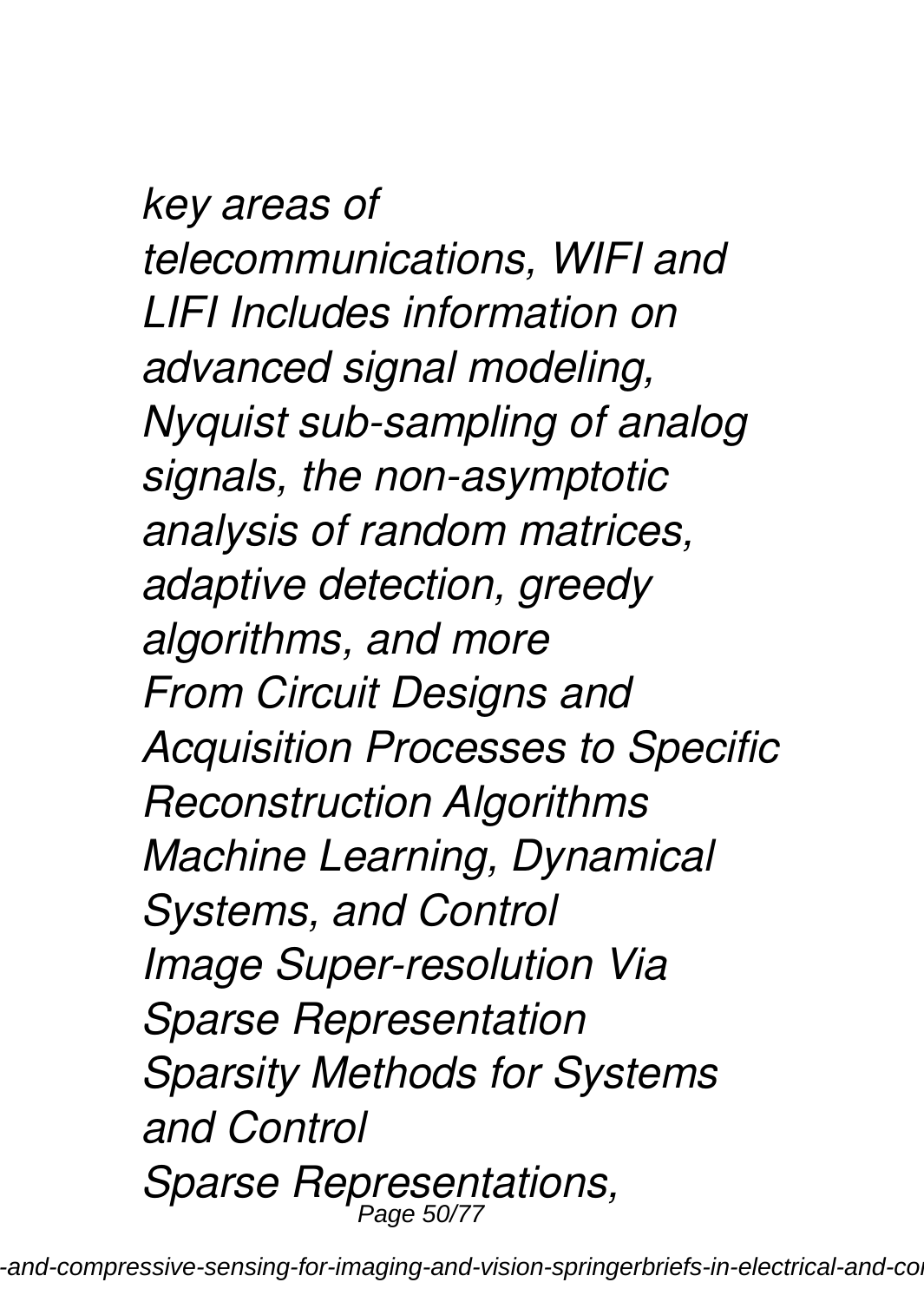*key areas of telecommunications, WIFI and LIFI Includes information on advanced signal modeling, Nyquist sub-sampling of analog signals, the non-asymptotic analysis of random matrices, adaptive detection, greedy algorithms, and more*

*From Circuit Designs and Acquisition Processes to Specific Reconstruction Algorithms*

*Machine Learning, Dynamical Systems, and Control*

*Image Super-resolution Via Sparse Representation*

*Sparsity Methods for Systems and Control*

*Sparse Representations,*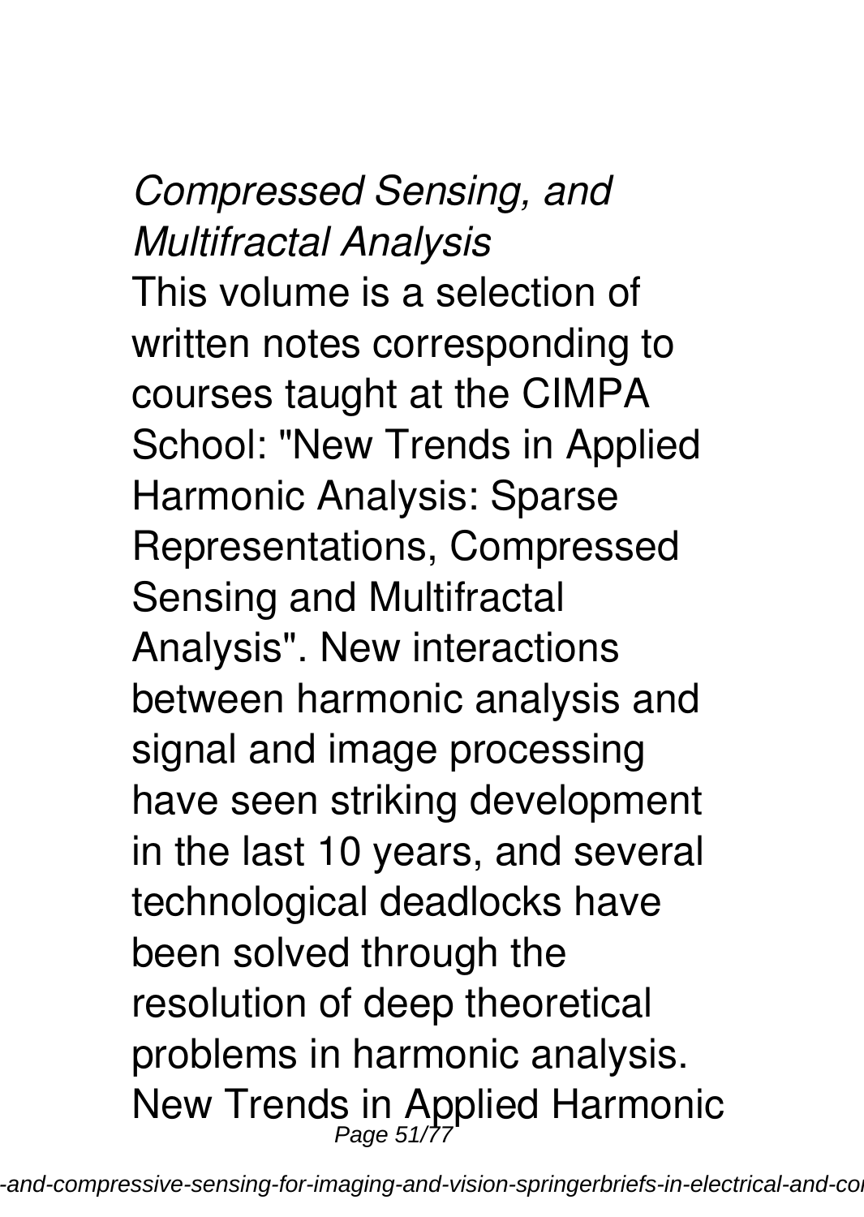*Compressed Sensing, and Multifractal Analysis*

This volume is a selection of written notes corresponding to courses taught at the CIMPA School: "New Trends in Applied Harmonic Analysis: Sparse Representations, Compressed Sensing and Multifractal Analysis". New interactions between harmonic analysis and signal and image processing have seen striking development in the last 10 years, and several technological deadlocks have been solved through the resolution of deep theoretical problems in harmonic analysis. New Trends in Applied Harmonic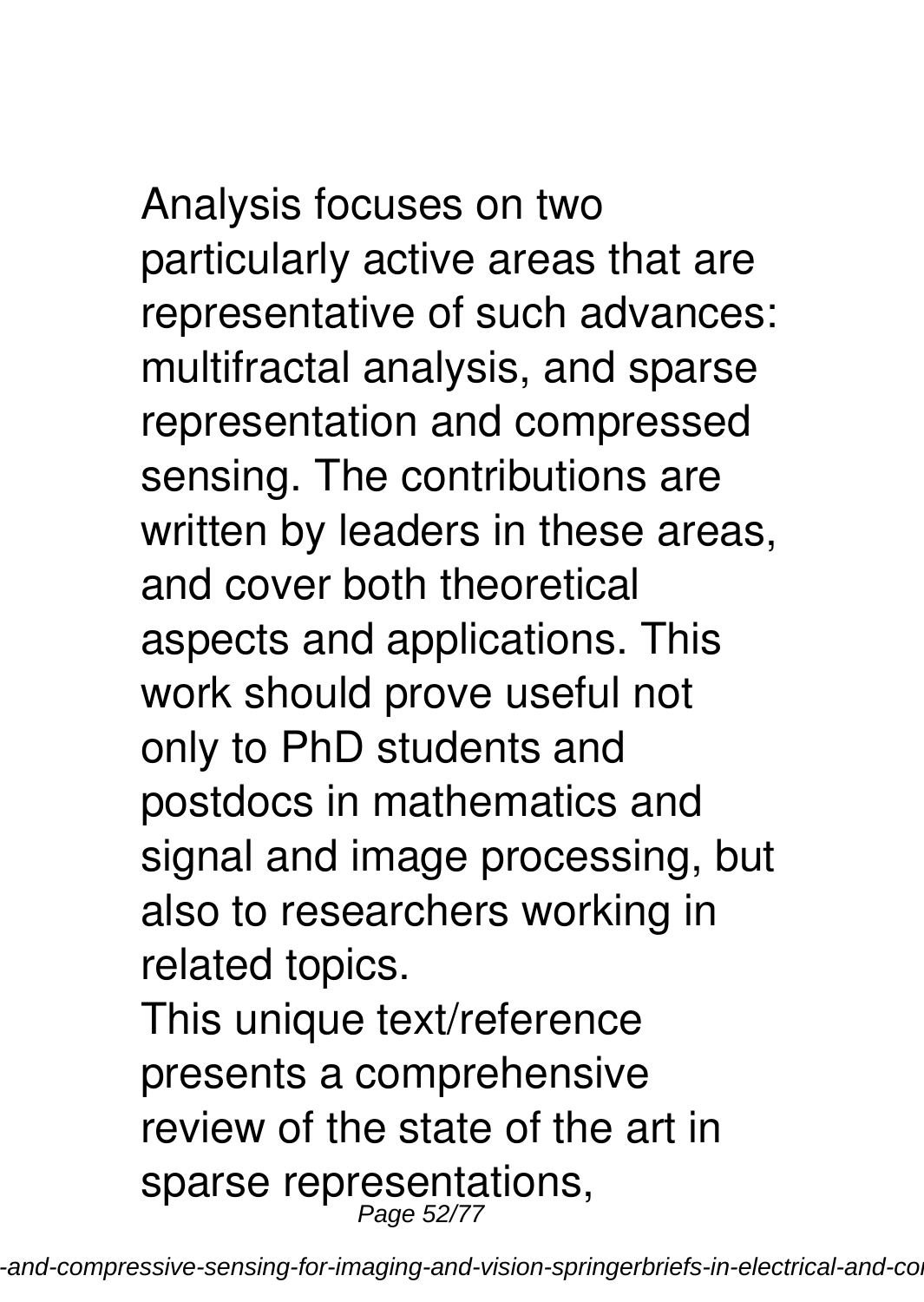Analysis focuses on two particularly active areas that are representative of such advances: multifractal analysis, and sparse representation and compressed sensing. The contributions are written by leaders in these areas, and cover both theoretical aspects and applications. This work should prove useful not only to PhD students and postdocs in mathematics and signal and image processing, but also to researchers working in related topics.

This unique text/reference presents a comprehensive review of the state of the art in sparse representations,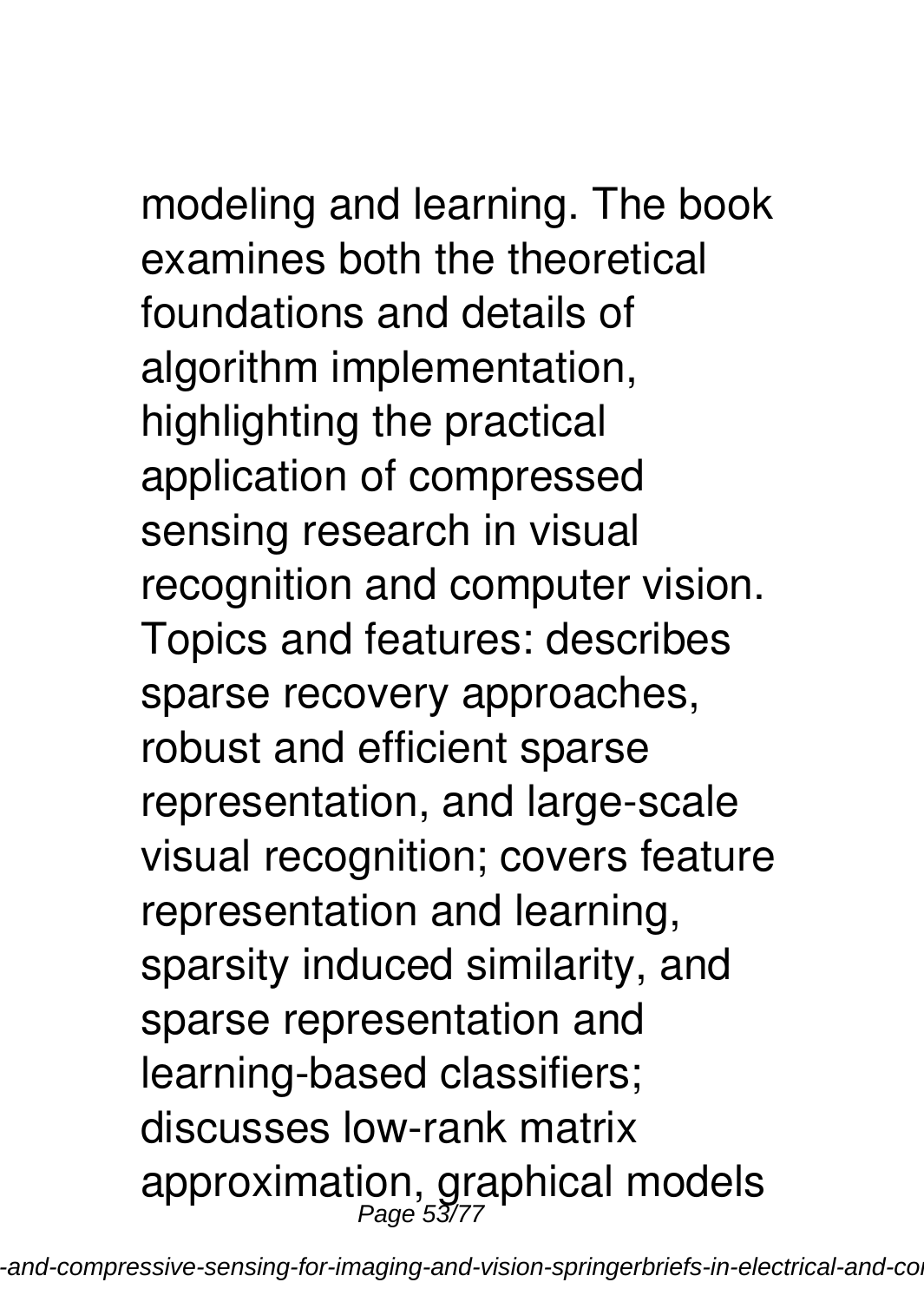modeling and learning. The book examines both the theoretical foundations and details of algorithm implementation, highlighting the practical application of compressed sensing research in visual recognition and computer vision. Topics and features: describes sparse recovery approaches, robust and efficient sparse representation, and large-scale visual recognition; covers feature representation and learning, sparsity induced similarity, and sparse representation and learning-based classifiers; discusses low-rank matrix approximation, graphical models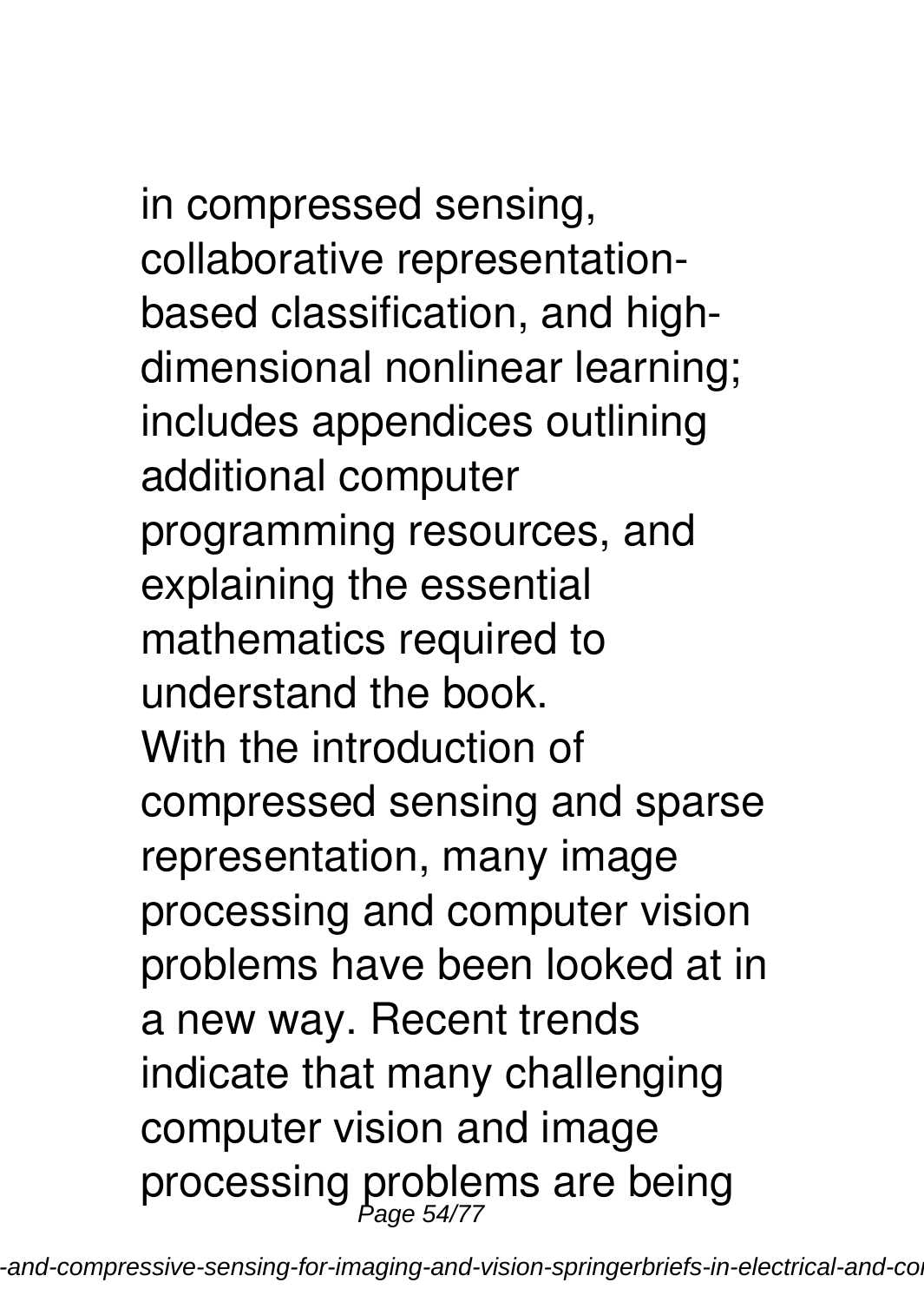in compressed sensing, collaborative representation-based classification, and high-dimensional nonlinear learning; includes appendices outlining additional computer programming resources, and explaining the essential mathematics required to understand the book.

With the introduction of compressed sensing and sparse representation, many image processing and computer vision problems have been looked at in a new way. Recent trends indicate that many challenging computer vision and image processing problems are being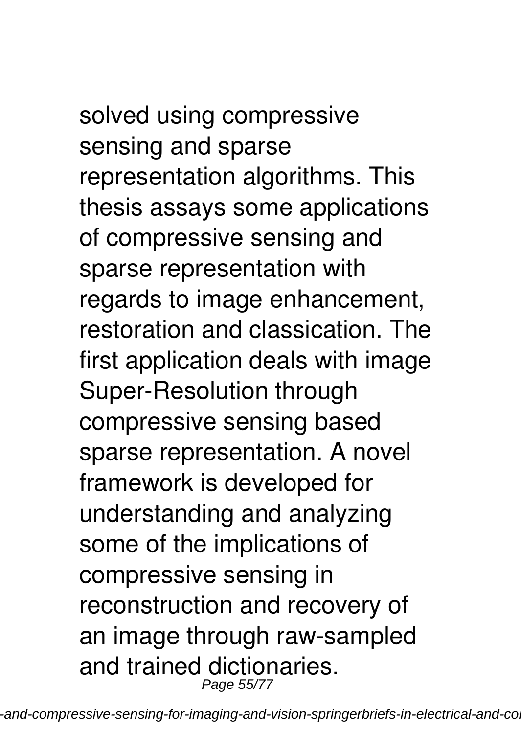solved using compressive sensing and sparse representation algorithms. This thesis assays some applications of compressive sensing and sparse representation with regards to image enhancement, restoration and classication. The first application deals with image Super-Resolution through compressive sensing based sparse representation. A novel framework is developed for understanding and analyzing some of the implications of compressive sensing in reconstruction and recovery of an image through raw-sampled and trained dictionaries.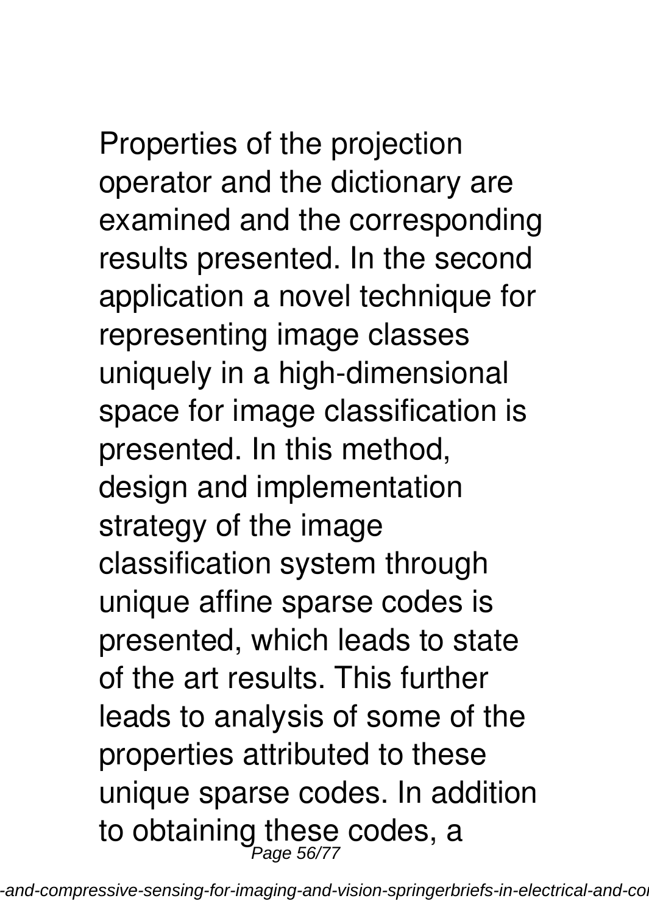Properties of the projection operator and the dictionary are examined and the corresponding results presented. In the second application a novel technique for representing image classes uniquely in a high-dimensional space for image classification is presented. In this method, design and implementation strategy of the image classification system through unique affine sparse codes is presented, which leads to state of the art results. This further leads to analysis of some of the properties attributed to these unique sparse codes. In addition to obtaining these codes, a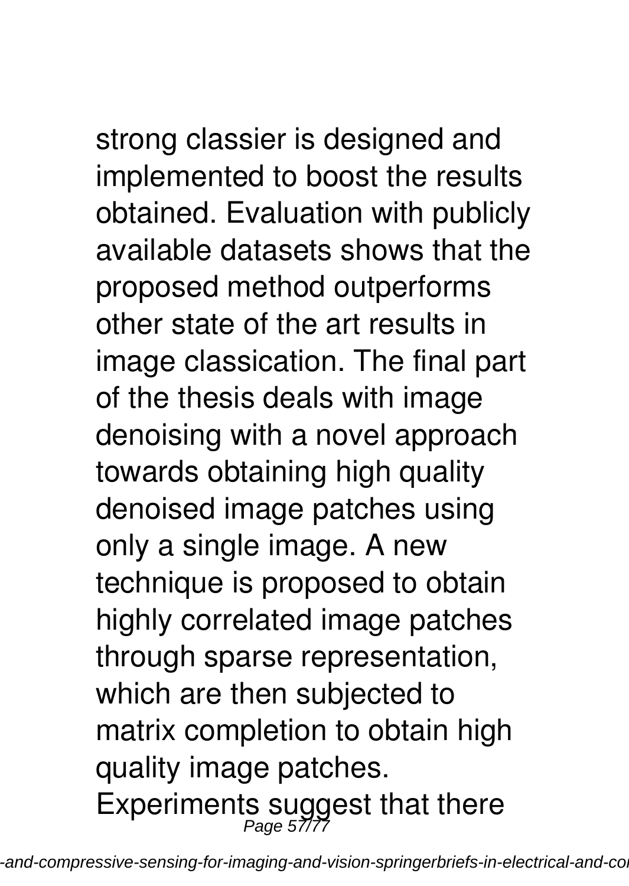strong classier is designed and implemented to boost the results obtained. Evaluation with publicly available datasets shows that the proposed method outperforms other state of the art results in image classication. The final part of the thesis deals with image denoising with a novel approach towards obtaining high quality denoised image patches using only a single image. A new technique is proposed to obtain highly correlated image patches through sparse representation, which are then subjected to matrix completion to obtain high quality image patches. Experiments suggest that there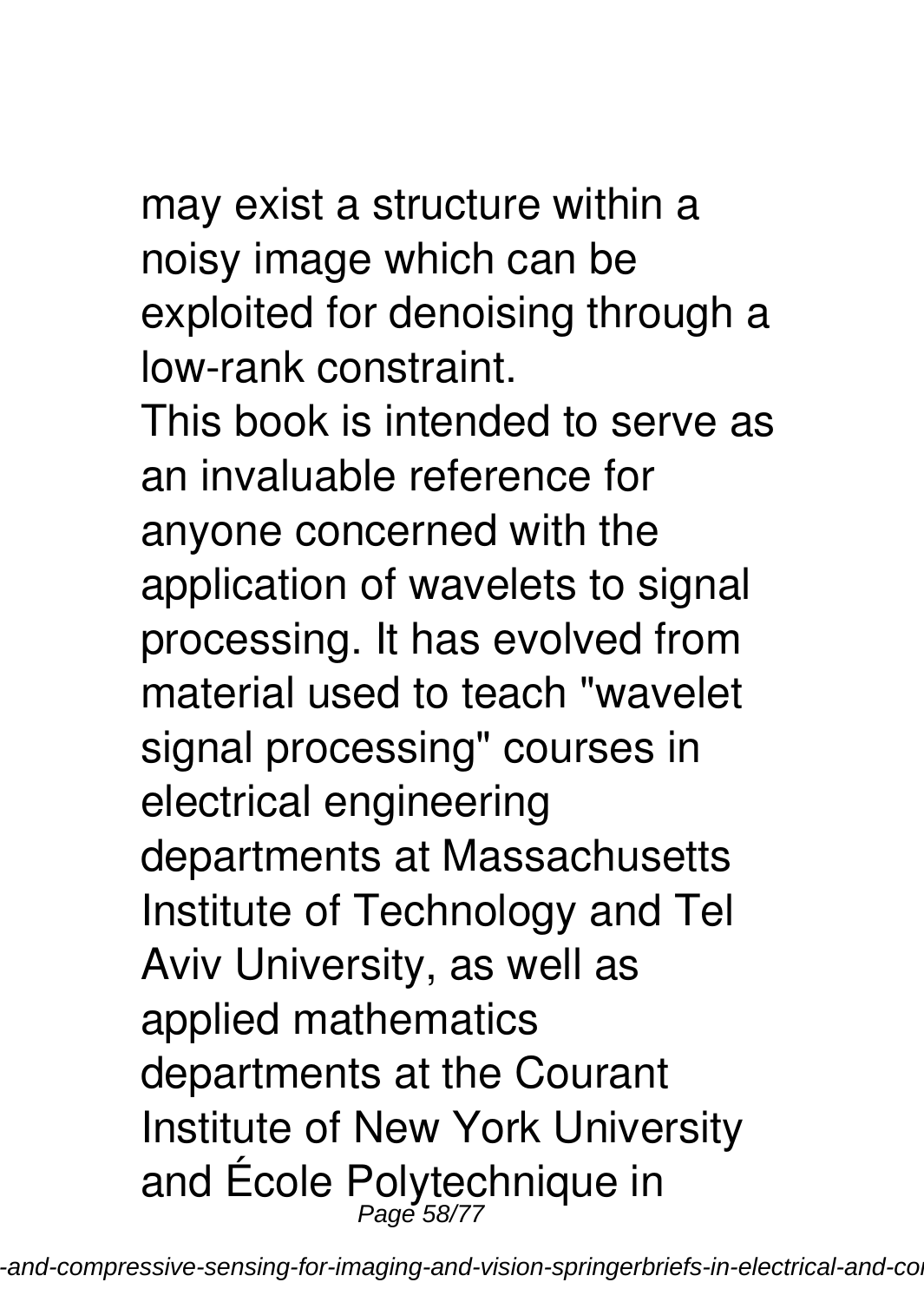may exist a structure within a noisy image which can be exploited for denoising through a low-rank constraint.

This book is intended to serve as an invaluable reference for anyone concerned with the application of wavelets to signal processing. It has evolved from material used to teach "wavelet signal processing" courses in electrical engineering departments at Massachusetts Institute of Technology and Tel Aviv University, as well as applied mathematics departments at the Courant Institute of New York University and École Polytechnique in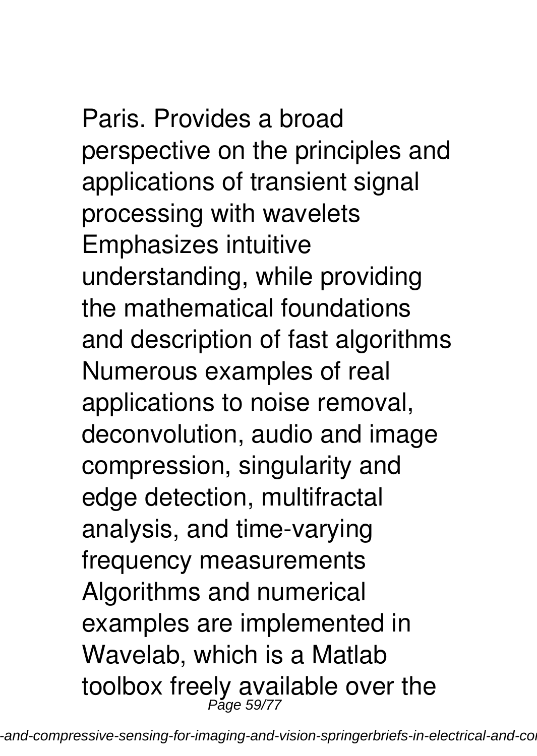Paris. Provides a broad perspective on the principles and applications of transient signal processing with wavelets Emphasizes intuitive understanding, while providing the mathematical foundations and description of fast algorithms Numerous examples of real applications to noise removal, deconvolution, audio and image compression, singularity and edge detection, multifractal analysis, and time-varying frequency measurements Algorithms and numerical examples are implemented in Wavelab, which is a Matlab toolbox freely available over the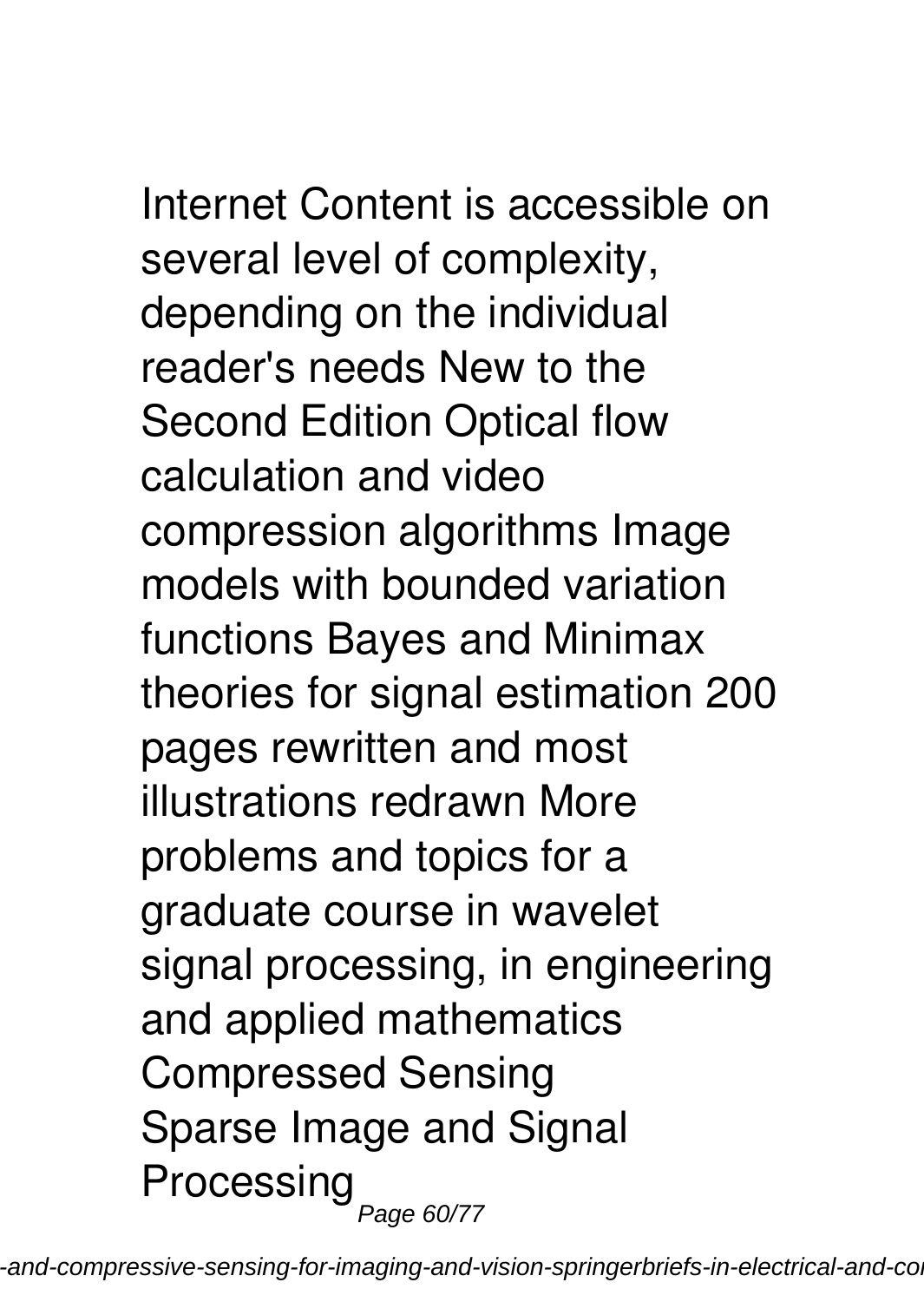Internet Content is accessible on several level of complexity, depending on the individual reader's needs New to the Second Edition Optical flow calculation and video compression algorithms Image models with bounded variation functions Bayes and Minimax theories for signal estimation 200 pages rewritten and most illustrations redrawn More problems and topics for a graduate course in wavelet signal processing, in engineering and applied mathematics

Compressed Sensing

Sparse Image and Signal Processing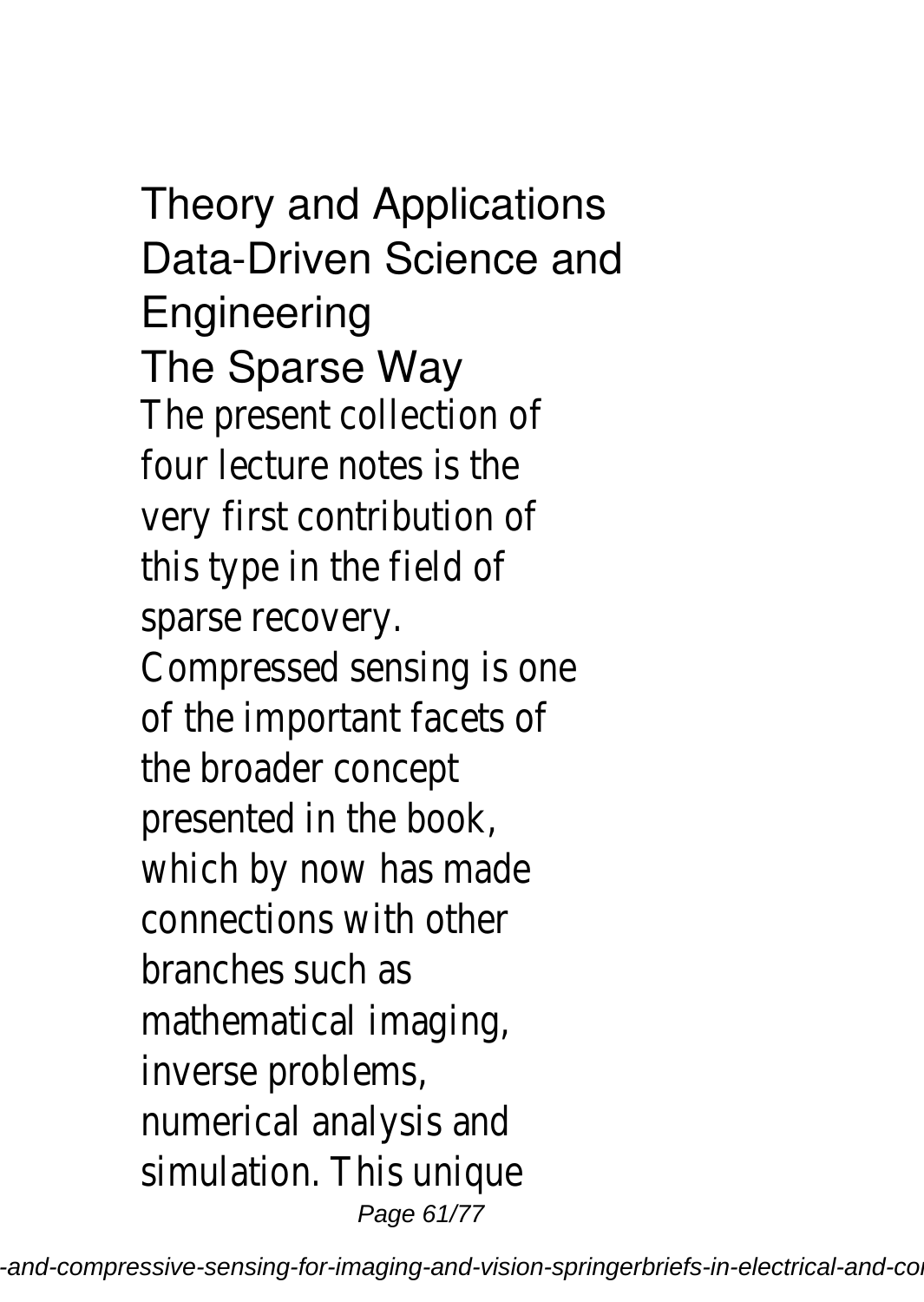## Theory and Applications
## Data-Driven Science and Engineering
## The Sparse Way

The present collection of four lecture notes is the very first contribution of this type in the field of sparse recovery. Compressed sensing is one of the important facets of the broader concept presented in the book, which by now has made connections with other branches such as mathematical imaging, inverse problems, numerical analysis and simulation. This unique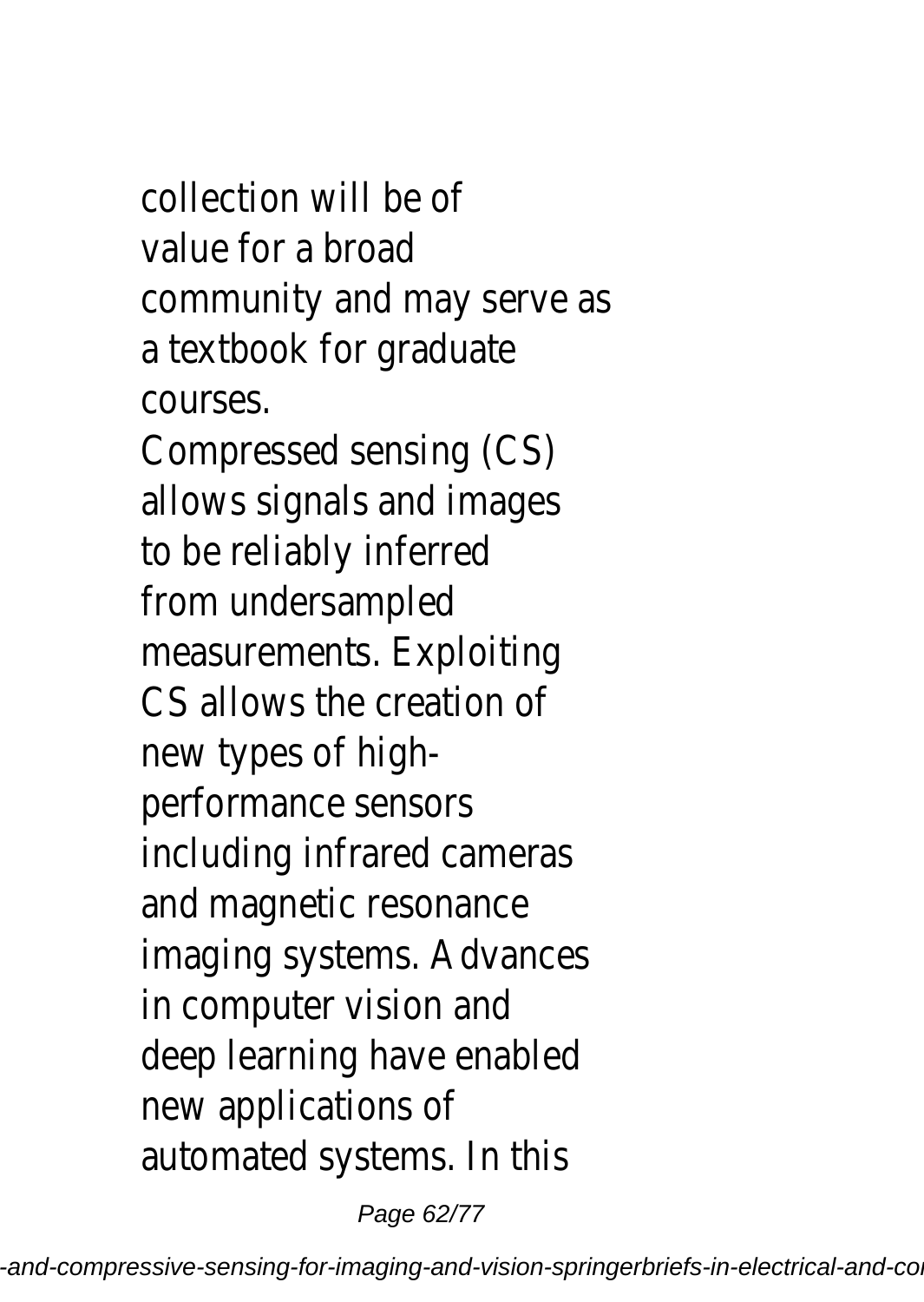collection will be of value for a broad community and may serve as a textbook for graduate courses.

Compressed sensing (CS) allows signals and images to be reliably inferred from undersampled measurements. Exploiting CS allows the creation of new types of high-performance sensors including infrared cameras and magnetic resonance imaging systems. Advances in computer vision and deep learning have enabled new applications of automated systems. In this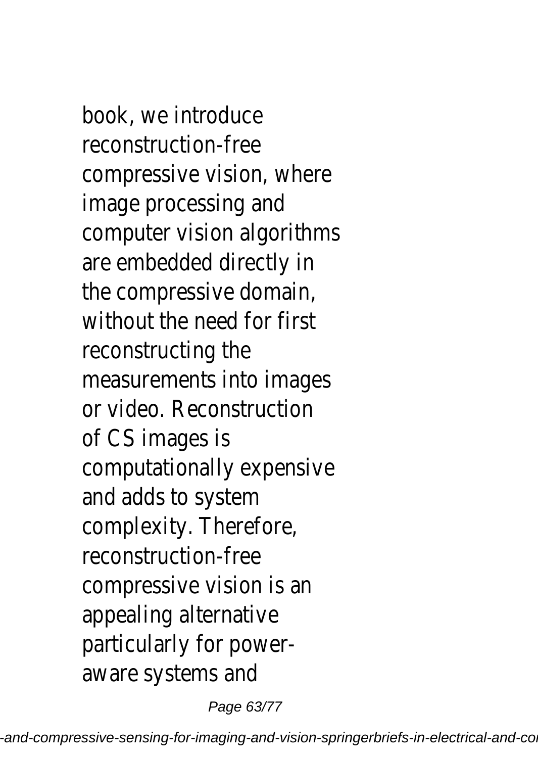book, we introduce reconstruction-free compressive vision, where image processing and computer vision algorithms are embedded directly in the compressive domain, without the need for first reconstructing the measurements into images or video. Reconstruction of CS images is computationally expensive and adds to system complexity. Therefore, reconstruction-free compressive vision is an appealing alternative particularly for power-aware systems and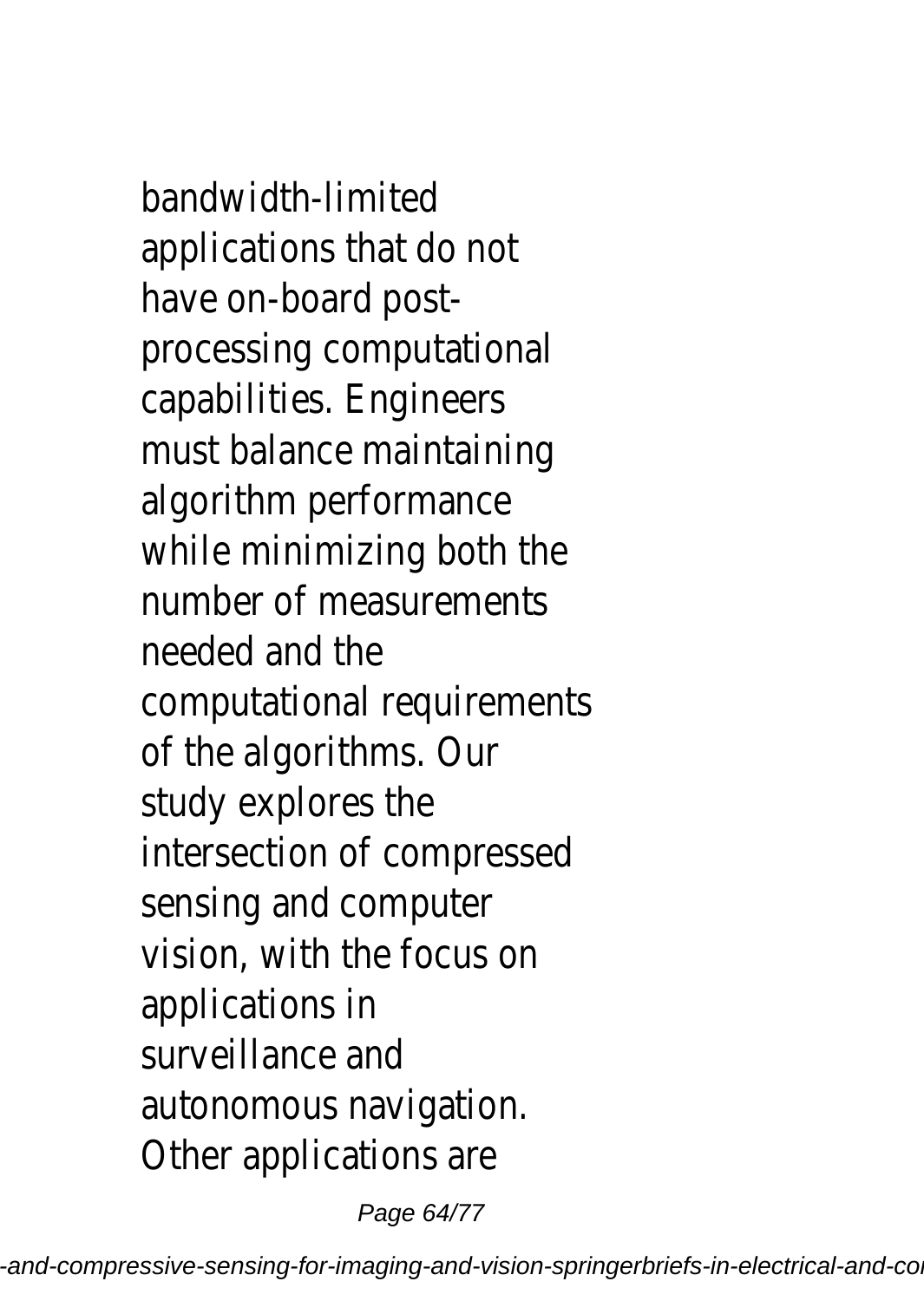bandwidth-limited applications that do not have on-board post-processing computational capabilities. Engineers must balance maintaining algorithm performance while minimizing both the number of measurements needed and the computational requirements of the algorithms. Our study explores the intersection of compressed sensing and computer vision, with the focus on applications in surveillance and autonomous navigation. Other applications are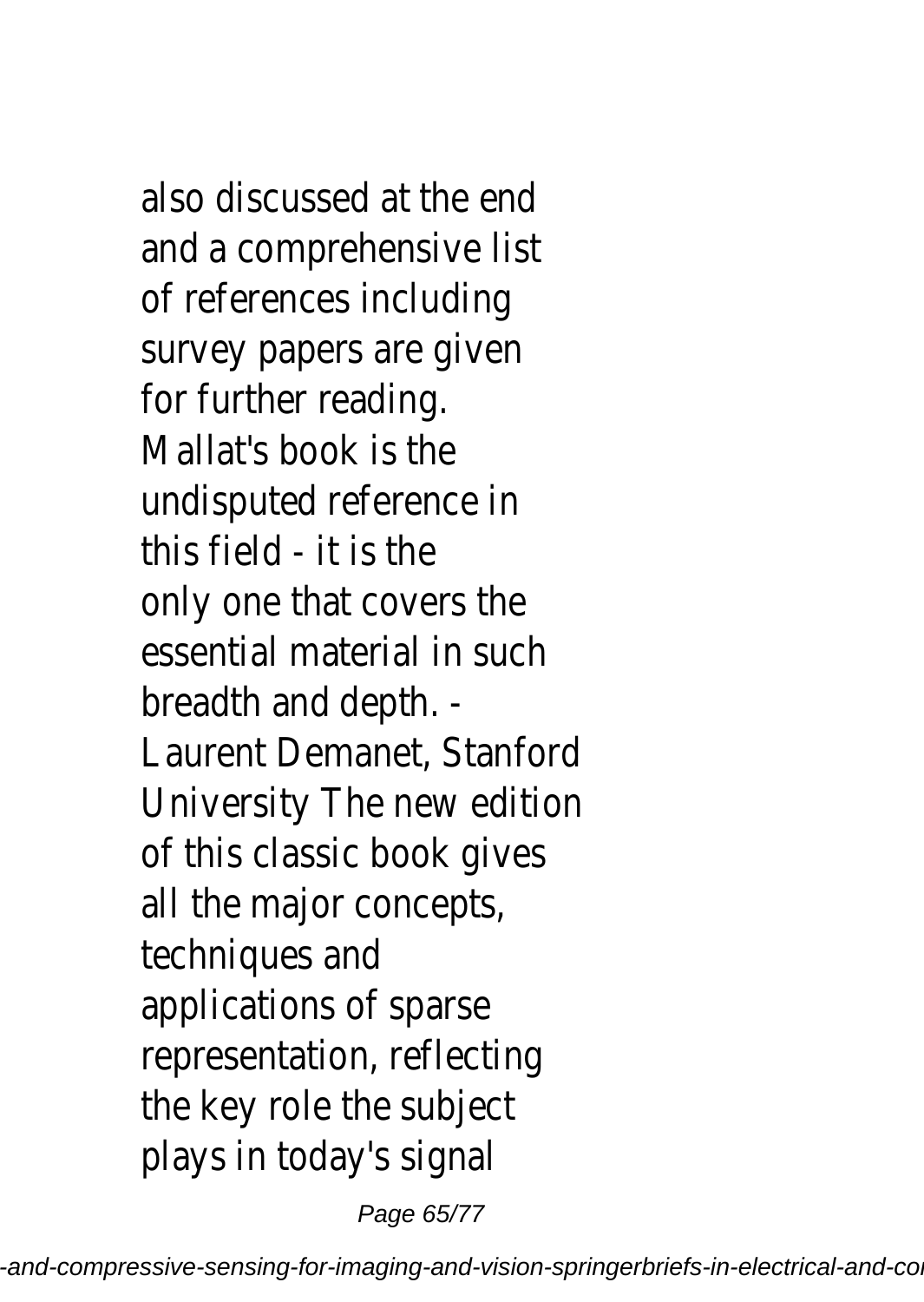also discussed at the end and a comprehensive list of references including survey papers are given for further reading.
Mallat's book is the undisputed reference in this field - it is the only one that covers the essential material in such breadth and depth. - Laurent Demanet, Stanford University The new edition of this classic book gives all the major concepts, techniques and applications of sparse representation, reflecting the key role the subject plays in today's signal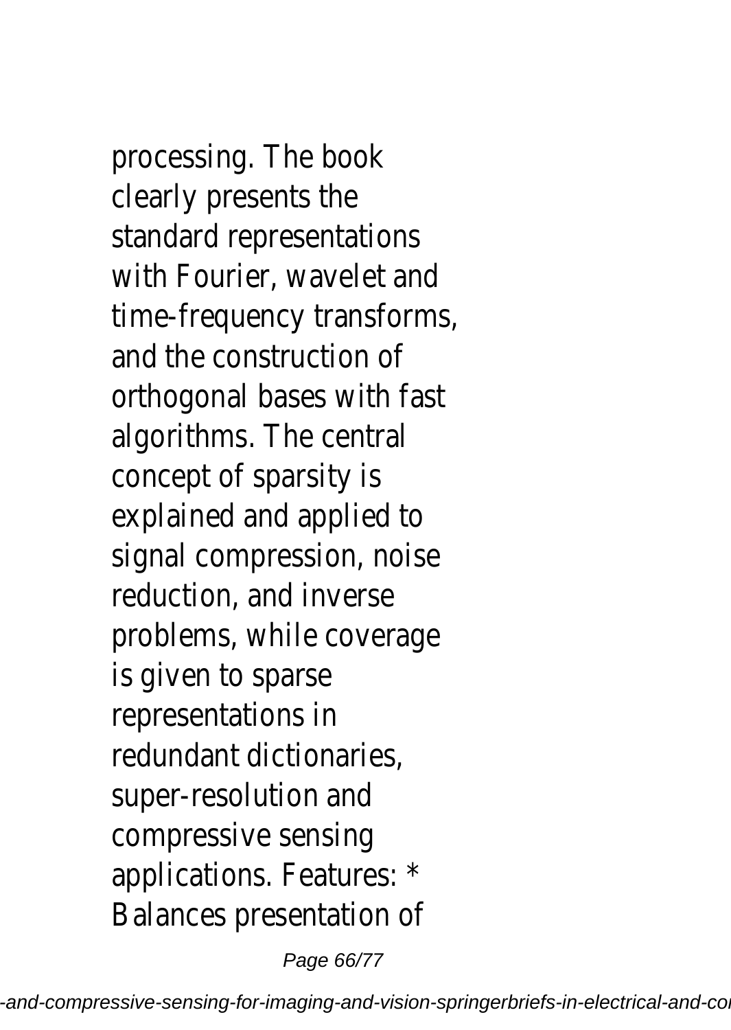processing. The book clearly presents the standard representations with Fourier, wavelet and time-frequency transforms, and the construction of orthogonal bases with fast algorithms. The central concept of sparsity is explained and applied to signal compression, noise reduction, and inverse problems, while coverage is given to sparse representations in redundant dictionaries, super-resolution and compressive sensing applications. Features: * Balances presentation of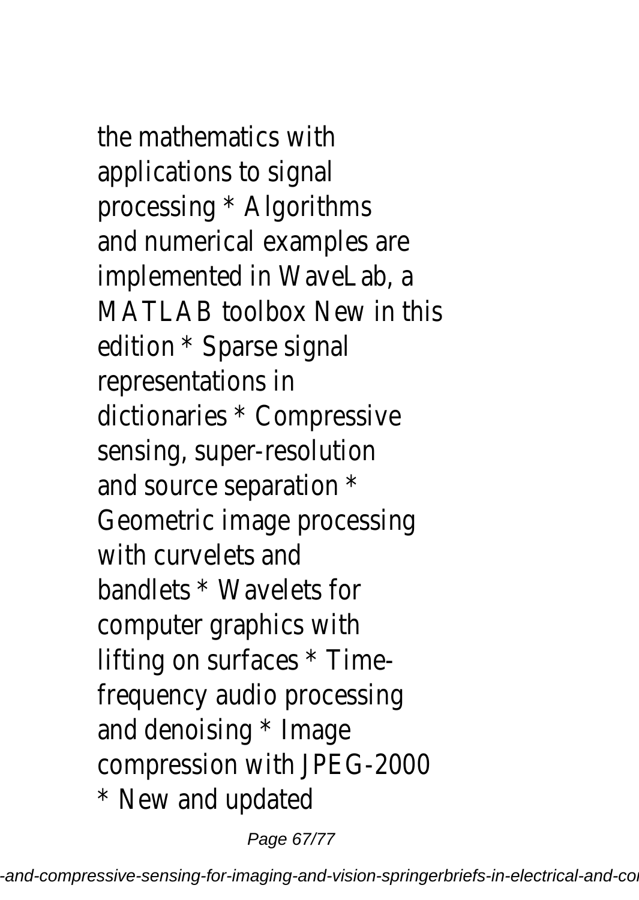the mathematics with applications to signal processing * Algorithms and numerical examples are implemented in WaveLab, a MATLAB toolbox New in this edition * Sparse signal representations in dictionaries * Compressive sensing, super-resolution and source separation * Geometric image processing with curvelets and bandlets * Wavelets for computer graphics with lifting on surfaces * Time-frequency audio processing and denoising * Image compression with JPEG-2000 * New and updated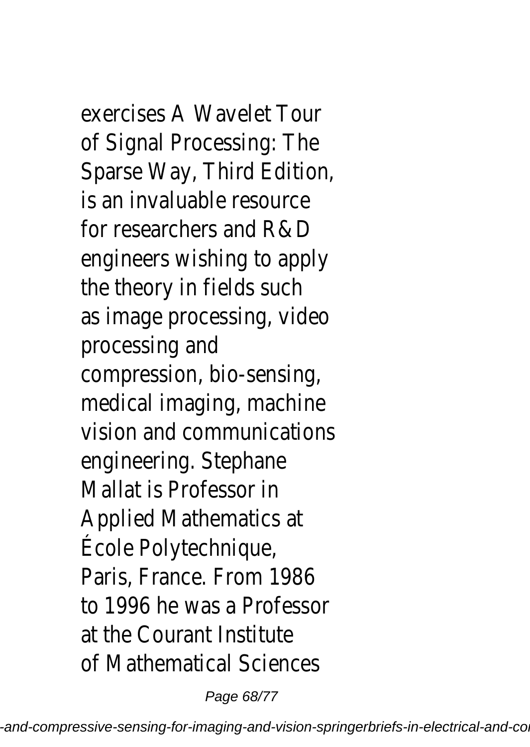exercises A Wavelet Tour of Signal Processing: The Sparse Way, Third Edition, is an invaluable resource for researchers and R&D engineers wishing to apply the theory in fields such as image processing, video processing and compression, bio-sensing, medical imaging, machine vision and communications engineering. Stephane Mallat is Professor in Applied Mathematics at École Polytechnique, Paris, France. From 1986 to 1996 he was a Professor at the Courant Institute of Mathematical Sciences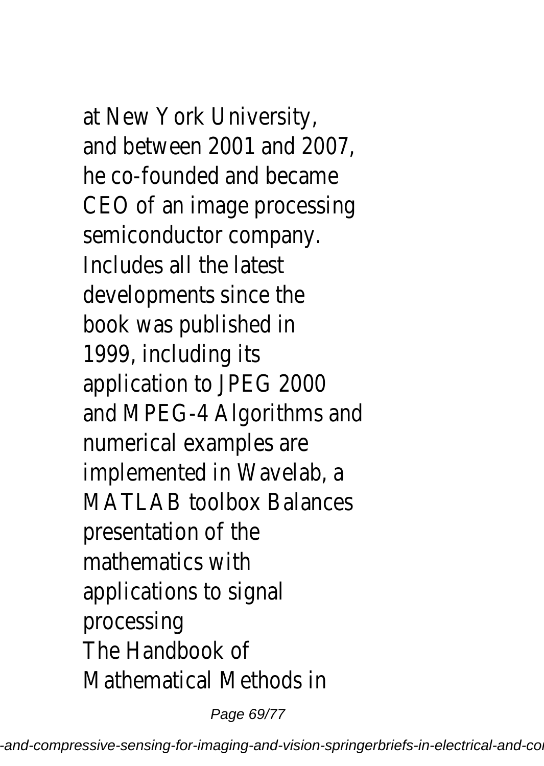at New York University, and between 2001 and 2007, he co-founded and became CEO of an image processing semiconductor company. Includes all the latest developments since the book was published in 1999, including its application to JPEG 2000 and MPEG-4 Algorithms and numerical examples are implemented in Wavelab, a MATLAB toolbox Balances presentation of the mathematics with applications to signal processing

The Handbook of Mathematical Methods in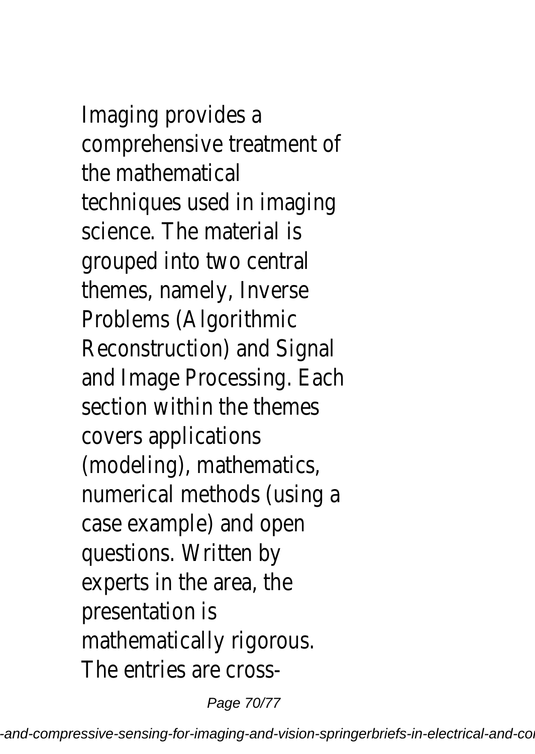Imaging provides a comprehensive treatment of the mathematical techniques used in imaging science. The material is grouped into two central themes, namely, Inverse Problems (Algorithmic Reconstruction) and Signal and Image Processing. Each section within the themes covers applications (modeling), mathematics, numerical methods (using a case example) and open questions. Written by experts in the area, the presentation is mathematically rigorous. The entries are cross-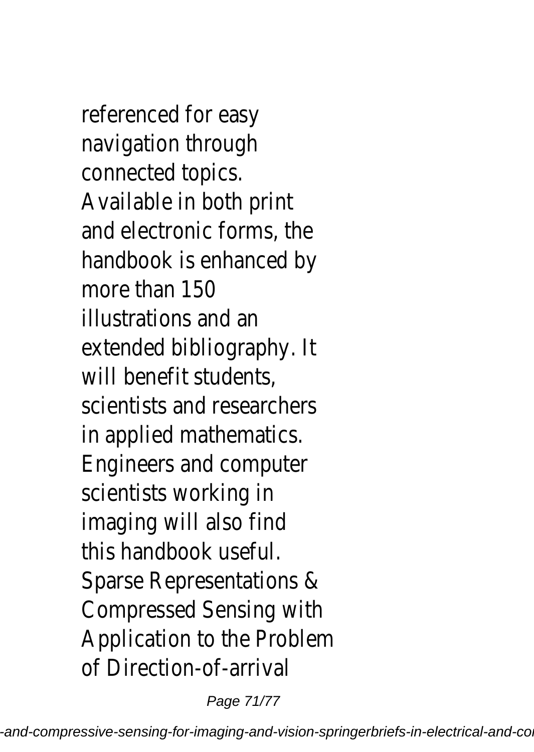referenced for easy navigation through connected topics. Available in both print and electronic forms, the handbook is enhanced by more than 150 illustrations and an extended bibliography. It will benefit students, scientists and researchers in applied mathematics. Engineers and computer scientists working in imaging will also find this handbook useful.

Sparse Representations & Compressed Sensing with Application to the Problem of Direction-of-arrival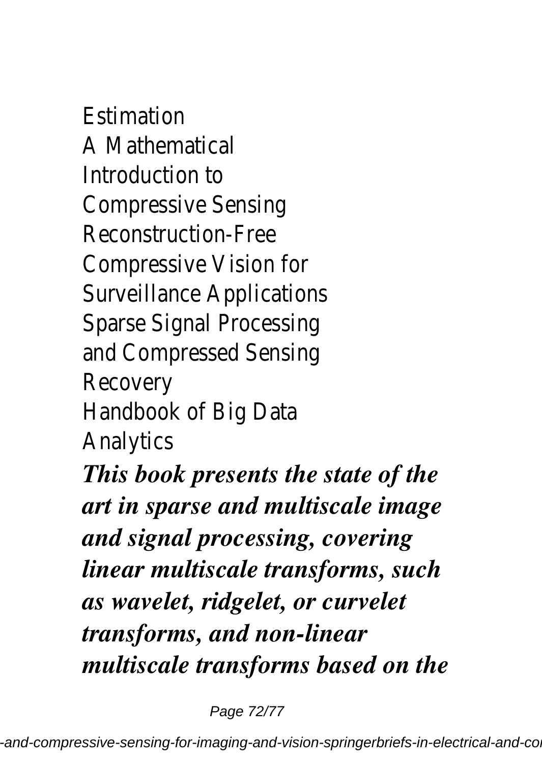Estimation
A Mathematical Introduction to Compressive Sensing
Reconstruction-Free Compressive Vision for Surveillance Applications
Sparse Signal Processing and Compressed Sensing Recovery
Handbook of Big Data Analytics

***This book presents the state of the art in sparse and multiscale image and signal processing, covering linear multiscale transforms, such as wavelet, ridgelet, or curvelet transforms, and non-linear multiscale transforms based on the***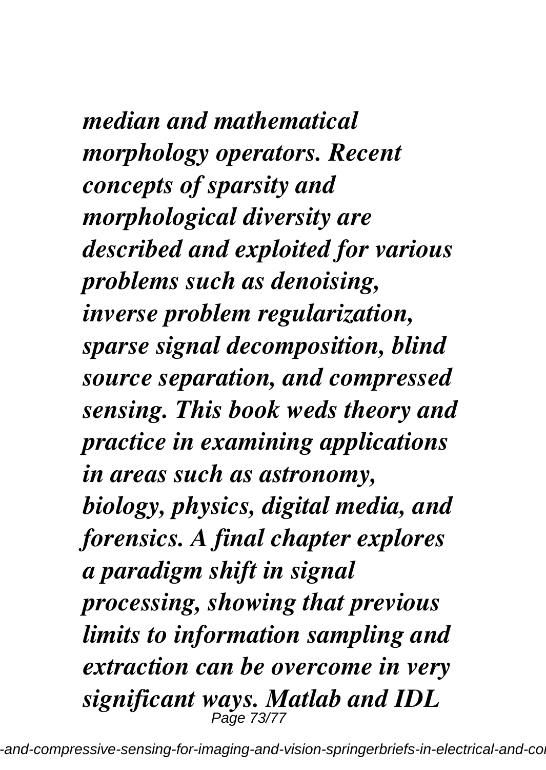*median and mathematical morphology operators. Recent concepts of sparsity and morphological diversity are described and exploited for various problems such as denoising, inverse problem regularization, sparse signal decomposition, blind source separation, and compressed sensing. This book weds theory and practice in examining applications in areas such as astronomy, biology, physics, digital media, and forensics. A final chapter explores a paradigm shift in signal processing, showing that previous limits to information sampling and extraction can be overcome in very significant ways. Matlab and IDL*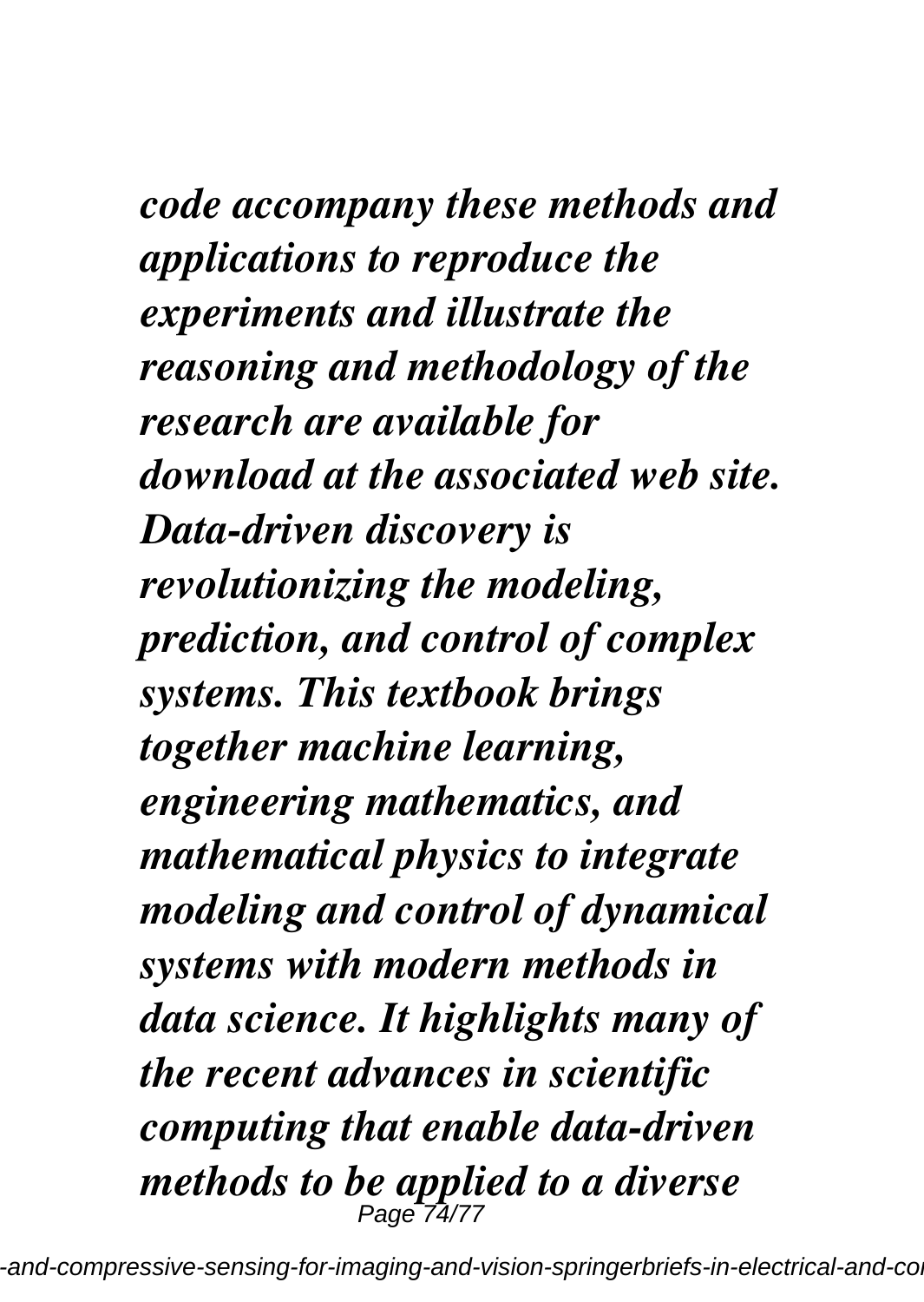*code accompany these methods and applications to reproduce the experiments and illustrate the reasoning and methodology of the research are available for download at the associated web site. Data-driven discovery is revolutionizing the modeling, prediction, and control of complex systems. This textbook brings together machine learning, engineering mathematics, and mathematical physics to integrate modeling and control of dynamical systems with modern methods in data science. It highlights many of the recent advances in scientific computing that enable data-driven methods to be applied to a diverse*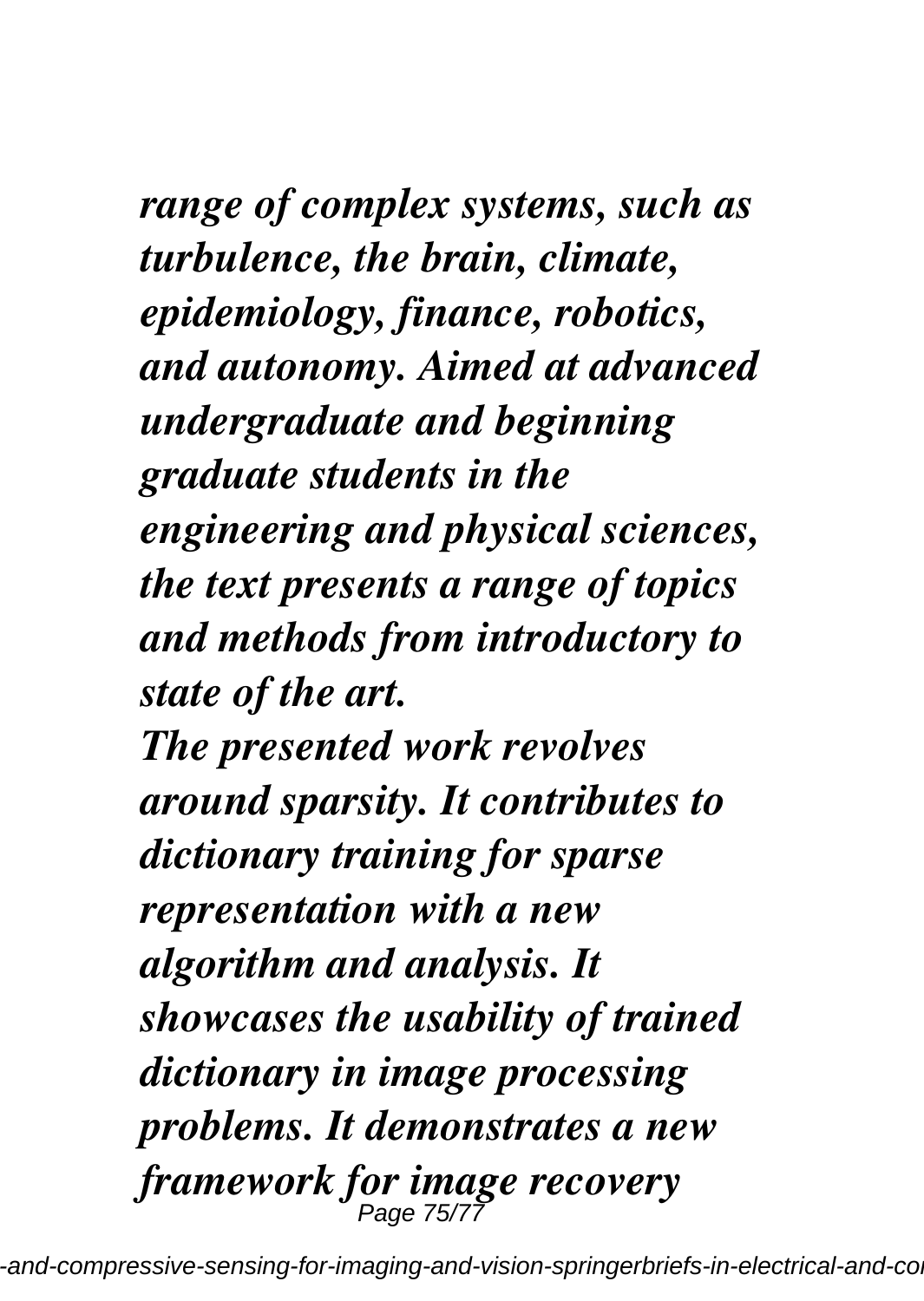***range of complex systems, such as turbulence, the brain, climate, epidemiology, finance, robotics, and autonomy. Aimed at advanced undergraduate and beginning graduate students in the engineering and physical sciences, the text presents a range of topics and methods from introductory to state of the art.***

***The presented work revolves around sparsity. It contributes to dictionary training for sparse representation with a new algorithm and analysis. It showcases the usability of trained dictionary in image processing problems. It demonstrates a new framework for image recovery***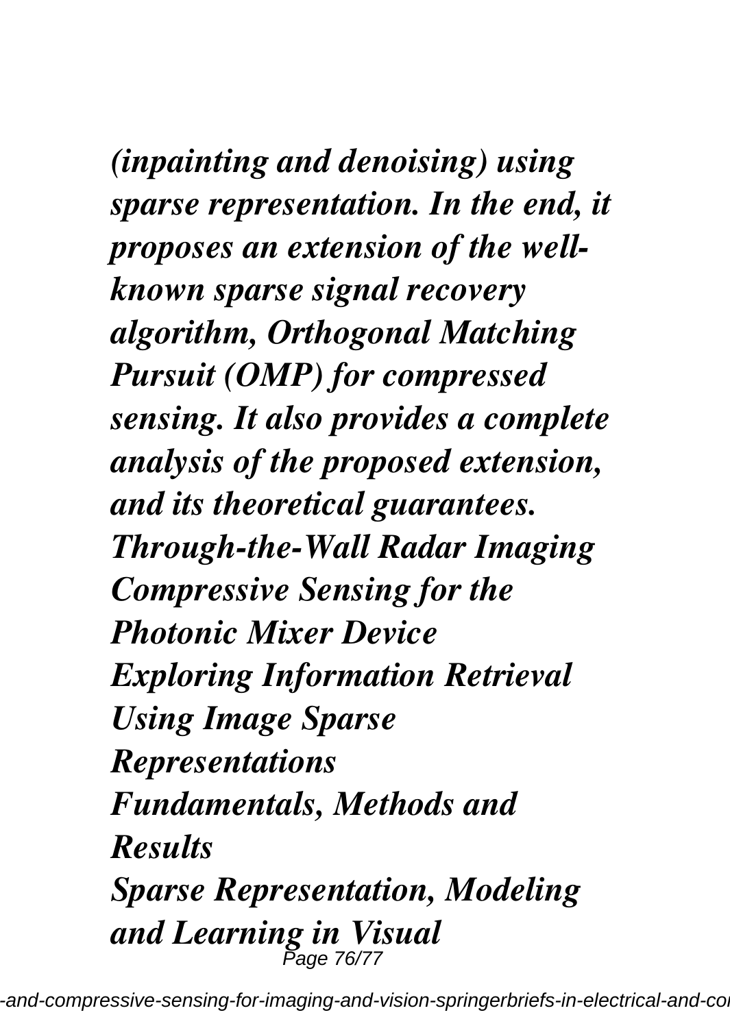*(inpainting and denoising) using sparse representation. In the end, it proposes an extension of the well-known sparse signal recovery algorithm, Orthogonal Matching Pursuit (OMP) for compressed sensing. It also provides a complete analysis of the proposed extension, and its theoretical guarantees.*

***Through-the-Wall Radar Imaging***

***Compressive Sensing for the Photonic Mixer Device***

***Exploring Information Retrieval Using Image Sparse Representations***

***Fundamentals, Methods and Results***

***Sparse Representation, Modeling and Learning in Visual***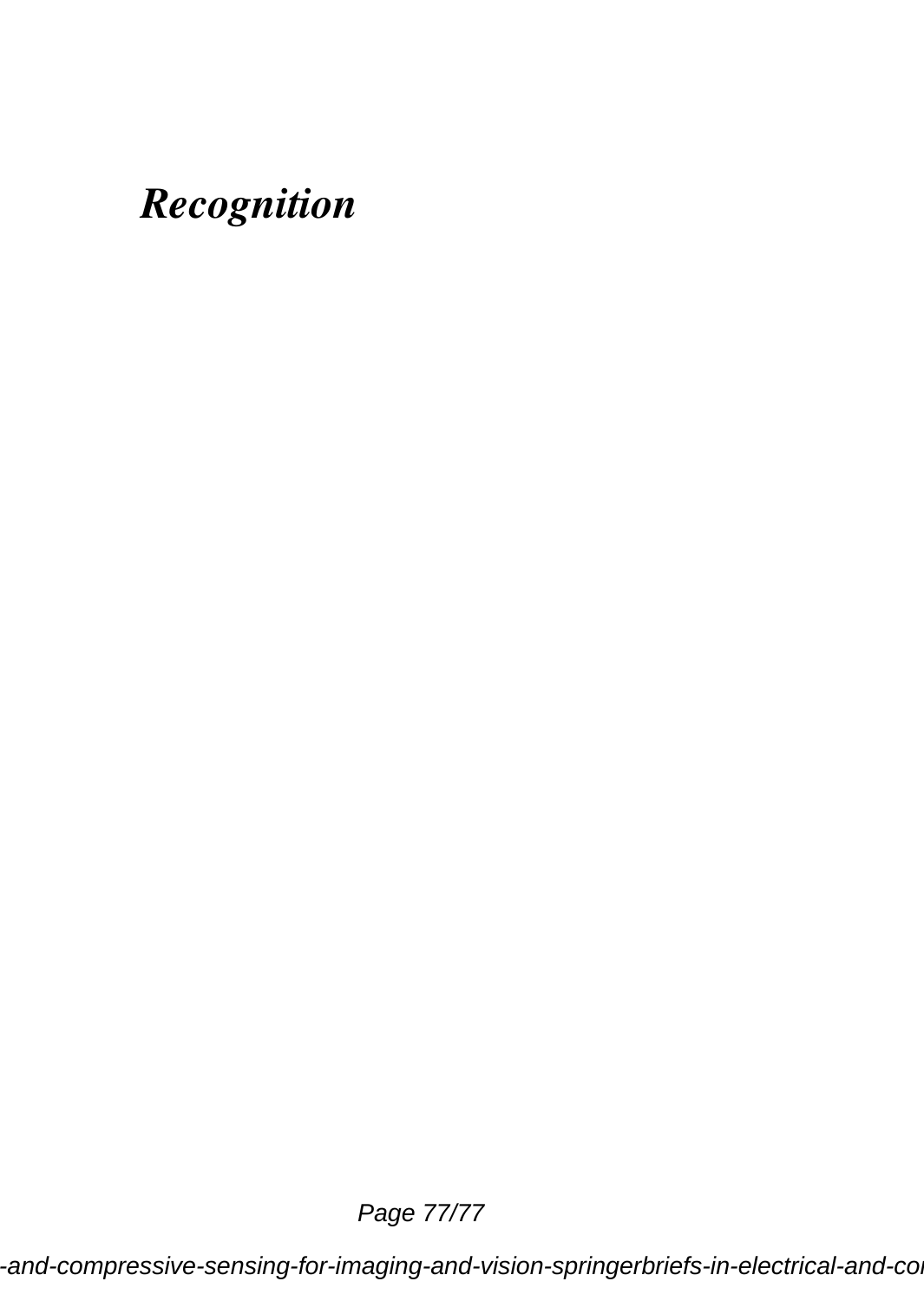***Recognition***